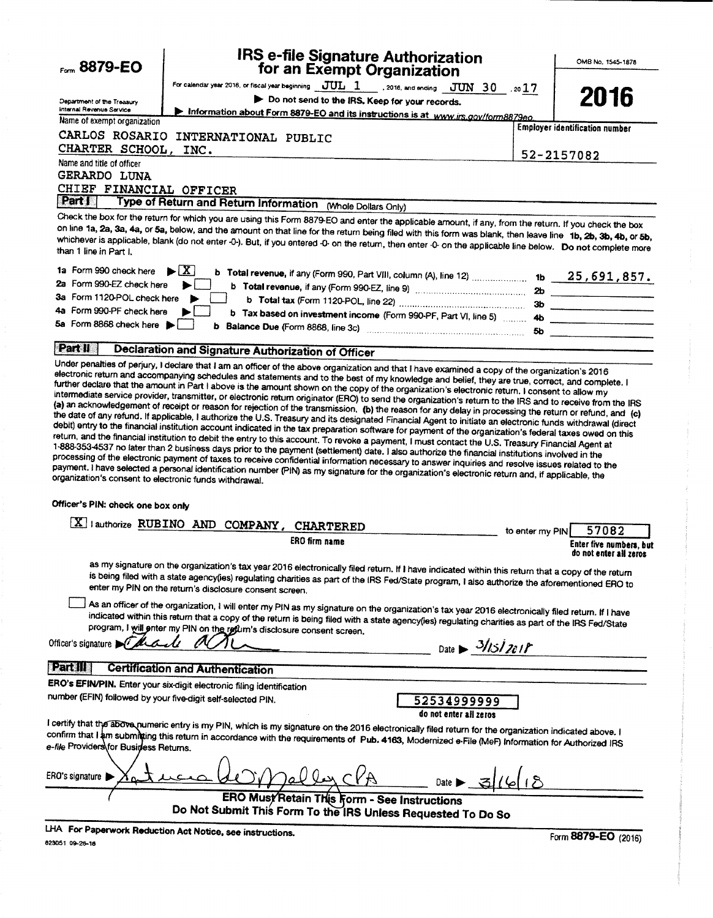Form **8879-EO**

Department of the Treasury
Internal Revenue Service

# IRS e-file Signature Authorization for an Exempt Organization

For calendar year 2016, or fiscal year beginning JUL 1, 2016, and ending JUN 30, 2017

▶ Do not send to the IRS. Keep for your records.

▶ Information about Form 8879-EO and its instructions is at www.irs.gov/form8879eo.

OMB No. 1545-1878

**2016**

Name of exempt organization

CARLOS ROSARIO INTERNATIONAL PUBLIC CHARTER SCHOOL, INC.

Employer identification number

52-2157082

Name and title of officer

GERARDO LUNA
CHIEF FINANCIAL OFFICER

## Part I — Type of Return and Return Information (Whole Dollars Only)

Check the box for the return for which you are using this Form 8879-EO and enter the applicable amount, if any, from the return. If you check the box on line 1a, 2a, 3a, 4a, or 5a, below, and the amount on that line for the return being filed with this form was blank, then leave line 1b, 2b, 3b, 4b, or 5b, whichever is applicable, blank (do not enter -0-). But, if you entered -0- on the return, then enter -0- on the applicable line below. **Do not** complete more than 1 line in Part I.

| | | | |
|---|---|---|---|
| 1a Form 990 check here ▶ [X] | b **Total revenue,** if any (Form 990, Part VIII, column (A), line 12) | 1b | 25,691,857. |
| 2a Form 990-EZ check here ▶ [ ] | b **Total revenue,** if any (Form 990-EZ, line 9) | 2b | |
| 3a Form 1120-POL check here ▶ [ ] | b **Total tax** (Form 1120-POL, line 22) | 3b | |
| 4a Form 990-PF check here ▶ [ ] | b **Tax based on investment income** (Form 990-PF, Part VI, line 5) | 4b | |
| 5a Form 8868 check here ▶ [ ] | b **Balance Due** (Form 8868, line 3c) | 5b | |

## Part II — Declaration and Signature Authorization of Officer

Under penalties of perjury, I declare that I am an officer of the above organization and that I have examined a copy of the organization's 2016 electronic return and accompanying schedules and statements and to the best of my knowledge and belief, they are true, correct, and complete. I further declare that the amount in Part I above is the amount shown on the copy of the organization's electronic return. I consent to allow my intermediate service provider, transmitter, or electronic return originator (ERO) to send the organization's return to the IRS and to receive from the IRS **(a)** an acknowledgement of receipt or reason for rejection of the transmission, **(b)** the reason for any delay in processing the return or refund, and **(c)** the date of any refund. If applicable, I authorize the U.S. Treasury and its designated Financial Agent to initiate an electronic funds withdrawal (direct debit) entry to the financial institution account indicated in the tax preparation software for payment of the organization's federal taxes owed on this return, and the financial institution to debit the entry to this account. To revoke a payment, I must contact the U.S. Treasury Financial Agent at 1-888-353-4537 no later than 2 business days prior to the payment (settlement) date. I also authorize the financial institutions involved in the processing of the electronic payment of taxes to receive confidential information necessary to answer inquiries and resolve issues related to the payment. I have selected a personal identification number (PIN) as my signature for the organization's electronic return and, if applicable, the organization's consent to electronic funds withdrawal.

**Officer's PIN: check one box only**

[X] I authorize RUBINO AND COMPANY, CHARTERED (ERO firm name) to enter my PIN 57082 (Enter five numbers, but do not enter all zeros)

as my signature on the organization's tax year 2016 electronically filed return. If I have indicated within this return that a copy of the return is being filed with a state agency(ies) regulating charities as part of the IRS Fed/State program, I also authorize the aforementioned ERO to enter my PIN on the return's disclosure consent screen.

[ ] As an officer of the organization, I will enter my PIN as my signature on the organization's tax year 2016 electronically filed return. If I have indicated within this return that a copy of the return is being filed with a state agency(ies) regulating charities as part of the IRS Fed/State program, I will enter my PIN on the return's disclosure consent screen.

Officer's signature ▶ [signature] Date ▶ 3/15/2018

## Part III — Certification and Authentication

**ERO's EFIN/PIN.** Enter your six-digit electronic filing identification number (EFIN) followed by your five-digit self-selected PIN.

52534999999
do not enter all zeros

I certify that the above numeric entry is my PIN, which is my signature on the 2016 electronically filed return for the organization indicated above. I confirm that I am submitting this return in accordance with the requirements of Pub. 4163, Modernized e-File (MeF) Information for Authorized IRS *e-file* Providers for Business Returns.

ERO's signature ▶ [signature] CPA Date ▶ 3/16/18

**ERO Must Retain This Form - See Instructions**
**Do Not Submit This Form To the IRS Unless Requested To Do So**

LHA For Paperwork Reduction Act Notice, see instructions.

623051 09-26-16

Form **8879-EO** (2016)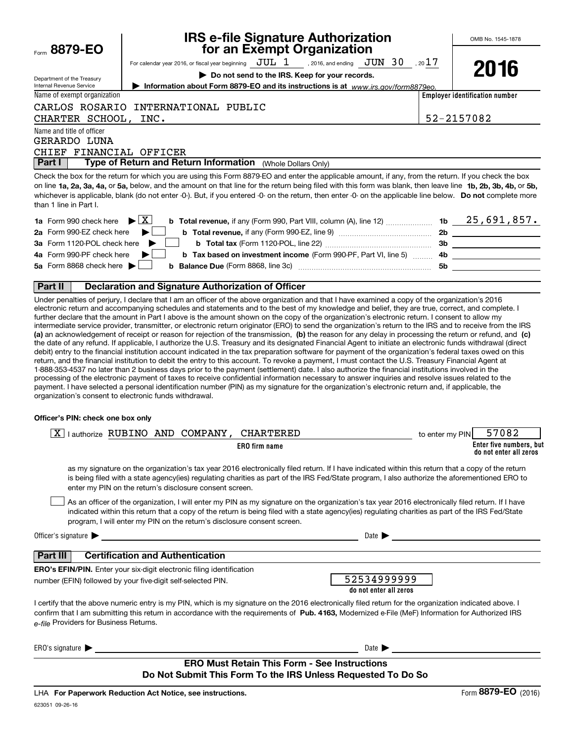Form **8879-EO**

Department of the Treasury
Internal Revenue Service

# IRS e-file Signature Authorization for an Exempt Organization

For calendar year 2016, or fiscal year beginning JUL 1, 2016, and ending JUN 30, 2017

▶ **Do not send to the IRS. Keep for your records.**

▶ **Information about Form 8879-EO and its instructions is at** *www.irs.gov/form8879eo.*

OMB No. 1545-1878

**2016**

Name of exempt organization: CARLOS ROSARIO INTERNATIONAL PUBLIC CHARTER SCHOOL, INC.

**Employer identification number:** 52-2157082

Name and title of officer: GERARDO LUNA, CHIEF FINANCIAL OFFICER

## Part I — Type of Return and Return Information (Whole Dollars Only)

Check the box for the return for which you are using this Form 8879-EO and enter the applicable amount, if any, from the return. If you check the box on line **1a, 2a, 3a, 4a,** or **5a,** below, and the amount on that line for the return being filed with this form was blank, then leave line **1b, 2b, 3b, 4b,** or **5b,** whichever is applicable, blank (do not enter -0-). But, if you entered -0- on the return, then enter -0- on the applicable line below. **Do not** complete more than 1 line in Part I.

| Line | Check | Description | Line | Amount |
|---|---|---|---|---|
| **1a** Form 990 check here | ▶ [X] | **b Total revenue,** if any (Form 990, Part VIII, column (A), line 12) | 1b | 25,691,857. |
| **2a** Form 990-EZ check here | ▶ [ ] | **b Total revenue,** if any (Form 990-EZ, line 9) | 2b | |
| **3a** Form 1120-POL check here | ▶ [ ] | **b Total tax** (Form 1120-POL, line 22) | 3b | |
| **4a** Form 990-PF check here | ▶ [ ] | **b Tax based on investment income** (Form 990-PF, Part VI, line 5) | 4b | |
| **5a** Form 8868 check here | ▶ [ ] | **b Balance Due** (Form 8868, line 3c) | 5b | |

## Part II — Declaration and Signature Authorization of Officer

Under penalties of perjury, I declare that I am an officer of the above organization and that I have examined a copy of the organization's 2016 electronic return and accompanying schedules and statements and to the best of my knowledge and belief, they are true, correct, and complete. I further declare that the amount in Part I above is the amount shown on the copy of the organization's electronic return. I consent to allow my intermediate service provider, transmitter, or electronic return originator (ERO) to send the organization's return to the IRS and to receive from the IRS **(a)** an acknowledgement of receipt or reason for rejection of the transmission, **(b)** the reason for any delay in processing the return or refund, and **(c)** the date of any refund. If applicable, I authorize the U.S. Treasury and its designated Financial Agent to initiate an electronic funds withdrawal (direct debit) entry to the financial institution account indicated in the tax preparation software for payment of the organization's federal taxes owed on this return, and the financial institution to debit the entry to this account. To revoke a payment, I must contact the U.S. Treasury Financial Agent at 1-888-353-4537 no later than 2 business days prior to the payment (settlement) date. I also authorize the financial institutions involved in the processing of the electronic payment of taxes to receive confidential information necessary to answer inquiries and resolve issues related to the payment. I have selected a personal identification number (PIN) as my signature for the organization's electronic return and, if applicable, the organization's consent to electronic funds withdrawal.

**Officer's PIN: check one box only**

[X] I authorize RUBINO AND COMPANY, CHARTERED (ERO firm name) to enter my PIN 57082 (Enter five numbers, but do not enter all zeros)

as my signature on the organization's tax year 2016 electronically filed return. If I have indicated within this return that a copy of the return is being filed with a state agency(ies) regulating charities as part of the IRS Fed/State program, I also authorize the aforementioned ERO to enter my PIN on the return's disclosure consent screen.

[ ] As an officer of the organization, I will enter my PIN as my signature on the organization's tax year 2016 electronically filed return. If I have indicated within this return that a copy of the return is being filed with a state agency(ies) regulating charities as part of the IRS Fed/State program, I will enter my PIN on the return's disclosure consent screen.

Officer's signature ▶ ______________________ Date ▶ ____________

## Part III — Certification and Authentication

**ERO's EFIN/PIN.** Enter your six-digit electronic filing identification number (EFIN) followed by your five-digit self-selected PIN.

52534999999
**do not enter all zeros**

I certify that the above numeric entry is my PIN, which is my signature on the 2016 electronically filed return for the organization indicated above. I confirm that I am submitting this return in accordance with the requirements of **Pub. 4163,** Modernized e-File (MeF) Information for Authorized IRS *e-file* Providers for Business Returns.

ERO's signature ▶ ______________________ Date ▶ ____________

**ERO Must Retain This Form - See Instructions**
**Do Not Submit This Form To the IRS Unless Requested To Do So**

LHA **For Paperwork Reduction Act Notice, see instructions.** Form **8879-EO** (2016)

623051 09-26-16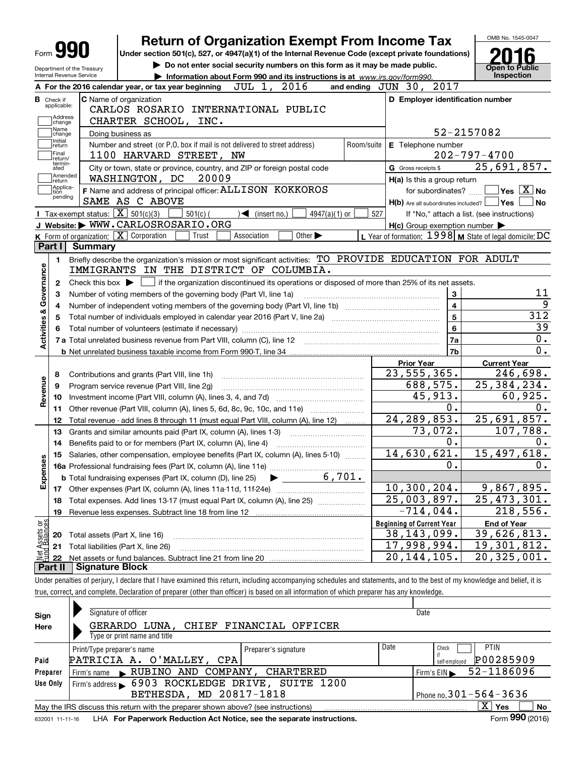Form **990**

Department of the Treasury
Internal Revenue Service

# Return of Organization Exempt From Income Tax

**Under section 501(c), 527, or 4947(a)(1) of the Internal Revenue Code (except private foundations)**

▶ **Do not enter social security numbers on this form as it may be made public.**

▶ **Information about Form 990 and its instructions is at** *www.irs.gov/form990.*

OMB No. 1545-0047

**2016**

**Open to Public Inspection**

**A** For the 2016 calendar year, or tax year beginning JUL 1, 2016 and ending JUN 30, 2017

**B** Check if applicable:
- Address change
- Name change
- Initial return
- Final return/terminated
- Amended return
- Application pending

**C** Name of organization
CARLOS ROSARIO INTERNATIONAL PUBLIC CHARTER SCHOOL, INC.

Doing business as

Number and street (or P.O. box if mail is not delivered to street address) | Room/suite
1100 HARVARD STREET, NW

City or town, state or province, country, and ZIP or foreign postal code
WASHINGTON, DC 20009

**F** Name and address of principal officer: ALLISON KOKKOROS
SAME AS C ABOVE

**D Employer identification number** 52-2157082

**E** Telephone number 202-797-4700

**G** Gross receipts $ 25,691,857.

**H(a)** Is this a group return for subordinates? ☐ Yes ☒ No

**H(b)** Are all subordinates included? ☐ Yes ☐ No
If "No," attach a list. (see instructions)

**H(c)** Group exemption number ▶

**I** Tax-exempt status: ☒ 501(c)(3) ☐ 501(c) ( ) ◀ (insert no.) ☐ 4947(a)(1) or ☐ 527

**J** Website: ▶ WWW.CARLOSROSARIO.ORG

**K** Form of organization: ☒ Corporation ☐ Trust ☐ Association ☐ Other ▶

**L** Year of formation: 1998 **M** State of legal domicile: DC

## Part I Summary

**Activities & Governance**

1 Briefly describe the organization's mission or most significant activities: TO PROVIDE EDUCATION FOR ADULT IMMIGRANTS IN THE DISTRICT OF COLUMBIA.

2 Check this box ▶ ☐ if the organization discontinued its operations or disposed of more than 25% of its net assets.

| | | Line | Value |
|---|---|---|---|
| 3 | Number of voting members of the governing body (Part VI, line 1a) | 3 | 11 |
| 4 | Number of independent voting members of the governing body (Part VI, line 1b) | 4 | 9 |
| 5 | Total number of individuals employed in calendar year 2016 (Part V, line 2a) | 5 | 312 |
| 6 | Total number of volunteers (estimate if necessary) | 6 | 39 |
| 7a | Total unrelated business revenue from Part VIII, column (C), line 12 | 7a | 0. |
| b | Net unrelated business taxable income from Form 990-T, line 34 | 7b | 0. |

| | | Prior Year | Current Year |
|---|---|---|---|
| **Revenue** | | | |
| 8 | Contributions and grants (Part VIII, line 1h) | 23,555,365. | 246,698. |
| 9 | Program service revenue (Part VIII, line 2g) | 688,575. | 25,384,234. |
| 10 | Investment income (Part VIII, column (A), lines 3, 4, and 7d) | 45,913. | 60,925. |
| 11 | Other revenue (Part VIII, column (A), lines 5, 6d, 8c, 9c, 10c, and 11e) | 0. | 0. |
| 12 | Total revenue - add lines 8 through 11 (must equal Part VIII, column (A), line 12) | 24,289,853. | 25,691,857. |
| **Expenses** | | | |
| 13 | Grants and similar amounts paid (Part IX, column (A), lines 1-3) | 73,072. | 107,788. |
| 14 | Benefits paid to or for members (Part IX, column (A), line 4) | 0. | 0. |
| 15 | Salaries, other compensation, employee benefits (Part IX, column (A), lines 5-10) | 14,630,621. | 15,497,618. |
| 16a | Professional fundraising fees (Part IX, column (A), line 11e) | 0. | 0. |
| b | Total fundraising expenses (Part IX, column (D), line 25) ▶ 6,701. | | |
| 17 | Other expenses (Part IX, column (A), lines 11a-11d, 11f-24e) | 10,300,204. | 9,867,895. |
| 18 | Total expenses. Add lines 13-17 (must equal Part IX, column (A), line 25) | 25,003,897. | 25,473,301. |
| 19 | Revenue less expenses. Subtract line 18 from line 12 | -714,044. | 218,556. |

| **Net Assets or Fund Balances** | | Beginning of Current Year | End of Year |
|---|---|---|---|
| 20 | Total assets (Part X, line 16) | 38,143,099. | 39,626,813. |
| 21 | Total liabilities (Part X, line 26) | 17,998,994. | 19,301,812. |
| 22 | Net assets or fund balances. Subtract line 21 from line 20 | 20,144,105. | 20,325,001. |

## Part II Signature Block

Under penalties of perjury, I declare that I have examined this return, including accompanying schedules and statements, and to the best of my knowledge and belief, it is true, correct, and complete. Declaration of preparer (other than officer) is based on all information of which preparer has any knowledge.

**Sign Here**

Signature of officer | Date

GERARDO LUNA, CHIEF FINANCIAL OFFICER
Type or print name and title

**Paid Preparer Use Only**

| Print/Type preparer's name | Preparer's signature | Date | Check ☐ if self-employed | PTIN |
|---|---|---|---|---|
| PATRICIA A. O'MALLEY, CPA | | | | P00285909 |

Firm's name ▶ RUBINO AND COMPANY, CHARTERED — Firm's EIN ▶ 52-1186096

Firm's address ▶ 6903 ROCKLEDGE DRIVE, SUITE 1200, BETHESDA, MD 20817-1818 — Phone no. 301-564-3636

May the IRS discuss this return with the preparer shown above? (see instructions) ☒ Yes ☐ No

632001 11-11-16 LHA **For Paperwork Reduction Act Notice, see the separate instructions.** Form **990** (2016)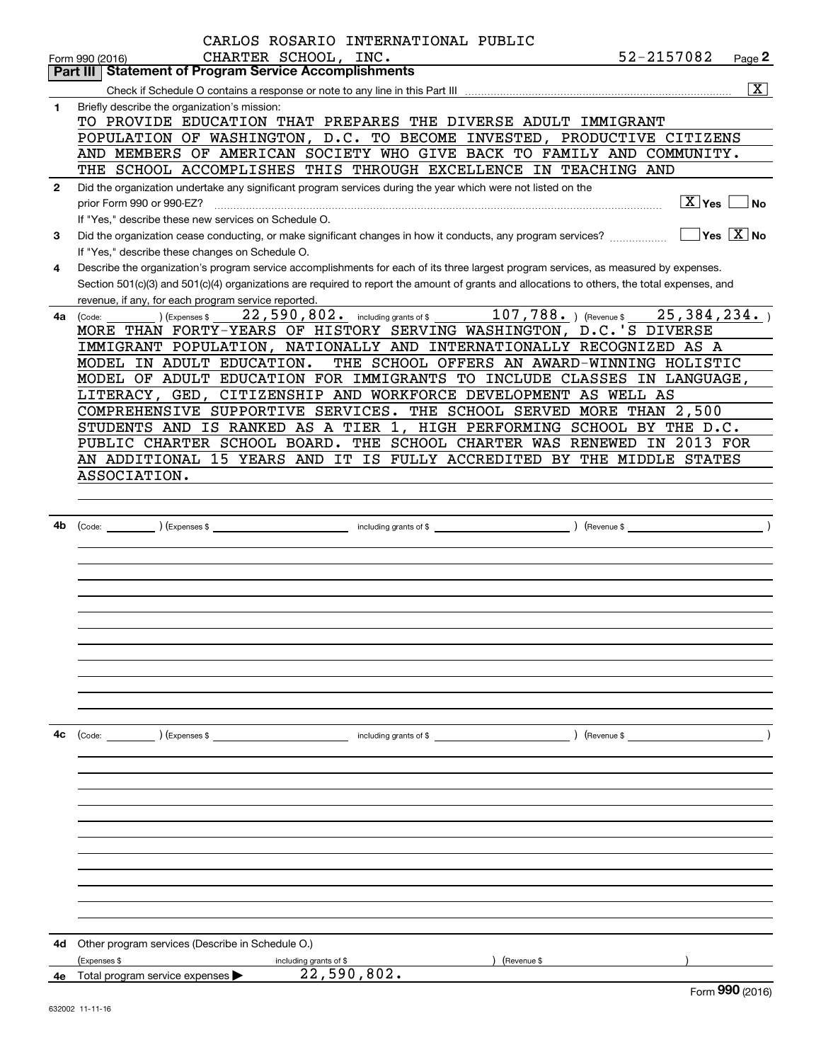CARLOS ROSARIO INTERNATIONAL PUBLIC CHARTER SCHOOL, INC. 52-2157082

Form 990 (2016) Page 2

## Part III Statement of Program Service Accomplishments

Check if Schedule O contains a response or note to any line in this Part III [X]

**1** Briefly describe the organization's mission:

TO PROVIDE EDUCATION THAT PREPARES THE DIVERSE ADULT IMMIGRANT POPULATION OF WASHINGTON, D.C. TO BECOME INVESTED, PRODUCTIVE CITIZENS AND MEMBERS OF AMERICAN SOCIETY WHO GIVE BACK TO FAMILY AND COMMUNITY. THE SCHOOL ACCOMPLISHES THIS THROUGH EXCELLENCE IN TEACHING AND

**2** Did the organization undertake any significant program services during the year which were not listed on the prior Form 990 or 990-EZ? [X] Yes [ ] No

If "Yes," describe these new services on Schedule O.

**3** Did the organization cease conducting, or make significant changes in how it conducts, any program services? [ ] Yes [X] No

If "Yes," describe these changes on Schedule O.

**4** Describe the organization's program service accomplishments for each of its three largest program services, as measured by expenses. Section 501(c)(3) and 501(c)(4) organizations are required to report the amount of grants and allocations to others, the total expenses, and revenue, if any, for each program service reported.

**4a** (Code: ) (Expenses $ 22,590,802. including grants of $ 107,788. ) (Revenue $ 25,384,234. )

MORE THAN FORTY-YEARS OF HISTORY SERVING WASHINGTON, D.C.'S DIVERSE IMMIGRANT POPULATION, NATIONALLY AND INTERNATIONALLY RECOGNIZED AS A MODEL IN ADULT EDUCATION. THE SCHOOL OFFERS AN AWARD-WINNING HOLISTIC MODEL OF ADULT EDUCATION FOR IMMIGRANTS TO INCLUDE CLASSES IN LANGUAGE, LITERACY, GED, CITIZENSHIP AND WORKFORCE DEVELOPMENT AS WELL AS COMPREHENSIVE SUPPORTIVE SERVICES. THE SCHOOL SERVED MORE THAN 2,500 STUDENTS AND IS RANKED AS A TIER 1, HIGH PERFORMING SCHOOL BY THE D.C. PUBLIC CHARTER SCHOOL BOARD. THE SCHOOL CHARTER WAS RENEWED IN 2013 FOR AN ADDITIONAL 15 YEARS AND IT IS FULLY ACCREDITED BY THE MIDDLE STATES ASSOCIATION.

**4b** (Code: ) (Expenses $ including grants of $ ) (Revenue $ )

**4c** (Code: ) (Expenses $ including grants of $ ) (Revenue $ )

**4d** Other program services (Describe in Schedule O.)

(Expenses $ including grants of $ ) (Revenue $ )

**4e** Total program service expenses ▶ 22,590,802.

Form **990** (2016)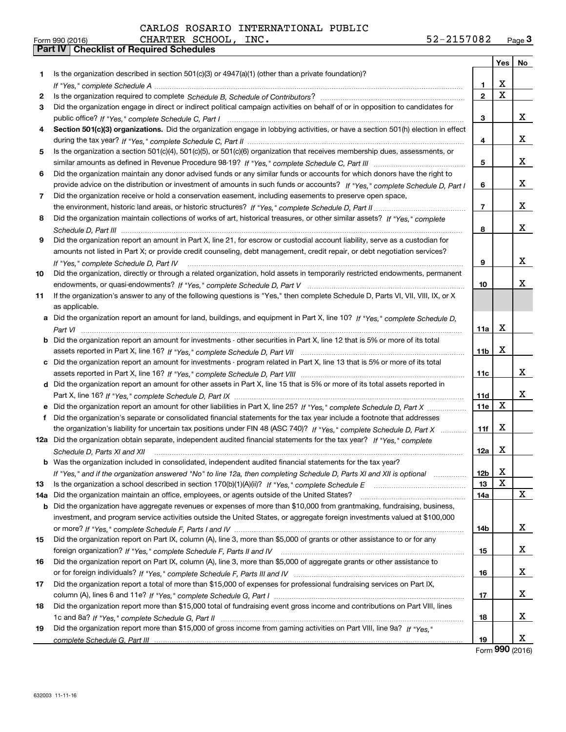CARLOS ROSARIO INTERNATIONAL PUBLIC CHARTER SCHOOL, INC. 52-2157082

Form 990 (2016) Page 3

**Part IV Checklist of Required Schedules**

| | | | Yes | No |
|---|---|---|---|---|
| 1 | Is the organization described in section 501(c)(3) or 4947(a)(1) (other than a private foundation)? *If "Yes," complete Schedule A* | 1 | X | |
| 2 | Is the organization required to complete *Schedule B, Schedule of Contributors*? | 2 | X | |
| 3 | Did the organization engage in direct or indirect political campaign activities on behalf of or in opposition to candidates for public office? *If "Yes," complete Schedule C, Part I* | 3 | | X |
| 4 | **Section 501(c)(3) organizations.** Did the organization engage in lobbying activities, or have a section 501(h) election in effect during the tax year? *If "Yes," complete Schedule C, Part II* | 4 | | X |
| 5 | Is the organization a section 501(c)(4), 501(c)(5), or 501(c)(6) organization that receives membership dues, assessments, or similar amounts as defined in Revenue Procedure 98-19? *If "Yes," complete Schedule C, Part III* | 5 | | X |
| 6 | Did the organization maintain any donor advised funds or any similar funds or accounts for which donors have the right to provide advice on the distribution or investment of amounts in such funds or accounts? *If "Yes," complete Schedule D, Part I* | 6 | | X |
| 7 | Did the organization receive or hold a conservation easement, including easements to preserve open space, the environment, historic land areas, or historic structures? *If "Yes," complete Schedule D, Part II* | 7 | | X |
| 8 | Did the organization maintain collections of works of art, historical treasures, or other similar assets? *If "Yes," complete Schedule D, Part III* | 8 | | X |
| 9 | Did the organization report an amount in Part X, line 21, for escrow or custodial account liability, serve as a custodian for amounts not listed in Part X; or provide credit counseling, debt management, credit repair, or debt negotiation services? *If "Yes," complete Schedule D, Part IV* | 9 | | X |
| 10 | Did the organization, directly or through a related organization, hold assets in temporarily restricted endowments, permanent endowments, or quasi-endowments? *If "Yes," complete Schedule D, Part V* | 10 | | X |
| 11 | If the organization's answer to any of the following questions is "Yes," then complete Schedule D, Parts VI, VII, VIII, IX, or X as applicable. | | | |
| a | Did the organization report an amount for land, buildings, and equipment in Part X, line 10? *If "Yes," complete Schedule D, Part VI* | 11a | X | |
| b | Did the organization report an amount for investments - other securities in Part X, line 12 that is 5% or more of its total assets reported in Part X, line 16? *If "Yes," complete Schedule D, Part VII* | 11b | X | |
| c | Did the organization report an amount for investments - program related in Part X, line 13 that is 5% or more of its total assets reported in Part X, line 16? *If "Yes," complete Schedule D, Part VIII* | 11c | | X |
| d | Did the organization report an amount for other assets in Part X, line 15 that is 5% or more of its total assets reported in Part X, line 16? *If "Yes," complete Schedule D, Part IX* | 11d | | X |
| e | Did the organization report an amount for other liabilities in Part X, line 25? *If "Yes," complete Schedule D, Part X* | 11e | X | |
| f | Did the organization's separate or consolidated financial statements for the tax year include a footnote that addresses the organization's liability for uncertain tax positions under FIN 48 (ASC 740)? *If "Yes," complete Schedule D, Part X* | 11f | X | |
| 12a | Did the organization obtain separate, independent audited financial statements for the tax year? *If "Yes," complete Schedule D, Parts XI and XII* | 12a | X | |
| b | Was the organization included in consolidated, independent audited financial statements for the tax year? *If "Yes," and if the organization answered "No" to line 12a, then completing Schedule D, Parts XI and XII is optional* | 12b | X | |
| 13 | Is the organization a school described in section 170(b)(1)(A)(ii)? *If "Yes," complete Schedule E* | 13 | X | |
| 14a | Did the organization maintain an office, employees, or agents outside of the United States? | 14a | | X |
| b | Did the organization have aggregate revenues or expenses of more than $10,000 from grantmaking, fundraising, business, investment, and program service activities outside the United States, or aggregate foreign investments valued at $100,000 or more? *If "Yes," complete Schedule F, Parts I and IV* | 14b | | X |
| 15 | Did the organization report on Part IX, column (A), line 3, more than $5,000 of grants or other assistance to or for any foreign organization? *If "Yes," complete Schedule F, Parts II and IV* | 15 | | X |
| 16 | Did the organization report on Part IX, column (A), line 3, more than $5,000 of aggregate grants or other assistance to or for foreign individuals? *If "Yes," complete Schedule F, Parts III and IV* | 16 | | X |
| 17 | Did the organization report a total of more than $15,000 of expenses for professional fundraising services on Part IX, column (A), lines 6 and 11e? *If "Yes," complete Schedule G, Part I* | 17 | | X |
| 18 | Did the organization report more than $15,000 total of fundraising event gross income and contributions on Part VIII, lines 1c and 8a? *If "Yes," complete Schedule G, Part II* | 18 | | X |
| 19 | Did the organization report more than $15,000 of gross income from gaming activities on Part VIII, line 9a? *If "Yes," complete Schedule G, Part III* | 19 | | X |

Form **990** (2016)

632003 11-11-16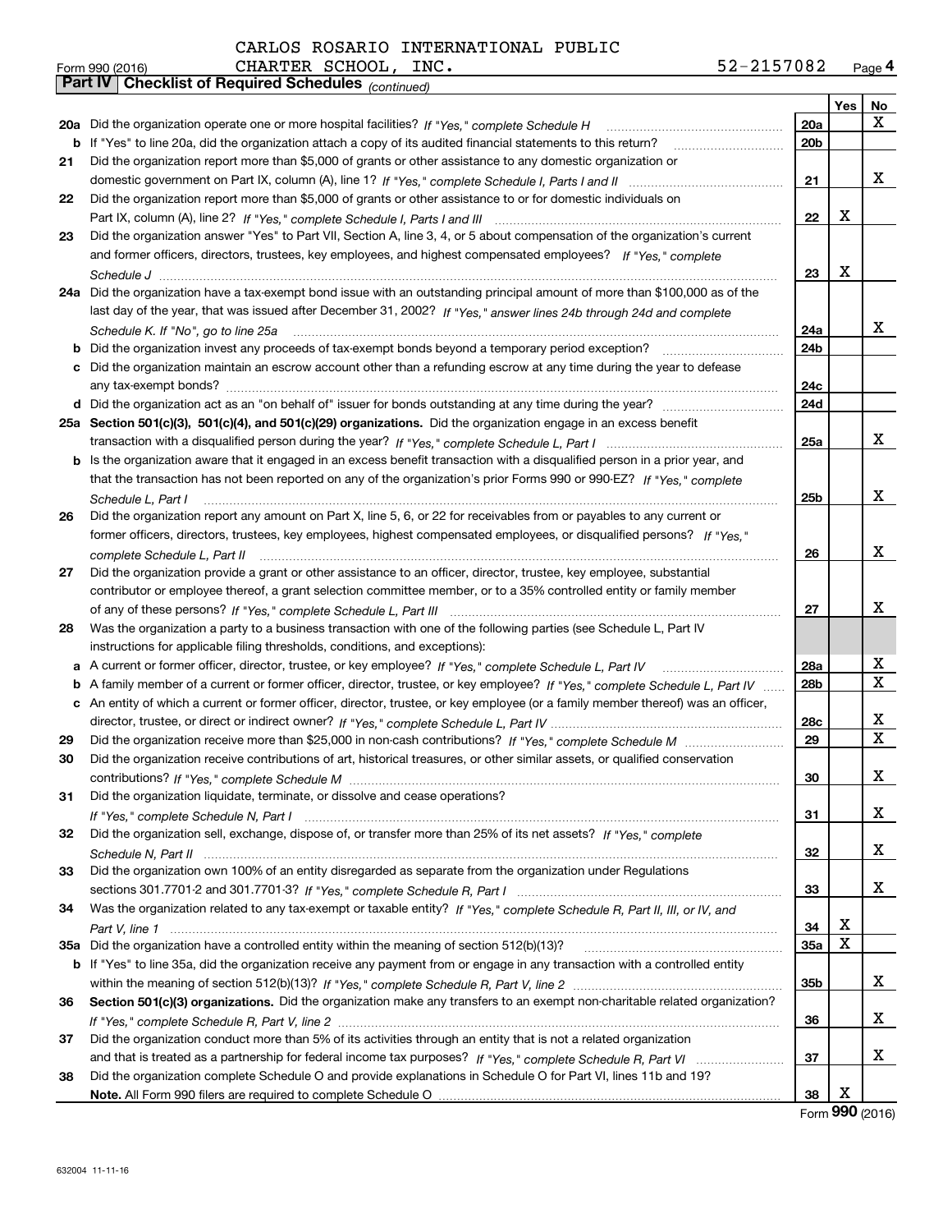CARLOS ROSARIO INTERNATIONAL PUBLIC CHARTER SCHOOL, INC. 52-2157082

Form 990 (2016) Page 4

**Part IV | Checklist of Required Schedules** *(continued)*

| | | | Yes | No |
|---|---|---|---|---|
| 20a | Did the organization operate one or more hospital facilities? *If "Yes," complete Schedule H* | 20a | | X |
| b | If "Yes" to line 20a, did the organization attach a copy of its audited financial statements to this return? | 20b | | |
| 21 | Did the organization report more than $5,000 of grants or other assistance to any domestic organization or domestic government on Part IX, column (A), line 1? *If "Yes," complete Schedule I, Parts I and II* | 21 | | X |
| 22 | Did the organization report more than $5,000 of grants or other assistance to or for domestic individuals on Part IX, column (A), line 2? *If "Yes," complete Schedule I, Parts I and III* | 22 | X | |
| 23 | Did the organization answer "Yes" to Part VII, Section A, line 3, 4, or 5 about compensation of the organization's current and former officers, directors, trustees, key employees, and highest compensated employees? *If "Yes," complete Schedule J* | 23 | X | |
| 24a | Did the organization have a tax-exempt bond issue with an outstanding principal amount of more than $100,000 as of the last day of the year, that was issued after December 31, 2002? *If "Yes," answer lines 24b through 24d and complete Schedule K. If "No", go to line 25a* | 24a | | X |
| b | Did the organization invest any proceeds of tax-exempt bonds beyond a temporary period exception? | 24b | | |
| c | Did the organization maintain an escrow account other than a refunding escrow at any time during the year to defease any tax-exempt bonds? | 24c | | |
| d | Did the organization act as an "on behalf of" issuer for bonds outstanding at any time during the year? | 24d | | |
| 25a | **Section 501(c)(3), 501(c)(4), and 501(c)(29) organizations.** Did the organization engage in an excess benefit transaction with a disqualified person during the year? *If "Yes," complete Schedule L, Part I* | 25a | | X |
| b | Is the organization aware that it engaged in an excess benefit transaction with a disqualified person in a prior year, and that the transaction has not been reported on any of the organization's prior Forms 990 or 990-EZ? *If "Yes," complete Schedule L, Part I* | 25b | | X |
| 26 | Did the organization report any amount on Part X, line 5, 6, or 22 for receivables from or payables to any current or former officers, directors, trustees, key employees, highest compensated employees, or disqualified persons? *If "Yes," complete Schedule L, Part II* | 26 | | X |
| 27 | Did the organization provide a grant or other assistance to an officer, director, trustee, key employee, substantial contributor or employee thereof, a grant selection committee member, or to a 35% controlled entity or family member of any of these persons? *If "Yes," complete Schedule L, Part III* | 27 | | X |
| 28 | Was the organization a party to a business transaction with one of the following parties (see Schedule L, Part IV instructions for applicable filing thresholds, conditions, and exceptions): | | | |
| a | A current or former officer, director, trustee, or key employee? *If "Yes," complete Schedule L, Part IV* | 28a | | X |
| b | A family member of a current or former officer, director, trustee, or key employee? *If "Yes," complete Schedule L, Part IV* | 28b | | X |
| c | An entity of which a current or former officer, director, trustee, or key employee (or a family member thereof) was an officer, director, trustee, or direct or indirect owner? *If "Yes," complete Schedule L, Part IV* | 28c | | X |
| 29 | Did the organization receive more than $25,000 in non-cash contributions? *If "Yes," complete Schedule M* | 29 | | X |
| 30 | Did the organization receive contributions of art, historical treasures, or other similar assets, or qualified conservation contributions? *If "Yes," complete Schedule M* | 30 | | X |
| 31 | Did the organization liquidate, terminate, or dissolve and cease operations? *If "Yes," complete Schedule N, Part I* | 31 | | X |
| 32 | Did the organization sell, exchange, dispose of, or transfer more than 25% of its net assets? *If "Yes," complete Schedule N, Part II* | 32 | | X |
| 33 | Did the organization own 100% of an entity disregarded as separate from the organization under Regulations sections 301.7701-2 and 301.7701-3? *If "Yes," complete Schedule R, Part I* | 33 | | X |
| 34 | Was the organization related to any tax-exempt or taxable entity? *If "Yes," complete Schedule R, Part II, III, or IV, and Part V, line 1* | 34 | X | |
| 35a | Did the organization have a controlled entity within the meaning of section 512(b)(13)? | 35a | X | |
| b | If "Yes" to line 35a, did the organization receive any payment from or engage in any transaction with a controlled entity within the meaning of section 512(b)(13)? *If "Yes," complete Schedule R, Part V, line 2* | 35b | | X |
| 36 | **Section 501(c)(3) organizations.** Did the organization make any transfers to an exempt non-charitable related organization? *If "Yes," complete Schedule R, Part V, line 2* | 36 | | X |
| 37 | Did the organization conduct more than 5% of its activities through an entity that is not a related organization and that is treated as a partnership for federal income tax purposes? *If "Yes," complete Schedule R, Part VI* | 37 | | X |
| 38 | Did the organization complete Schedule O and provide explanations in Schedule O for Part VI, lines 11b and 19? **Note.** All Form 990 filers are required to complete Schedule O | 38 | X | |

Form **990** (2016)

632004 11-11-16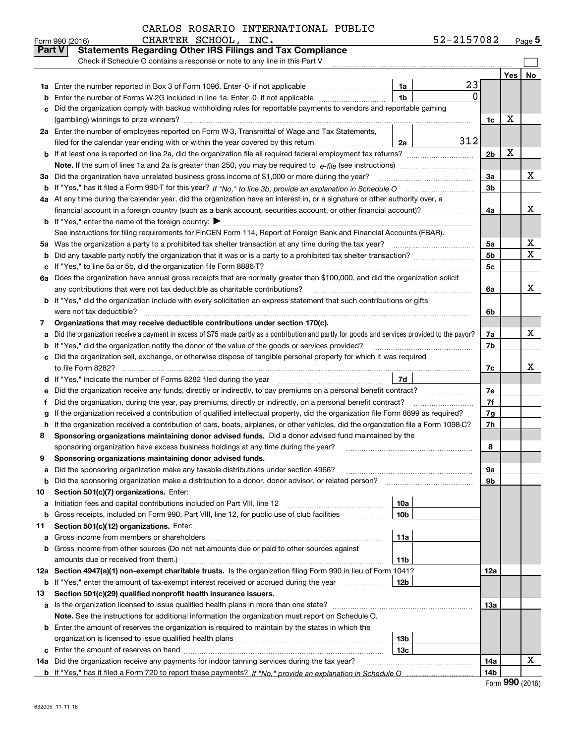CARLOS ROSARIO INTERNATIONAL PUBLIC CHARTER SCHOOL, INC. 52-2157082

Form 990 (2016)

## Part V Statements Regarding Other IRS Filings and Tax Compliance

Check if Schedule O contains a response or note to any line in this Part V

| | | | | | Yes | No |
|---|---|---|---|---|---|---|
| **1a** | Enter the number reported in Box 3 of Form 1096. Enter -0- if not applicable | 1a | 23 | | | |
| **b** | Enter the number of Forms W-2G included in line 1a. Enter -0- if not applicable | 1b | 0 | | | |
| **c** | Did the organization comply with backup withholding rules for reportable payments to vendors and reportable gaming (gambling) winnings to prize winners? | | | 1c | X | |
| **2a** | Enter the number of employees reported on Form W-3, Transmittal of Wage and Tax Statements, filed for the calendar year ending with or within the year covered by this return | 2a | 312 | | | |
| **b** | If at least one is reported on line 2a, did the organization file all required federal employment tax returns? | | | 2b | X | |
| | **Note.** If the sum of lines 1a and 2a is greater than 250, you may be required to *e-file* (see instructions) | | | | | |
| **3a** | Did the organization have unrelated business gross income of $1,000 or more during the year? | | | 3a | | X |
| **b** | If "Yes," has it filed a Form 990-T for this year? *If "No," to line 3b, provide an explanation in Schedule O* | | | 3b | | |
| **4a** | At any time during the calendar year, did the organization have an interest in, or a signature or other authority over, a financial account in a foreign country (such as a bank account, securities account, or other financial account)? | | | 4a | | X |
| **b** | If "Yes," enter the name of the foreign country: ▶ | | | | | |
| | See instructions for filing requirements for FinCEN Form 114, Report of Foreign Bank and Financial Accounts (FBAR). | | | | | |
| **5a** | Was the organization a party to a prohibited tax shelter transaction at any time during the tax year? | | | 5a | | X |
| **b** | Did any taxable party notify the organization that it was or is a party to a prohibited tax shelter transaction? | | | 5b | | X |
| **c** | If "Yes," to line 5a or 5b, did the organization file Form 8886-T? | | | 5c | | |
| **6a** | Does the organization have annual gross receipts that are normally greater than $100,000, and did the organization solicit any contributions that were not tax deductible as charitable contributions? | | | 6a | | X |
| **b** | If "Yes," did the organization include with every solicitation an express statement that such contributions or gifts were not tax deductible? | | | 6b | | |
| **7** | **Organizations that may receive deductible contributions under section 170(c).** | | | | | |
| **a** | Did the organization receive a payment in excess of $75 made partly as a contribution and partly for goods and services provided to the payor? | | | 7a | | X |
| **b** | If "Yes," did the organization notify the donor of the value of the goods or services provided? | | | 7b | | |
| **c** | Did the organization sell, exchange, or otherwise dispose of tangible personal property for which it was required to file Form 8282? | | | 7c | | X |
| **d** | If "Yes," indicate the number of Forms 8282 filed during the year | 7d | | | | |
| **e** | Did the organization receive any funds, directly or indirectly, to pay premiums on a personal benefit contract? | | | 7e | | |
| **f** | Did the organization, during the year, pay premiums, directly or indirectly, on a personal benefit contract? | | | 7f | | |
| **g** | If the organization received a contribution of qualified intellectual property, did the organization file Form 8899 as required? | | | 7g | | |
| **h** | If the organization received a contribution of cars, boats, airplanes, or other vehicles, did the organization file a Form 1098-C? | | | 7h | | |
| **8** | **Sponsoring organizations maintaining donor advised funds.** Did a donor advised fund maintained by the sponsoring organization have excess business holdings at any time during the year? | | | 8 | | |
| **9** | **Sponsoring organizations maintaining donor advised funds.** | | | | | |
| **a** | Did the sponsoring organization make any taxable distributions under section 4966? | | | 9a | | |
| **b** | Did the sponsoring organization make a distribution to a donor, donor advisor, or related person? | | | 9b | | |
| **10** | **Section 501(c)(7) organizations.** Enter: | | | | | |
| **a** | Initiation fees and capital contributions included on Part VIII, line 12 | 10a | | | | |
| **b** | Gross receipts, included on Form 990, Part VIII, line 12, for public use of club facilities | 10b | | | | |
| **11** | **Section 501(c)(12) organizations.** Enter: | | | | | |
| **a** | Gross income from members or shareholders | 11a | | | | |
| **b** | Gross income from other sources (Do not net amounts due or paid to other sources against amounts due or received from them.) | 11b | | | | |
| **12a** | **Section 4947(a)(1) non-exempt charitable trusts.** Is the organization filing Form 990 in lieu of Form 1041? | | | 12a | | |
| **b** | If "Yes," enter the amount of tax-exempt interest received or accrued during the year | 12b | | | | |
| **13** | **Section 501(c)(29) qualified nonprofit health insurance issuers.** | | | | | |
| **a** | Is the organization licensed to issue qualified health plans in more than one state? | | | 13a | | |
| | **Note.** See the instructions for additional information the organization must report on Schedule O. | | | | | |
| **b** | Enter the amount of reserves the organization is required to maintain by the states in which the organization is licensed to issue qualified health plans | 13b | | | | |
| **c** | Enter the amount of reserves on hand | 13c | | | | |
| **14a** | Did the organization receive any payments for indoor tanning services during the tax year? | | | 14a | | X |
| **b** | If "Yes," has it filed a Form 720 to report these payments? *If "No," provide an explanation in Schedule O* | | | 14b | | |

Form **990** (2016)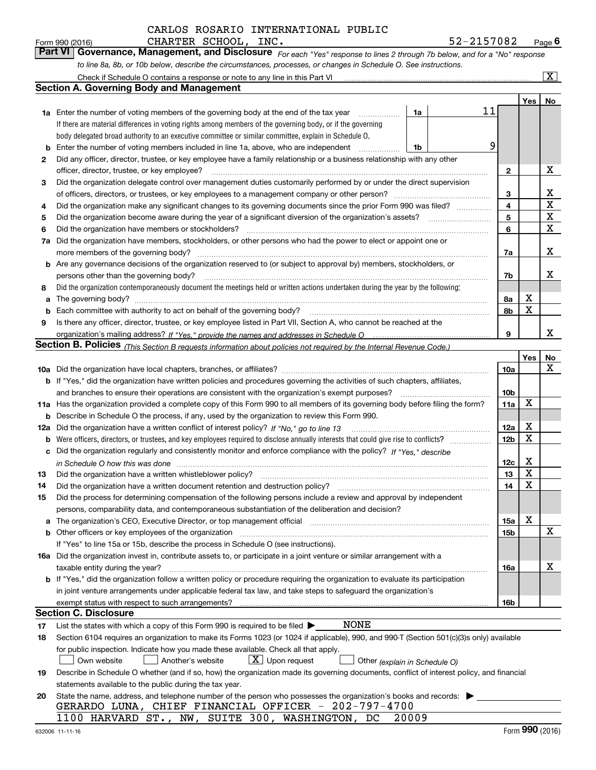CARLOS ROSARIO INTERNATIONAL PUBLIC CHARTER SCHOOL, INC. 52-2157082

Form 990 (2016) Page 6

## Part VI Governance, Management, and Disclosure

*For each "Yes" response to lines 2 through 7b below, and for a "No" response to line 8a, 8b, or 10b below, describe the circumstances, processes, or changes in Schedule O. See instructions.*

Check if Schedule O contains a response or note to any line in this Part VI [X]

### Section A. Governing Body and Management

| | | | Yes | No |
|---|---|---|---|---|
| **1a** | Enter the number of voting members of the governing body at the end of the tax year — 1a: 11. If there are material differences in voting rights among members of the governing body, or if the governing body delegated broad authority to an executive committee or similar committee, explain in Schedule O. | | | |
| **b** | Enter the number of voting members included in line 1a, above, who are independent — 1b: 9 | | | |
| **2** | Did any officer, director, trustee, or key employee have a family relationship or a business relationship with any other officer, director, trustee, or key employee? | 2 | | X |
| **3** | Did the organization delegate control over management duties customarily performed by or under the direct supervision of officers, directors, or trustees, or key employees to a management company or other person? | 3 | | X |
| **4** | Did the organization make any significant changes to its governing documents since the prior Form 990 was filed? | 4 | | X |
| **5** | Did the organization become aware during the year of a significant diversion of the organization's assets? | 5 | | X |
| **6** | Did the organization have members or stockholders? | 6 | | X |
| **7a** | Did the organization have members, stockholders, or other persons who had the power to elect or appoint one or more members of the governing body? | 7a | | X |
| **b** | Are any governance decisions of the organization reserved to (or subject to approval by) members, stockholders, or persons other than the governing body? | 7b | | X |
| **8** | Did the organization contemporaneously document the meetings held or written actions undertaken during the year by the following: | | | |
| **a** | The governing body? | 8a | X | |
| **b** | Each committee with authority to act on behalf of the governing body? | 8b | X | |
| **9** | Is there any officer, director, trustee, or key employee listed in Part VII, Section A, who cannot be reached at the organization's mailing address? *If "Yes," provide the names and addresses in Schedule O* | 9 | | X |

### Section B. Policies *(This Section B requests information about policies not required by the Internal Revenue Code.)*

| | | | Yes | No |
|---|---|---|---|---|
| **10a** | Did the organization have local chapters, branches, or affiliates? | 10a | | X |
| **b** | If "Yes," did the organization have written policies and procedures governing the activities of such chapters, affiliates, and branches to ensure their operations are consistent with the organization's exempt purposes? | 10b | | |
| **11a** | Has the organization provided a complete copy of this Form 990 to all members of its governing body before filing the form? | 11a | X | |
| **b** | Describe in Schedule O the process, if any, used by the organization to review this Form 990. | | | |
| **12a** | Did the organization have a written conflict of interest policy? *If "No," go to line 13* | 12a | X | |
| **b** | Were officers, directors, or trustees, and key employees required to disclose annually interests that could give rise to conflicts? | 12b | X | |
| **c** | Did the organization regularly and consistently monitor and enforce compliance with the policy? *If "Yes," describe in Schedule O how this was done* | 12c | X | |
| **13** | Did the organization have a written whistleblower policy? | 13 | X | |
| **14** | Did the organization have a written document retention and destruction policy? | 14 | X | |
| **15** | Did the process for determining compensation of the following persons include a review and approval by independent persons, comparability data, and contemporaneous substantiation of the deliberation and decision? | | | |
| **a** | The organization's CEO, Executive Director, or top management official | 15a | X | |
| **b** | Other officers or key employees of the organization | 15b | | X |
| | If "Yes" to line 15a or 15b, describe the process in Schedule O (see instructions). | | | |
| **16a** | Did the organization invest in, contribute assets to, or participate in a joint venture or similar arrangement with a taxable entity during the year? | 16a | | X |
| **b** | If "Yes," did the organization follow a written policy or procedure requiring the organization to evaluate its participation in joint venture arrangements under applicable federal tax law, and take steps to safeguard the organization's exempt status with respect to such arrangements? | 16b | | |

### Section C. Disclosure

**17** List the states with which a copy of this Form 990 is required to be filed ▶ NONE

**18** Section 6104 requires an organization to make its Forms 1023 (or 1024 if applicable), 990, and 990-T (Section 501(c)(3)s only) available for public inspection. Indicate how you made these available. Check all that apply.

[ ] Own website [ ] Another's website [X] Upon request [ ] Other *(explain in Schedule O)*

**19** Describe in Schedule O whether (and if so, how) the organization made its governing documents, conflict of interest policy, and financial statements available to the public during the tax year.

**20** State the name, address, and telephone number of the person who possesses the organization's books and records: ▶

GERARDO LUNA, CHIEF FINANCIAL OFFICER - 202-797-4700
1100 HARVARD ST., NW, SUITE 300, WASHINGTON, DC 20009

632006 11-11-16 Form **990** (2016)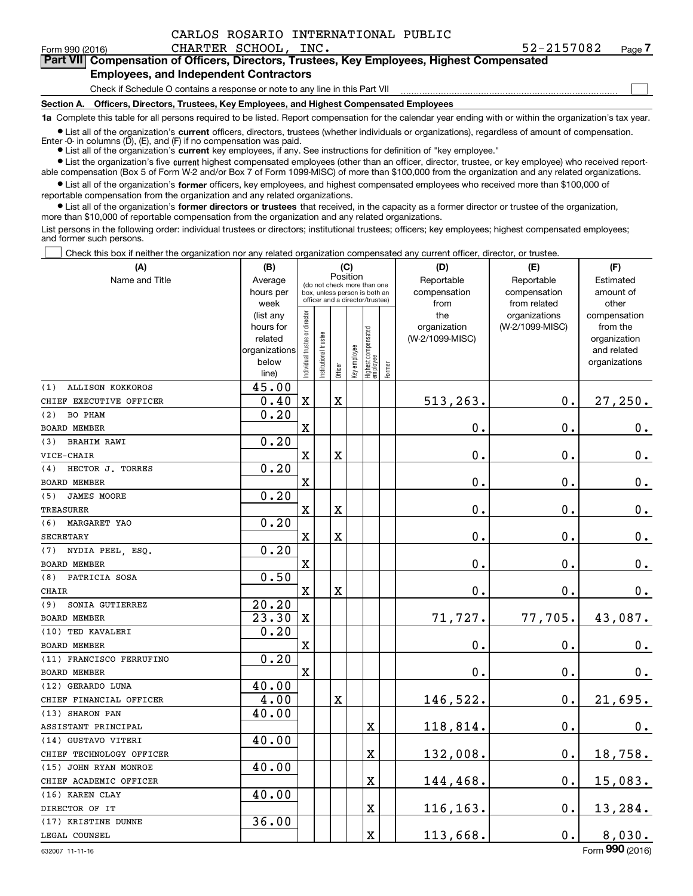CARLOS ROSARIO INTERNATIONAL PUBLIC CHARTER SCHOOL, INC. 52-2157082

Form 990 (2016) Page 7

**Part VII Compensation of Officers, Directors, Trustees, Key Employees, Highest Compensated Employees, and Independent Contractors**

Check if Schedule O contains a response or note to any line in this Part VII ☐

**Section A. Officers, Directors, Trustees, Key Employees, and Highest Compensated Employees**

**1a** Complete this table for all persons required to be listed. Report compensation for the calendar year ending with or within the organization's tax year.

- List all of the organization's **current** officers, directors, trustees (whether individuals or organizations), regardless of amount of compensation. Enter -0- in columns (D), (E), and (F) if no compensation was paid.
- List all of the organization's **current** key employees, if any. See instructions for definition of "key employee."
- List the organization's five **current** highest compensated employees (other than an officer, director, trustee, or key employee) who received reportable compensation (Box 5 of Form W-2 and/or Box 7 of Form 1099-MISC) of more than $100,000 from the organization and any related organizations.
- List all of the organization's **former** officers, key employees, and highest compensated employees who received more than $100,000 of reportable compensation from the organization and any related organizations.
- List all of the organization's **former directors or trustees** that received, in the capacity as a former director or trustee of the organization, more than $10,000 of reportable compensation from the organization and any related organizations.

List persons in the following order: individual trustees or directors; institutional trustees; officers; key employees; highest compensated employees; and former such persons.

☐ Check this box if neither the organization nor any related organization compensated any current officer, director, or trustee.

| (A) Name and Title | (B) Average hours per week (list any hours for related organizations below line) | (C) Position: Individual trustee or director | Institutional trustee | Officer | Key employee | Highest compensated employee | Former | (D) Reportable compensation from the organization (W-2/1099-MISC) | (E) Reportable compensation from related organizations (W-2/1099-MISC) | (F) Estimated amount of other compensation from the organization and related organizations |
|---|---|---|---|---|---|---|---|---|---|---|
| (1) ALLISON KOKKOROS<br>CHIEF EXECUTIVE OFFICER | 45.00<br>0.40 | X | | X | | | | 513,263. | 0. | 27,250. |
| (2) BO PHAM<br>BOARD MEMBER | 0.20 | X | | | | | | 0. | 0. | 0. |
| (3) BRAHIM RAWI<br>VICE-CHAIR | 0.20 | X | | X | | | | 0. | 0. | 0. |
| (4) HECTOR J. TORRES<br>BOARD MEMBER | 0.20 | X | | | | | | 0. | 0. | 0. |
| (5) JAMES MOORE<br>TREASURER | 0.20 | X | | X | | | | 0. | 0. | 0. |
| (6) MARGARET YAO<br>SECRETARY | 0.20 | X | | X | | | | 0. | 0. | 0. |
| (7) NYDIA PEEL, ESQ.<br>BOARD MEMBER | 0.20 | X | | | | | | 0. | 0. | 0. |
| (8) PATRICIA SOSA<br>CHAIR | 0.50 | X | | X | | | | 0. | 0. | 0. |
| (9) SONIA GUTIERREZ<br>BOARD MEMBER | 20.20<br>23.30 | X | | | | | | 71,727. | 77,705. | 43,087. |
| (10) TED KAVALERI<br>BOARD MEMBER | 0.20 | X | | | | | | 0. | 0. | 0. |
| (11) FRANCISCO FERRUFINO<br>BOARD MEMBER | 0.20 | X | | | | | | 0. | 0. | 0. |
| (12) GERARDO LUNA<br>CHIEF FINANCIAL OFFICER | 40.00<br>4.00 | | | X | | | | 146,522. | 0. | 21,695. |
| (13) SHARON PAN<br>ASSISTANT PRINCIPAL | 40.00 | | | | | X | | 118,814. | 0. | 0. |
| (14) GUSTAVO VITERI<br>CHIEF TECHNOLOGY OFFICER | 40.00 | | | | | X | | 132,008. | 0. | 18,758. |
| (15) JOHN RYAN MONROE<br>CHIEF ACADEMIC OFFICER | 40.00 | | | | | X | | 144,468. | 0. | 15,083. |
| (16) KAREN CLAY<br>DIRECTOR OF IT | 40.00 | | | | | X | | 116,163. | 0. | 13,284. |
| (17) KRISTINE DUNNE<br>LEGAL COUNSEL | 36.00 | | | | | X | | 113,668. | 0. | 8,030. |

632007 11-11-16 Form **990** (2016)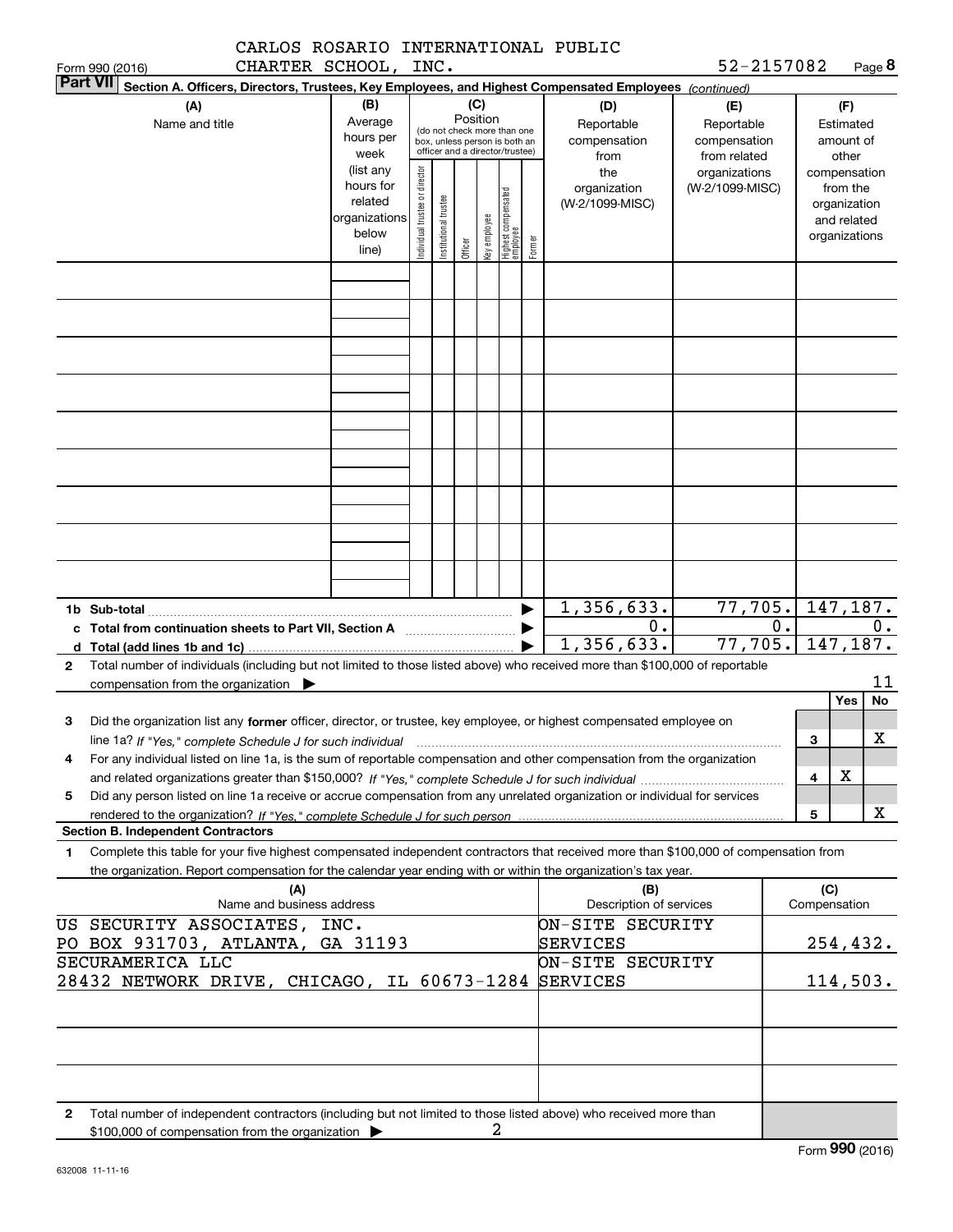CARLOS ROSARIO INTERNATIONAL PUBLIC CHARTER SCHOOL, INC. 52-2157082

Form 990 (2016)

**Part VII Section A. Officers, Directors, Trustees, Key Employees, and Highest Compensated Employees** *(continued)*

| (A) Name and title | (B) Average hours per week (list any hours for related organizations below line) | (C) Position (do not check more than one box, unless person is both an officer and a director/trustee): Individual trustee or director | Institutional trustee | Officer | Key employee | Highest compensated employee | Former | (D) Reportable compensation from the organization (W-2/1099-MISC) | (E) Reportable compensation from related organizations (W-2/1099-MISC) | (F) Estimated amount of other compensation from the organization and related organizations |
|---|---|---|---|---|---|---|---|---|---|---|
| | | | | | | | | | | |
| | | | | | | | | | | |
| | | | | | | | | | | |
| | | | | | | | | | | |
| | | | | | | | | | | |
| | | | | | | | | | | |
| | | | | | | | | | | |
| | | | | | | | | | | |
| | | | | | | | | | | |
| **1b Sub-total** | | | | | | | | 1,356,633. | 77,705. | 147,187. |
| **c Total from continuation sheets to Part VII, Section A** | | | | | | | | 0. | 0. | 0. |
| **d Total (add lines 1b and 1c)** | | | | | | | | 1,356,633. | 77,705. | 147,187. |

**2** Total number of individuals (including but not limited to those listed above) who received more than $100,000 of reportable compensation from the organization ▶ 11

| | | | Yes | No |
|---|---|---|---|---|
| **3** | Did the organization list any **former** officer, director, or trustee, key employee, or highest compensated employee on line 1a? *If "Yes," complete Schedule J for such individual* | 3 | | X |
| **4** | For any individual listed on line 1a, is the sum of reportable compensation and other compensation from the organization and related organizations greater than $150,000? *If "Yes," complete Schedule J for such individual* | 4 | X | |
| **5** | Did any person listed on line 1a receive or accrue compensation from any unrelated organization or individual for services rendered to the organization? *If "Yes," complete Schedule J for such person* | 5 | | X |

**Section B. Independent Contractors**

**1** Complete this table for your five highest compensated independent contractors that received more than $100,000 of compensation from the organization. Report compensation for the calendar year ending with or within the organization's tax year.

| (A) Name and business address | (B) Description of services | (C) Compensation |
|---|---|---|
| US SECURITY ASSOCIATES, INC. PO BOX 931703, ATLANTA, GA 31193 | ON-SITE SECURITY SERVICES | 254,432. |
| SECURAMERICA LLC 28432 NETWORK DRIVE, CHICAGO, IL 60673-1284 | ON-SITE SECURITY SERVICES | 114,503. |
| | | |
| | | |
| | | |

**2** Total number of independent contractors (including but not limited to those listed above) who received more than $100,000 of compensation from the organization ▶ 2

Form **990** (2016)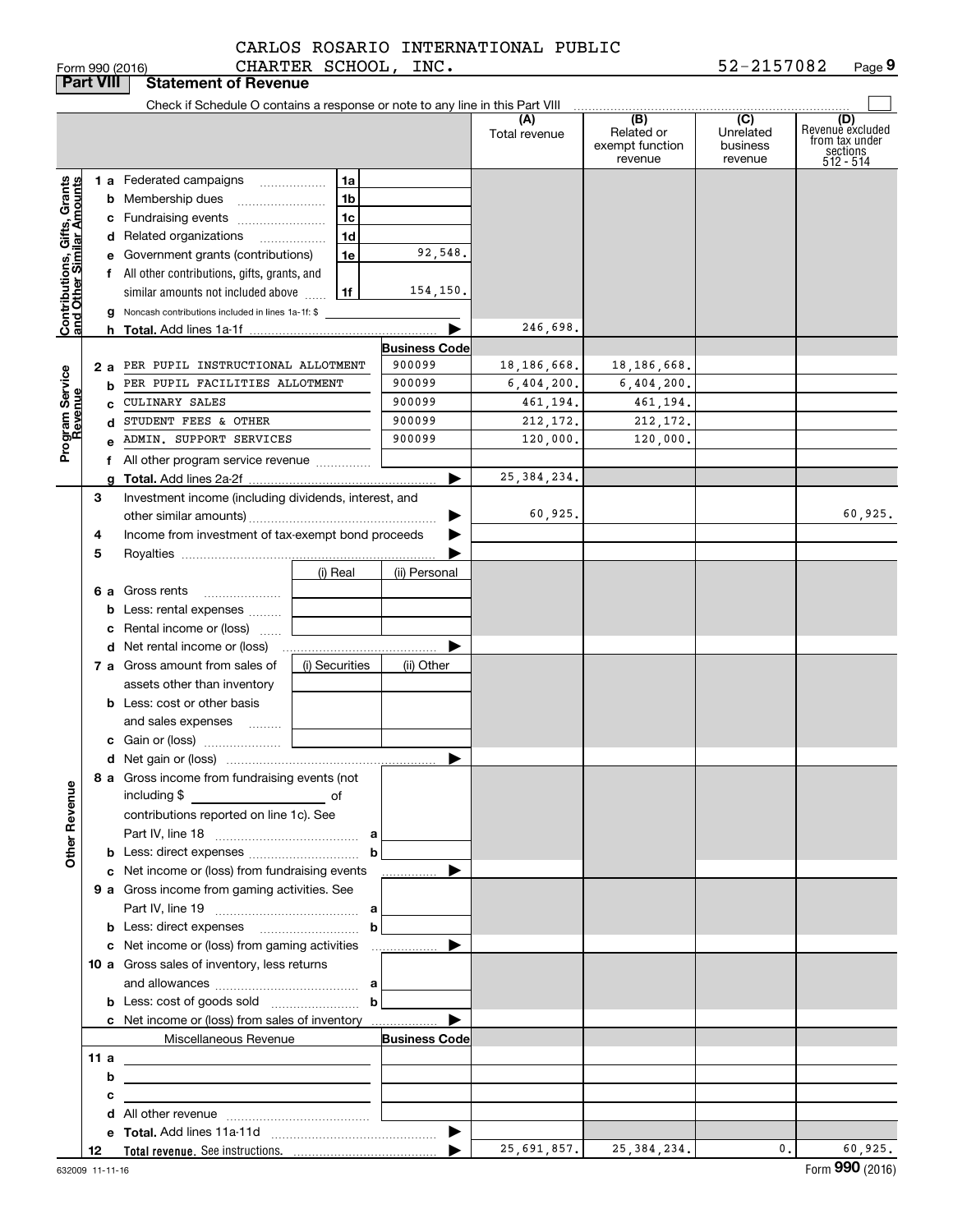CARLOS ROSARIO INTERNATIONAL PUBLIC CHARTER SCHOOL, INC.

Form 990 (2016) 52-2157082 Page 9

## Part VIII Statement of Revenue

Check if Schedule O contains a response or note to any line in this Part VIII

| | | | | (A) Total revenue | (B) Related or exempt function revenue | (C) Unrelated business revenue | (D) Revenue excluded from tax under sections 512 - 514 |
|---|---|---|---|---|---|---|---|
| **Contributions, Gifts, Grants and Other Similar Amounts** | 1 a Federated campaigns | 1a | | | | | |
| | b Membership dues | 1b | | | | | |
| | c Fundraising events | 1c | | | | | |
| | d Related organizations | 1d | | | | | |
| | e Government grants (contributions) | 1e | 92,548. | | | | |
| | f All other contributions, gifts, grants, and similar amounts not included above | 1f | 154,150. | | | | |
| | g Noncash contributions included in lines 1a-1f: $ | | | | | | |
| | h **Total.** Add lines 1a-1f | | | 246,698. | | | |
| **Program Service Revenue** | | | **Business Code** | | | | |
| | 2 a PER PUPIL INSTRUCTIONAL ALLOTMENT | | 900099 | 18,186,668. | 18,186,668. | | |
| | b PER PUPIL FACILITIES ALLOTMENT | | 900099 | 6,404,200. | 6,404,200. | | |
| | c CULINARY SALES | | 900099 | 461,194. | 461,194. | | |
| | d STUDENT FEES & OTHER | | 900099 | 212,172. | 212,172. | | |
| | e ADMIN. SUPPORT SERVICES | | 900099 | 120,000. | 120,000. | | |
| | f All other program service revenue | | | | | | |
| | g **Total.** Add lines 2a-2f | | | 25,384,234. | | | |
| **Other Revenue** | 3 Investment income (including dividends, interest, and other similar amounts) | | | 60,925. | | | 60,925. |
| | 4 Income from investment of tax-exempt bond proceeds | | | | | | |
| | 5 Royalties | | | | | | |
| | | (i) Real | (ii) Personal | | | | |
| | 6 a Gross rents | | | | | | |
| | b Less: rental expenses | | | | | | |
| | c Rental income or (loss) | | | | | | |
| | d Net rental income or (loss) | | | | | | |
| | 7 a Gross amount from sales of assets other than inventory | (i) Securities | (ii) Other | | | | |
| | b Less: cost or other basis and sales expenses | | | | | | |
| | c Gain or (loss) | | | | | | |
| | d Net gain or (loss) | | | | | | |
| | 8 a Gross income from fundraising events (not including $ ______ of contributions reported on line 1c). See Part IV, line 18 | a | | | | | |
| | b Less: direct expenses | b | | | | | |
| | c Net income or (loss) from fundraising events | | | | | | |
| | 9 a Gross income from gaming activities. See Part IV, line 19 | a | | | | | |
| | b Less: direct expenses | b | | | | | |
| | c Net income or (loss) from gaming activities | | | | | | |
| | 10 a Gross sales of inventory, less returns and allowances | a | | | | | |
| | b Less: cost of goods sold | b | | | | | |
| | c Net income or (loss) from sales of inventory | | | | | | |
| | Miscellaneous Revenue | | **Business Code** | | | | |
| | 11 a | | | | | | |
| | b | | | | | | |
| | c | | | | | | |
| | d All other revenue | | | | | | |
| | e **Total.** Add lines 11a-11d | | | | | | |
| | 12 **Total revenue.** See instructions. | | | 25,691,857. | 25,384,234. | 0. | 60,925. |

632009 11-11-16 Form **990** (2016)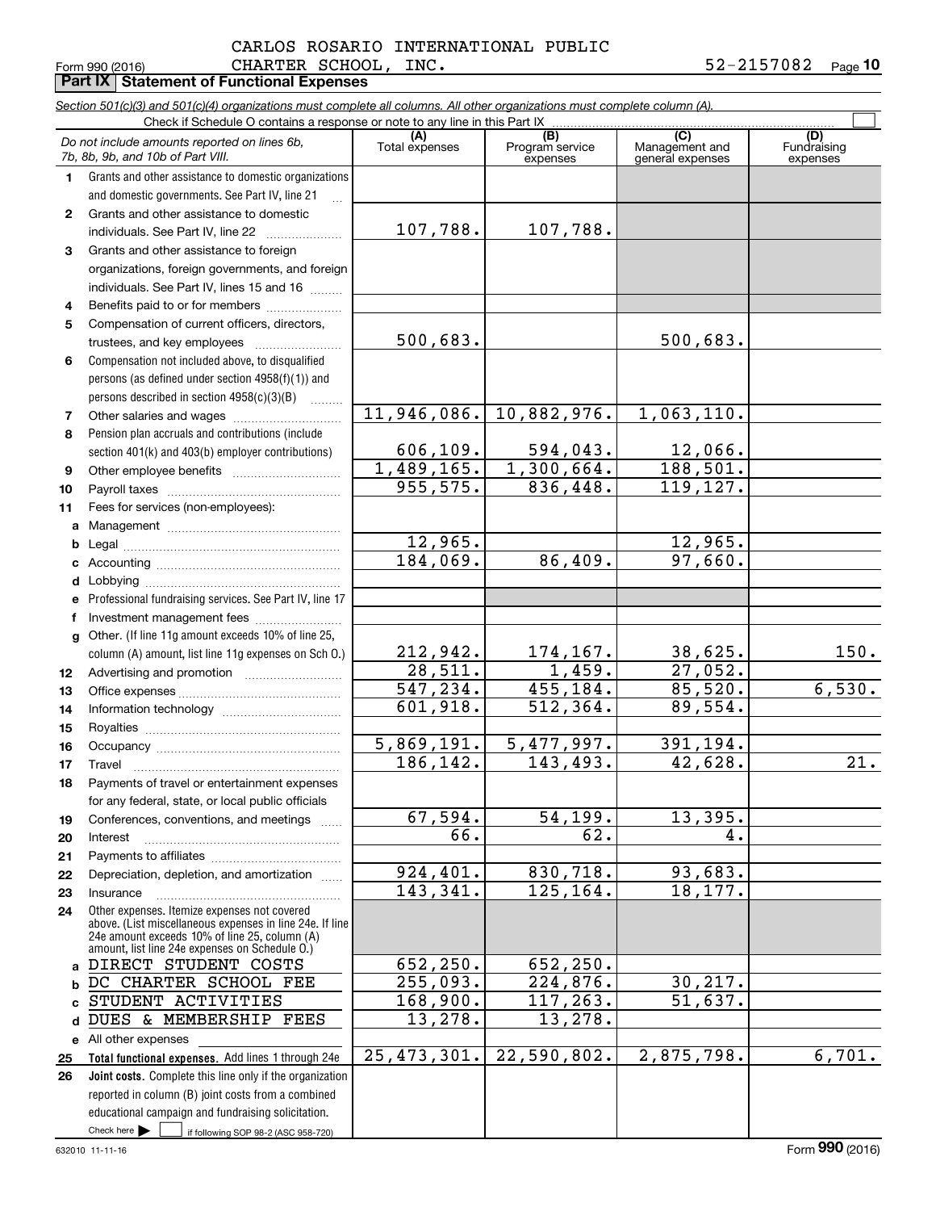CARLOS ROSARIO INTERNATIONAL PUBLIC CHARTER SCHOOL, INC. 52-2157082

Form 990 (2016) Page 10

**Part IX Statement of Functional Expenses**

*Section 501(c)(3) and 501(c)(4) organizations must complete all columns. All other organizations must complete column (A).*

Check if Schedule O contains a response or note to any line in this Part IX

| *Do not include amounts reported on lines 6b, 7b, 8b, 9b, and 10b of Part VIII.* | (A) Total expenses | (B) Program service expenses | (C) Management and general expenses | (D) Fundraising expenses |
|---|---|---|---|---|
| 1 Grants and other assistance to domestic organizations and domestic governments. See Part IV, line 21 | | | | |
| 2 Grants and other assistance to domestic individuals. See Part IV, line 22 | 107,788. | 107,788. | | |
| 3 Grants and other assistance to foreign organizations, foreign governments, and foreign individuals. See Part IV, lines 15 and 16 | | | | |
| 4 Benefits paid to or for members | | | | |
| 5 Compensation of current officers, directors, trustees, and key employees | 500,683. | | 500,683. | |
| 6 Compensation not included above, to disqualified persons (as defined under section 4958(f)(1)) and persons described in section 4958(c)(3)(B) | | | | |
| 7 Other salaries and wages | 11,946,086. | 10,882,976. | 1,063,110. | |
| 8 Pension plan accruals and contributions (include section 401(k) and 403(b) employer contributions) | 606,109. | 594,043. | 12,066. | |
| 9 Other employee benefits | 1,489,165. | 1,300,664. | 188,501. | |
| 10 Payroll taxes | 955,575. | 836,448. | 119,127. | |
| 11 Fees for services (non-employees): | | | | |
| a Management | | | | |
| b Legal | 12,965. | | 12,965. | |
| c Accounting | 184,069. | 86,409. | 97,660. | |
| d Lobbying | | | | |
| e Professional fundraising services. See Part IV, line 17 | | | | |
| f Investment management fees | | | | |
| g Other. (If line 11g amount exceeds 10% of line 25, column (A) amount, list line 11g expenses on Sch O.) | 212,942. | 174,167. | 38,625. | 150. |
| 12 Advertising and promotion | 28,511. | 1,459. | 27,052. | |
| 13 Office expenses | 547,234. | 455,184. | 85,520. | 6,530. |
| 14 Information technology | 601,918. | 512,364. | 89,554. | |
| 15 Royalties | | | | |
| 16 Occupancy | 5,869,191. | 5,477,997. | 391,194. | |
| 17 Travel | 186,142. | 143,493. | 42,628. | 21. |
| 18 Payments of travel or entertainment expenses for any federal, state, or local public officials | | | | |
| 19 Conferences, conventions, and meetings | 67,594. | 54,199. | 13,395. | |
| 20 Interest | 66. | 62. | 4. | |
| 21 Payments to affiliates | | | | |
| 22 Depreciation, depletion, and amortization | 924,401. | 830,718. | 93,683. | |
| 23 Insurance | 143,341. | 125,164. | 18,177. | |
| 24 Other expenses. Itemize expenses not covered above. (List miscellaneous expenses in line 24e. If line 24e amount exceeds 10% of line 25, column (A) amount, list line 24e expenses on Schedule O.) | | | | |
| a DIRECT STUDENT COSTS | 652,250. | 652,250. | | |
| b DC CHARTER SCHOOL FEE | 255,093. | 224,876. | 30,217. | |
| c STUDENT ACTIVITIES | 168,900. | 117,263. | 51,637. | |
| d DUES & MEMBERSHIP FEES | 13,278. | 13,278. | | |
| e All other expenses | | | | |
| 25 **Total functional expenses.** Add lines 1 through 24e | 25,473,301. | 22,590,802. | 2,875,798. | 6,701. |
| 26 **Joint costs.** Complete this line only if the organization reported in column (B) joint costs from a combined educational campaign and fundraising solicitation. Check here ☐ if following SOP 98-2 (ASC 958-720) | | | | |

632010 11-11-16 Form **990** (2016)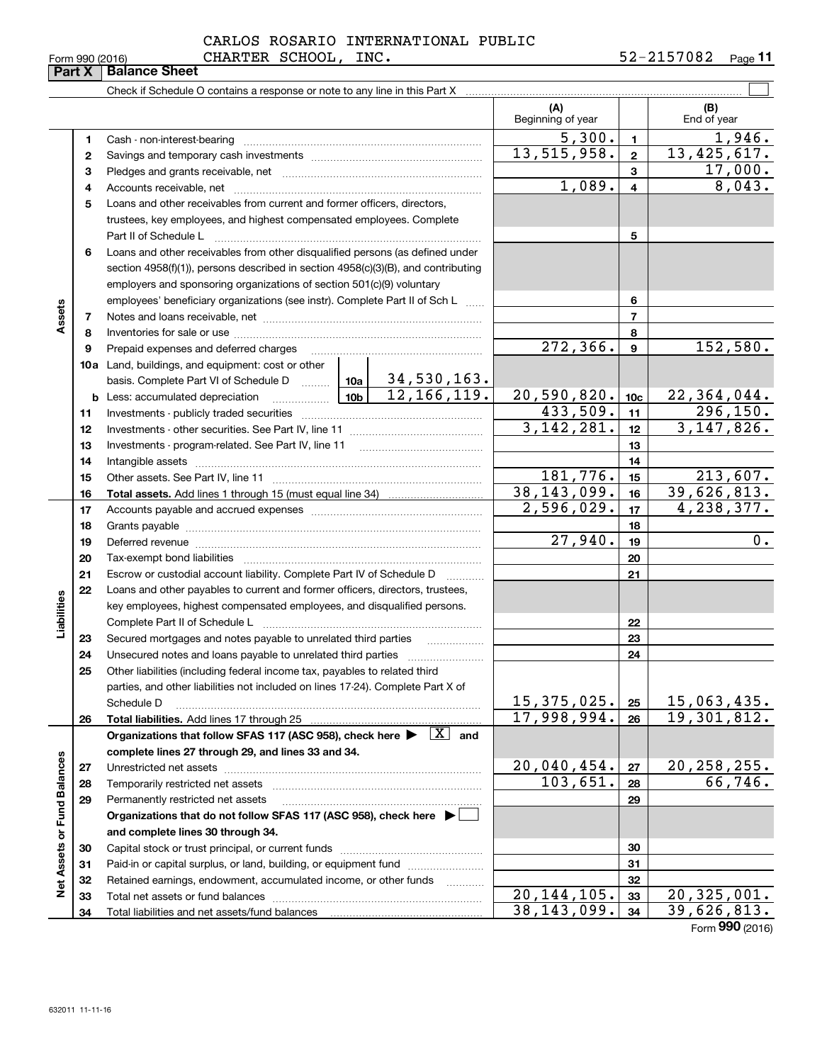CARLOS ROSARIO INTERNATIONAL PUBLIC CHARTER SCHOOL, INC. 52-2157082

Form 990 (2016)

## Part X Balance Sheet

Check if Schedule O contains a response or note to any line in this Part X

| | | | (A) Beginning of year | | (B) End of year |
|---|---|---|---|---|---|
| **Assets** | 1 | Cash - non-interest-bearing | 5,300. | 1 | 1,946. |
| | 2 | Savings and temporary cash investments | 13,515,958. | 2 | 13,425,617. |
| | 3 | Pledges and grants receivable, net | | 3 | 17,000. |
| | 4 | Accounts receivable, net | 1,089. | 4 | 8,043. |
| | 5 | Loans and other receivables from current and former officers, directors, trustees, key employees, and highest compensated employees. Complete Part II of Schedule L | | 5 | |
| | 6 | Loans and other receivables from other disqualified persons (as defined under section 4958(f)(1)), persons described in section 4958(c)(3)(B), and contributing employers and sponsoring organizations of section 501(c)(9) voluntary employees' beneficiary organizations (see instr). Complete Part II of Sch L | | 6 | |
| | 7 | Notes and loans receivable, net | | 7 | |
| | 8 | Inventories for sale or use | | 8 | |
| | 9 | Prepaid expenses and deferred charges | 272,366. | 9 | 152,580. |
| | 10a | Land, buildings, and equipment: cost or other basis. Complete Part VI of Schedule D — 10a: 34,530,163. | | | |
| | b | Less: accumulated depreciation — 10b: 12,166,119. | 20,590,820. | 10c | 22,364,044. |
| | 11 | Investments - publicly traded securities | 433,509. | 11 | 296,150. |
| | 12 | Investments - other securities. See Part IV, line 11 | 3,142,281. | 12 | 3,147,826. |
| | 13 | Investments - program-related. See Part IV, line 11 | | 13 | |
| | 14 | Intangible assets | | 14 | |
| | 15 | Other assets. See Part IV, line 11 | 181,776. | 15 | 213,607. |
| | 16 | **Total assets.** Add lines 1 through 15 (must equal line 34) | 38,143,099. | 16 | 39,626,813. |
| **Liabilities** | 17 | Accounts payable and accrued expenses | 2,596,029. | 17 | 4,238,377. |
| | 18 | Grants payable | | 18 | |
| | 19 | Deferred revenue | 27,940. | 19 | 0. |
| | 20 | Tax-exempt bond liabilities | | 20 | |
| | 21 | Escrow or custodial account liability. Complete Part IV of Schedule D | | 21 | |
| | 22 | Loans and other payables to current and former officers, directors, trustees, key employees, highest compensated employees, and disqualified persons. Complete Part II of Schedule L | | 22 | |
| | 23 | Secured mortgages and notes payable to unrelated third parties | | 23 | |
| | 24 | Unsecured notes and loans payable to unrelated third parties | | 24 | |
| | 25 | Other liabilities (including federal income tax, payables to related third parties, and other liabilities not included on lines 17-24). Complete Part X of Schedule D | 15,375,025. | 25 | 15,063,435. |
| | 26 | **Total liabilities.** Add lines 17 through 25 | 17,998,994. | 26 | 19,301,812. |
| **Net Assets or Fund Balances** | | **Organizations that follow SFAS 117 (ASC 958), check here ▶ [X] and complete lines 27 through 29, and lines 33 and 34.** | | | |
| | 27 | Unrestricted net assets | 20,040,454. | 27 | 20,258,255. |
| | 28 | Temporarily restricted net assets | 103,651. | 28 | 66,746. |
| | 29 | Permanently restricted net assets | | 29 | |
| | | **Organizations that do not follow SFAS 117 (ASC 958), check here ▶ [ ] and complete lines 30 through 34.** | | | |
| | 30 | Capital stock or trust principal, or current funds | | 30 | |
| | 31 | Paid-in or capital surplus, or land, building, or equipment fund | | 31 | |
| | 32 | Retained earnings, endowment, accumulated income, or other funds | | 32 | |
| | 33 | Total net assets or fund balances | 20,144,105. | 33 | 20,325,001. |
| | 34 | Total liabilities and net assets/fund balances | 38,143,099. | 34 | 39,626,813. |

Form **990** (2016)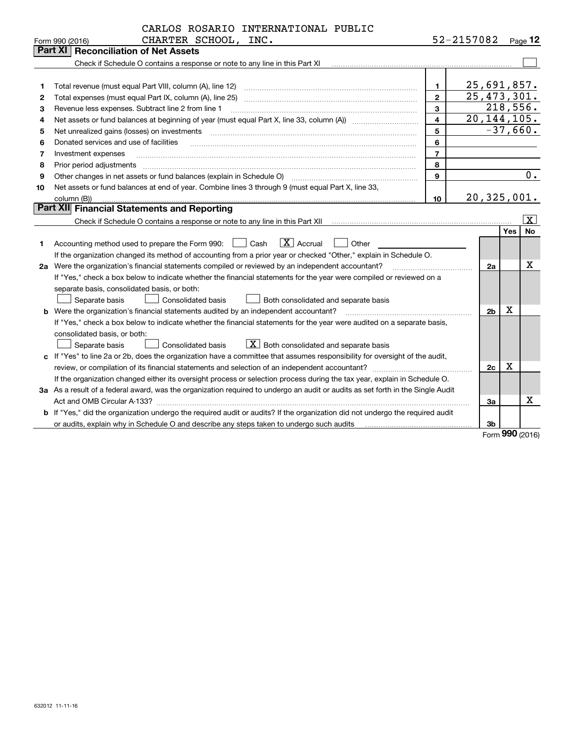CARLOS ROSARIO INTERNATIONAL PUBLIC CHARTER SCHOOL, INC. 52-2157082

Form 990 (2016) Page 12

## Part XI Reconciliation of Net Assets

Check if Schedule O contains a response or note to any line in this Part XI ☐

| | | | |
|---|---|---|---|
| 1 | Total revenue (must equal Part VIII, column (A), line 12) | 1 | 25,691,857. |
| 2 | Total expenses (must equal Part IX, column (A), line 25) | 2 | 25,473,301. |
| 3 | Revenue less expenses. Subtract line 2 from line 1 | 3 | 218,556. |
| 4 | Net assets or fund balances at beginning of year (must equal Part X, line 33, column (A)) | 4 | 20,144,105. |
| 5 | Net unrealized gains (losses) on investments | 5 | -37,660. |
| 6 | Donated services and use of facilities | 6 | |
| 7 | Investment expenses | 7 | |
| 8 | Prior period adjustments | 8 | |
| 9 | Other changes in net assets or fund balances (explain in Schedule O) | 9 | 0. |
| 10 | Net assets or fund balances at end of year. Combine lines 3 through 9 (must equal Part X, line 33, column (B)) | 10 | 20,325,001. |

## Part XII Financial Statements and Reporting

Check if Schedule O contains a response or note to any line in this Part XII ☒

| | | | Yes | No |
|---|---|---|---|---|
| 1 | Accounting method used to prepare the Form 990: ☐ Cash ☒ Accrual ☐ Other<br>If the organization changed its method of accounting from a prior year or checked "Other," explain in Schedule O. | | | |
| 2a | Were the organization's financial statements compiled or reviewed by an independent accountant?<br>If "Yes," check a box below to indicate whether the financial statements for the year were compiled or reviewed on a separate basis, consolidated basis, or both:<br>☐ Separate basis ☐ Consolidated basis ☐ Both consolidated and separate basis | 2a | | X |
| b | Were the organization's financial statements audited by an independent accountant?<br>If "Yes," check a box below to indicate whether the financial statements for the year were audited on a separate basis, consolidated basis, or both:<br>☐ Separate basis ☐ Consolidated basis ☒ Both consolidated and separate basis | 2b | X | |
| c | If "Yes" to line 2a or 2b, does the organization have a committee that assumes responsibility for oversight of the audit, review, or compilation of its financial statements and selection of an independent accountant?<br>If the organization changed either its oversight process or selection process during the tax year, explain in Schedule O. | 2c | X | |
| 3a | As a result of a federal award, was the organization required to undergo an audit or audits as set forth in the Single Audit Act and OMB Circular A-133? | 3a | | X |
| b | If "Yes," did the organization undergo the required audit or audits? If the organization did not undergo the required audit or audits, explain why in Schedule O and describe any steps taken to undergo such audits | 3b | | |

Form **990** (2016)

632012 11-11-16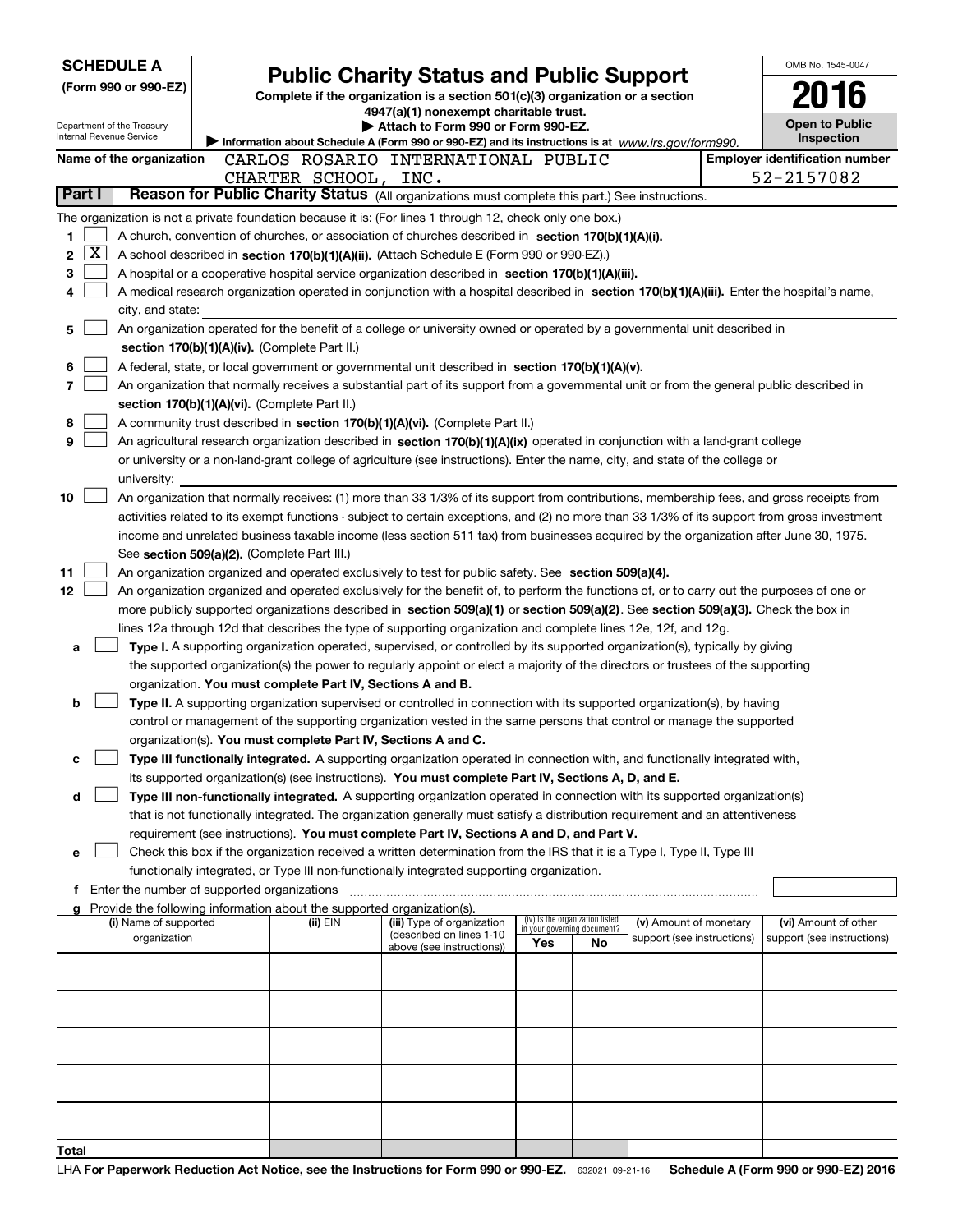**SCHEDULE A**
**(Form 990 or 990-EZ)**

Department of the Treasury
Internal Revenue Service

# Public Charity Status and Public Support

**Complete if the organization is a section 501(c)(3) organization or a section 4947(a)(1) nonexempt charitable trust.**
**▶ Attach to Form 990 or Form 990-EZ.**
▶ Information about Schedule A (Form 990 or 990-EZ) and its instructions is at *www.irs.gov/form990.*

OMB No. 1545-0047
**2016**
**Open to Public Inspection**

**Name of the organization** CARLOS ROSARIO INTERNATIONAL PUBLIC CHARTER SCHOOL, INC.
**Employer identification number** 52-2157082

**Part I** **Reason for Public Charity Status** (All organizations must complete this part.) See instructions.

The organization is not a private foundation because it is: (For lines 1 through 12, check only one box.)

1 [ ] A church, convention of churches, or association of churches described in **section 170(b)(1)(A)(i).**

2 [X] A school described in **section 170(b)(1)(A)(ii).** (Attach Schedule E (Form 990 or 990-EZ).)

3 [ ] A hospital or a cooperative hospital service organization described in **section 170(b)(1)(A)(iii).**

4 [ ] A medical research organization operated in conjunction with a hospital described in **section 170(b)(1)(A)(iii).** Enter the hospital's name, city, and state:

5 [ ] An organization operated for the benefit of a college or university owned or operated by a governmental unit described in **section 170(b)(1)(A)(iv).** (Complete Part II.)

6 [ ] A federal, state, or local government or governmental unit described in **section 170(b)(1)(A)(v).**

7 [ ] An organization that normally receives a substantial part of its support from a governmental unit or from the general public described in **section 170(b)(1)(A)(vi).** (Complete Part II.)

8 [ ] A community trust described in **section 170(b)(1)(A)(vi).** (Complete Part II.)

9 [ ] An agricultural research organization described in **section 170(b)(1)(A)(ix)** operated in conjunction with a land-grant college or university or a non-land-grant college of agriculture (see instructions). Enter the name, city, and state of the college or university:

10 [ ] An organization that normally receives: (1) more than 33 1/3% of its support from contributions, membership fees, and gross receipts from activities related to its exempt functions - subject to certain exceptions, and (2) no more than 33 1/3% of its support from gross investment income and unrelated business taxable income (less section 511 tax) from businesses acquired by the organization after June 30, 1975. See **section 509(a)(2).** (Complete Part III.)

11 [ ] An organization organized and operated exclusively to test for public safety. See **section 509(a)(4).**

12 [ ] An organization organized and operated exclusively for the benefit of, to perform the functions of, or to carry out the purposes of one or more publicly supported organizations described in **section 509(a)(1)** or **section 509(a)(2)**. See **section 509(a)(3).** Check the box in lines 12a through 12d that describes the type of supporting organization and complete lines 12e, 12f, and 12g.

a [ ] **Type I.** A supporting organization operated, supervised, or controlled by its supported organization(s), typically by giving the supported organization(s) the power to regularly appoint or elect a majority of the directors or trustees of the supporting organization. **You must complete Part IV, Sections A and B.**

b [ ] **Type II.** A supporting organization supervised or controlled in connection with its supported organization(s), by having control or management of the supporting organization vested in the same persons that control or manage the supported organization(s). **You must complete Part IV, Sections A and C.**

c [ ] **Type III functionally integrated.** A supporting organization operated in connection with, and functionally integrated with, its supported organization(s) (see instructions). **You must complete Part IV, Sections A, D, and E.**

d [ ] **Type III non-functionally integrated.** A supporting organization operated in connection with its supported organization(s) that is not functionally integrated. The organization generally must satisfy a distribution requirement and an attentiveness requirement (see instructions). **You must complete Part IV, Sections A and D, and Part V.**

e [ ] Check this box if the organization received a written determination from the IRS that it is a Type I, Type II, Type III functionally integrated, or Type III non-functionally integrated supporting organization.

f Enter the number of supported organizations

g Provide the following information about the supported organization(s).

| (i) Name of supported organization | (ii) EIN | (iii) Type of organization (described on lines 1-10 above (see instructions)) | (iv) Is the organization listed in your governing document? Yes | No | (v) Amount of monetary support (see instructions) | (vi) Amount of other support (see instructions) |
|---|---|---|---|---|---|---|
| | | | | | | |
| | | | | | | |
| | | | | | | |
| | | | | | | |
| | | | | | | |
| **Total** | | | | | | |

LHA **For Paperwork Reduction Act Notice, see the Instructions for Form 990 or 990-EZ.** 632021 09-21-16 **Schedule A (Form 990 or 990-EZ) 2016**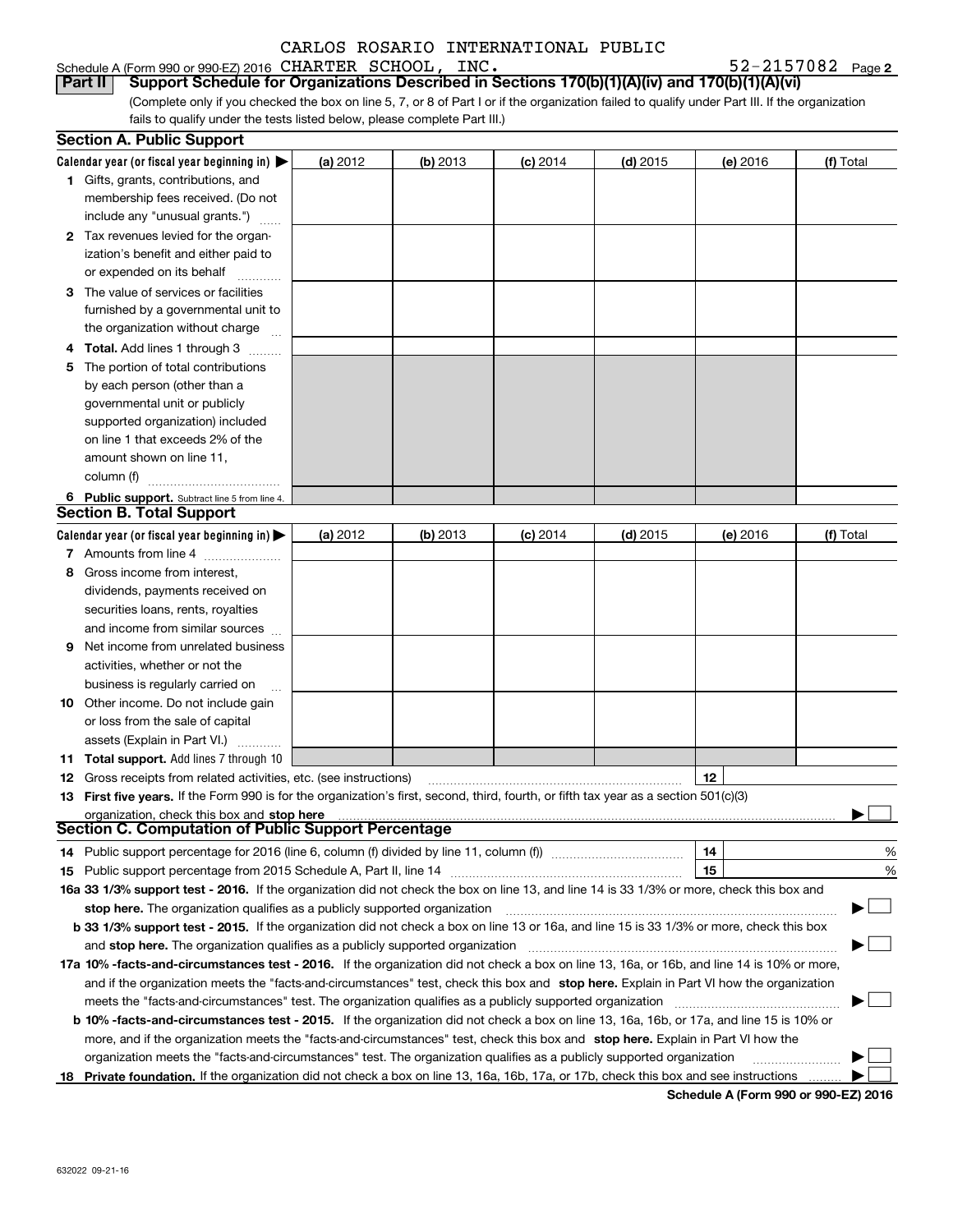CARLOS ROSARIO INTERNATIONAL PUBLIC

Schedule A (Form 990 or 990-EZ) 2016 CHARTER SCHOOL, INC. 52-2157082 Page 2

**Part II Support Schedule for Organizations Described in Sections 170(b)(1)(A)(iv) and 170(b)(1)(A)(vi)**

(Complete only if you checked the box on line 5, 7, or 8 of Part I or if the organization failed to qualify under Part III. If the organization fails to qualify under the tests listed below, please complete Part III.)

## Section A. Public Support

| Calendar year (or fiscal year beginning in) ▶ | (a) 2012 | (b) 2013 | (c) 2014 | (d) 2015 | (e) 2016 | (f) Total |
|---|---|---|---|---|---|---|
| 1 Gifts, grants, contributions, and membership fees received. (Do not include any "unusual grants.") | | | | | | |
| 2 Tax revenues levied for the organization's benefit and either paid to or expended on its behalf | | | | | | |
| 3 The value of services or facilities furnished by a governmental unit to the organization without charge | | | | | | |
| 4 **Total.** Add lines 1 through 3 | | | | | | |
| 5 The portion of total contributions by each person (other than a governmental unit or publicly supported organization) included on line 1 that exceeds 2% of the amount shown on line 11, column (f) | | | | | | |
| 6 **Public support.** Subtract line 5 from line 4. | | | | | | |

## Section B. Total Support

| Calendar year (or fiscal year beginning in) ▶ | (a) 2012 | (b) 2013 | (c) 2014 | (d) 2015 | (e) 2016 | (f) Total |
|---|---|---|---|---|---|---|
| 7 Amounts from line 4 | | | | | | |
| 8 Gross income from interest, dividends, payments received on securities loans, rents, royalties and income from similar sources | | | | | | |
| 9 Net income from unrelated business activities, whether or not the business is regularly carried on | | | | | | |
| 10 Other income. Do not include gain or loss from the sale of capital assets (Explain in Part VI.) | | | | | | |
| 11 **Total support.** Add lines 7 through 10 | | | | | | |

12 Gross receipts from related activities, etc. (see instructions) | 12 |

13 **First five years.** If the Form 990 is for the organization's first, second, third, fourth, or fifth tax year as a section 501(c)(3) organization, check this box and **stop here** ▶ ☐

## Section C. Computation of Public Support Percentage

14 Public support percentage for 2016 (line 6, column (f) divided by line 11, column (f)) | 14 | %

15 Public support percentage from 2015 Schedule A, Part II, line 14 | 15 | %

**16a 33 1/3% support test - 2016.** If the organization did not check the box on line 13, and line 14 is 33 1/3% or more, check this box and **stop here.** The organization qualifies as a publicly supported organization ▶ ☐

**b 33 1/3% support test - 2015.** If the organization did not check a box on line 13 or 16a, and line 15 is 33 1/3% or more, check this box and **stop here.** The organization qualifies as a publicly supported organization ▶ ☐

**17a 10% -facts-and-circumstances test - 2016.** If the organization did not check a box on line 13, 16a, or 16b, and line 14 is 10% or more, and if the organization meets the "facts-and-circumstances" test, check this box and **stop here.** Explain in Part VI how the organization meets the "facts-and-circumstances" test. The organization qualifies as a publicly supported organization ▶ ☐

**b 10% -facts-and-circumstances test - 2015.** If the organization did not check a box on line 13, 16a, 16b, or 17a, and line 15 is 10% or more, and if the organization meets the "facts-and-circumstances" test, check this box and **stop here.** Explain in Part VI how the organization meets the "facts-and-circumstances" test. The organization qualifies as a publicly supported organization ▶ ☐

**18 Private foundation.** If the organization did not check a box on line 13, 16a, 16b, 17a, or 17b, check this box and see instructions ▶ ☐

**Schedule A (Form 990 or 990-EZ) 2016**

632022 09-21-16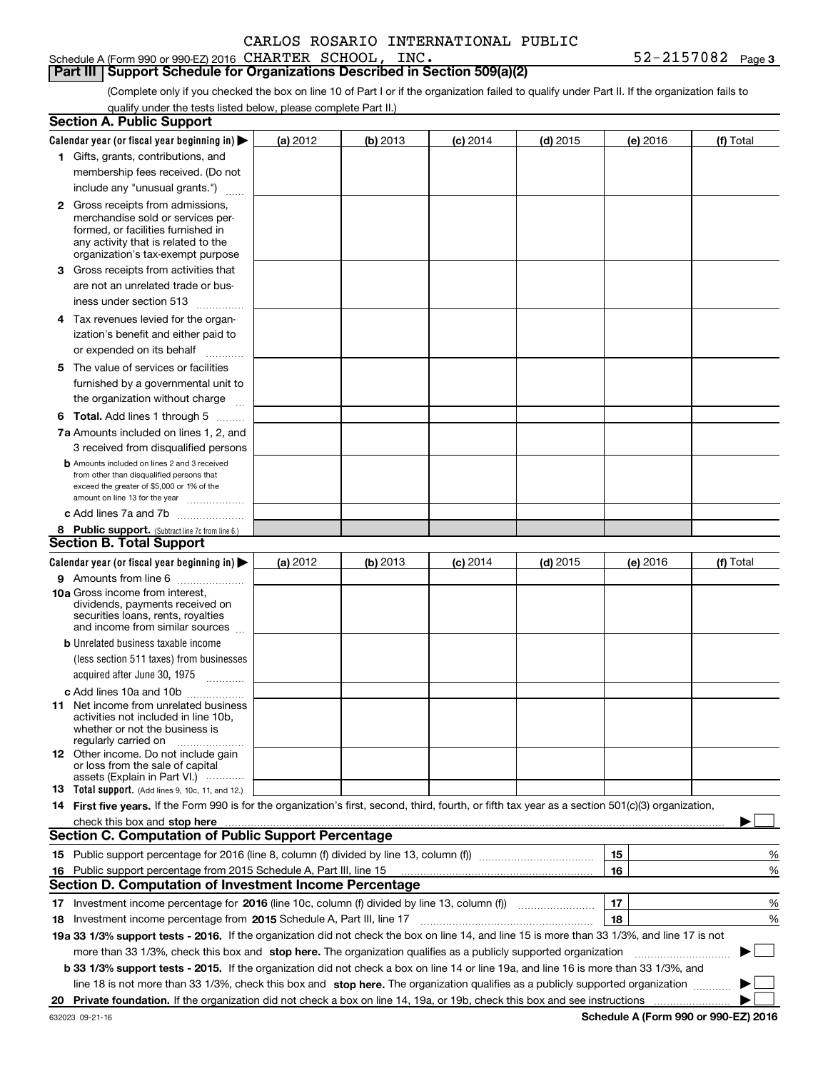CARLOS ROSARIO INTERNATIONAL PUBLIC

Schedule A (Form 990 or 990-EZ) 2016 CHARTER SCHOOL, INC. 52-2157082 Page 3

## Part III | Support Schedule for Organizations Described in Section 509(a)(2)

(Complete only if you checked the box on line 10 of Part I or if the organization failed to qualify under Part II. If the organization fails to qualify under the tests listed below, please complete Part II.)

### Section A. Public Support

| Calendar year (or fiscal year beginning in) ▶ | (a) 2012 | (b) 2013 | (c) 2014 | (d) 2015 | (e) 2016 | (f) Total |
|---|---|---|---|---|---|---|
| 1 Gifts, grants, contributions, and membership fees received. (Do not include any "unusual grants.") | | | | | | |
| 2 Gross receipts from admissions, merchandise sold or services performed, or facilities furnished in any activity that is related to the organization's tax-exempt purpose | | | | | | |
| 3 Gross receipts from activities that are not an unrelated trade or business under section 513 | | | | | | |
| 4 Tax revenues levied for the organization's benefit and either paid to or expended on its behalf | | | | | | |
| 5 The value of services or facilities furnished by a governmental unit to the organization without charge | | | | | | |
| 6 Total. Add lines 1 through 5 | | | | | | |
| 7a Amounts included on lines 1, 2, and 3 received from disqualified persons | | | | | | |
| b Amounts included on lines 2 and 3 received from other than disqualified persons that exceed the greater of $5,000 or 1% of the amount on line 13 for the year | | | | | | |
| c Add lines 7a and 7b | | | | | | |
| 8 Public support. (Subtract line 7c from line 6.) | | | | | | |

### Section B. Total Support

| Calendar year (or fiscal year beginning in) ▶ | (a) 2012 | (b) 2013 | (c) 2014 | (d) 2015 | (e) 2016 | (f) Total |
|---|---|---|---|---|---|---|
| 9 Amounts from line 6 | | | | | | |
| 10a Gross income from interest, dividends, payments received on securities loans, rents, royalties and income from similar sources | | | | | | |
| b Unrelated business taxable income (less section 511 taxes) from businesses acquired after June 30, 1975 | | | | | | |
| c Add lines 10a and 10b | | | | | | |
| 11 Net income from unrelated business activities not included in line 10b, whether or not the business is regularly carried on | | | | | | |
| 12 Other income. Do not include gain or loss from the sale of capital assets (Explain in Part VI.) | | | | | | |
| 13 Total support. (Add lines 9, 10c, 11, and 12.) | | | | | | |

14 **First five years.** If the Form 990 is for the organization's first, second, third, fourth, or fifth tax year as a section 501(c)(3) organization, check this box and **stop here** ▶ ☐

### Section C. Computation of Public Support Percentage

| | | | |
|---|---|---|---|
| 15 | Public support percentage for 2016 (line 8, column (f) divided by line 13, column (f)) | 15 | % |
| 16 | Public support percentage from 2015 Schedule A, Part III, line 15 | 16 | % |

### Section D. Computation of Investment Income Percentage

| | | | |
|---|---|---|---|
| 17 | Investment income percentage for **2016** (line 10c, column (f) divided by line 13, column (f)) | 17 | % |
| 18 | Investment income percentage from **2015** Schedule A, Part III, line 17 | 18 | % |

**19a 33 1/3% support tests - 2016.** If the organization did not check the box on line 14, and line 15 is more than 33 1/3%, and line 17 is not more than 33 1/3%, check this box and **stop here.** The organization qualifies as a publicly supported organization ▶ ☐

**b 33 1/3% support tests - 2015.** If the organization did not check a box on line 14 or line 19a, and line 16 is more than 33 1/3%, and line 18 is not more than 33 1/3%, check this box and **stop here.** The organization qualifies as a publicly supported organization ▶ ☐

**20 Private foundation.** If the organization did not check a box on line 14, 19a, or 19b, check this box and see instructions ▶ ☐

632023 09-21-16 **Schedule A (Form 990 or 990-EZ) 2016**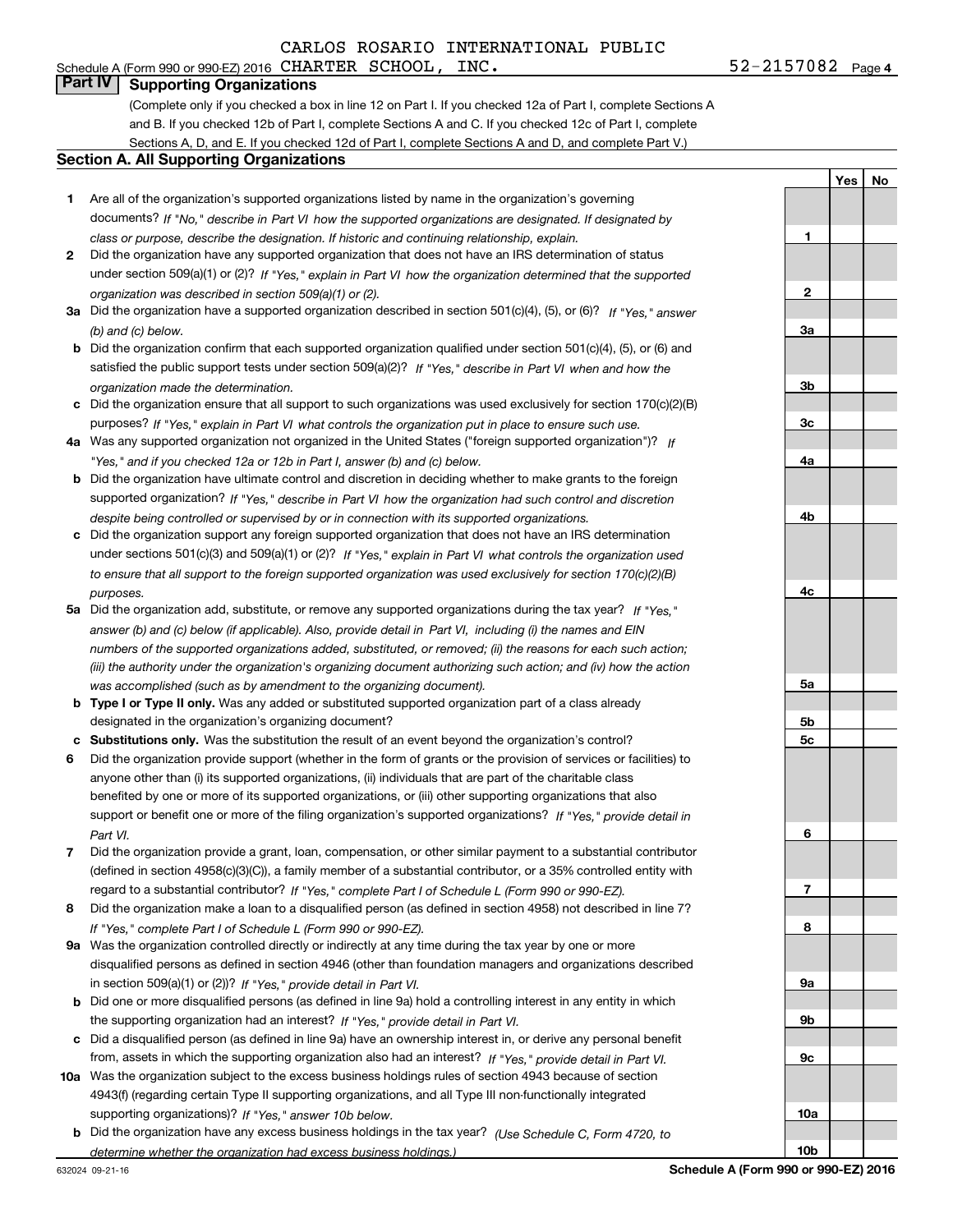CARLOS ROSARIO INTERNATIONAL PUBLIC

Schedule A (Form 990 or 990-EZ) 2016 CHARTER SCHOOL, INC. 52-2157082 Page 4

## Part IV Supporting Organizations

(Complete only if you checked a box in line 12 on Part I. If you checked 12a of Part I, complete Sections A and B. If you checked 12b of Part I, complete Sections A and C. If you checked 12c of Part I, complete Sections A, D, and E. If you checked 12d of Part I, complete Sections A and D, and complete Part V.)

### Section A. All Supporting Organizations

| | | | Yes | No |
|---|---|---|---|---|
| 1 | Are all of the organization's supported organizations listed by name in the organization's governing documents? *If "No," describe in Part VI how the supported organizations are designated. If designated by class or purpose, describe the designation. If historic and continuing relationship, explain.* | 1 | | |
| 2 | Did the organization have any supported organization that does not have an IRS determination of status under section 509(a)(1) or (2)? *If "Yes," explain in Part VI how the organization determined that the supported organization was described in section 509(a)(1) or (2).* | 2 | | |
| 3a | Did the organization have a supported organization described in section 501(c)(4), (5), or (6)? *If "Yes," answer (b) and (c) below.* | 3a | | |
| b | Did the organization confirm that each supported organization qualified under section 501(c)(4), (5), or (6) and satisfied the public support tests under section 509(a)(2)? *If "Yes," describe in Part VI when and how the organization made the determination.* | 3b | | |
| c | Did the organization ensure that all support to such organizations was used exclusively for section 170(c)(2)(B) purposes? *If "Yes," explain in Part VI what controls the organization put in place to ensure such use.* | 3c | | |
| 4a | Was any supported organization not organized in the United States ("foreign supported organization")? *If "Yes," and if you checked 12a or 12b in Part I, answer (b) and (c) below.* | 4a | | |
| b | Did the organization have ultimate control and discretion in deciding whether to make grants to the foreign supported organization? *If "Yes," describe in Part VI how the organization had such control and discretion despite being controlled or supervised by or in connection with its supported organizations.* | 4b | | |
| c | Did the organization support any foreign supported organization that does not have an IRS determination under sections 501(c)(3) and 509(a)(1) or (2)? *If "Yes," explain in Part VI what controls the organization used to ensure that all support to the foreign supported organization was used exclusively for section 170(c)(2)(B) purposes.* | 4c | | |
| 5a | Did the organization add, substitute, or remove any supported organizations during the tax year? *If "Yes," answer (b) and (c) below (if applicable). Also, provide detail in Part VI, including (i) the names and EIN numbers of the supported organizations added, substituted, or removed; (ii) the reasons for each such action; (iii) the authority under the organization's organizing document authorizing such action; and (iv) how the action was accomplished (such as by amendment to the organizing document).* | 5a | | |
| b | **Type I or Type II only.** Was any added or substituted supported organization part of a class already designated in the organization's organizing document? | 5b | | |
| c | **Substitutions only.** Was the substitution the result of an event beyond the organization's control? | 5c | | |
| 6 | Did the organization provide support (whether in the form of grants or the provision of services or facilities) to anyone other than (i) its supported organizations, (ii) individuals that are part of the charitable class benefited by one or more of its supported organizations, or (iii) other supporting organizations that also support or benefit one or more of the filing organization's supported organizations? *If "Yes," provide detail in Part VI.* | 6 | | |
| 7 | Did the organization provide a grant, loan, compensation, or other similar payment to a substantial contributor (defined in section 4958(c)(3)(C)), a family member of a substantial contributor, or a 35% controlled entity with regard to a substantial contributor? *If "Yes," complete Part I of Schedule L (Form 990 or 990-EZ).* | 7 | | |
| 8 | Did the organization make a loan to a disqualified person (as defined in section 4958) not described in line 7? *If "Yes," complete Part I of Schedule L (Form 990 or 990-EZ).* | 8 | | |
| 9a | Was the organization controlled directly or indirectly at any time during the tax year by one or more disqualified persons as defined in section 4946 (other than foundation managers and organizations described in section 509(a)(1) or (2))? *If "Yes," provide detail in Part VI.* | 9a | | |
| b | Did one or more disqualified persons (as defined in line 9a) hold a controlling interest in any entity in which the supporting organization had an interest? *If "Yes," provide detail in Part VI.* | 9b | | |
| c | Did a disqualified person (as defined in line 9a) have an ownership interest in, or derive any personal benefit from, assets in which the supporting organization also had an interest? *If "Yes," provide detail in Part VI.* | 9c | | |
| 10a | Was the organization subject to the excess business holdings rules of section 4943 because of section 4943(f) (regarding certain Type II supporting organizations, and all Type III non-functionally integrated supporting organizations)? *If "Yes," answer 10b below.* | 10a | | |
| b | Did the organization have any excess business holdings in the tax year? *(Use Schedule C, Form 4720, to determine whether the organization had excess business holdings.)* | 10b | | |

632024 09-21-16 **Schedule A (Form 990 or 990-EZ) 2016**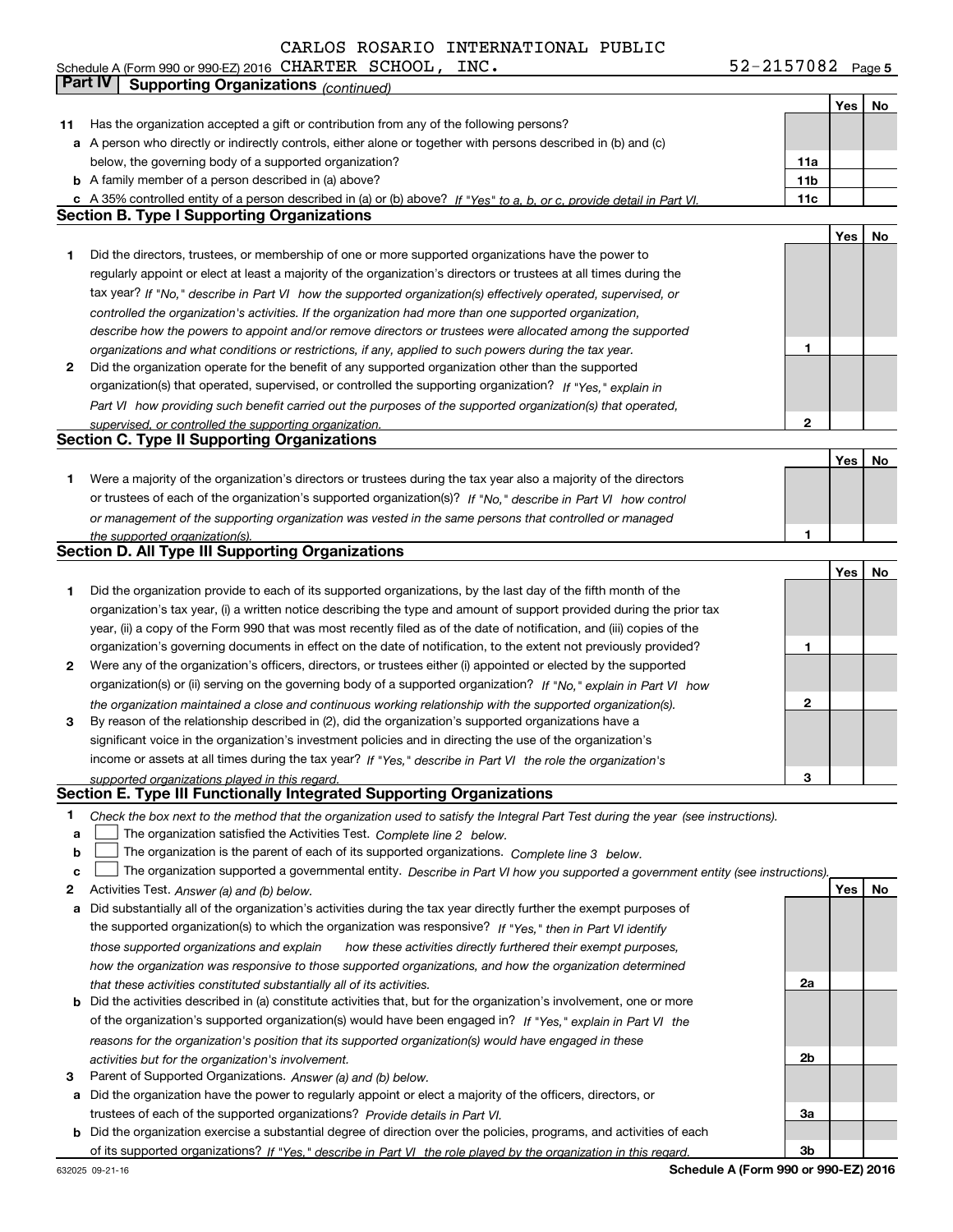CARLOS ROSARIO INTERNATIONAL PUBLIC

Schedule A (Form 990 or 990-EZ) 2016 CHARTER SCHOOL, INC. 52-2157082 Page 5

## Part IV Supporting Organizations *(continued)*

| | | | Yes | No |
|---|---|---|---|---|
| **11** | Has the organization accepted a gift or contribution from any of the following persons? | | | |
| **a** | A person who directly or indirectly controls, either alone or together with persons described in (b) and (c) below, the governing body of a supported organization? | **11a** | | |
| **b** | A family member of a person described in (a) above? | **11b** | | |
| **c** | A 35% controlled entity of a person described in (a) or (b) above? *If "Yes" to a, b, or c, provide detail in Part VI.* | **11c** | | |

### Section B. Type I Supporting Organizations

| | | | Yes | No |
|---|---|---|---|---|
| **1** | Did the directors, trustees, or membership of one or more supported organizations have the power to regularly appoint or elect at least a majority of the organization's directors or trustees at all times during the tax year? *If "No," describe in Part VI how the supported organization(s) effectively operated, supervised, or controlled the organization's activities. If the organization had more than one supported organization, describe how the powers to appoint and/or remove directors or trustees were allocated among the supported organizations and what conditions or restrictions, if any, applied to such powers during the tax year.* | **1** | | |
| **2** | Did the organization operate for the benefit of any supported organization other than the supported organization(s) that operated, supervised, or controlled the supporting organization? *If "Yes," explain in Part VI how providing such benefit carried out the purposes of the supported organization(s) that operated, supervised, or controlled the supporting organization.* | **2** | | |

### Section C. Type II Supporting Organizations

| | | | Yes | No |
|---|---|---|---|---|
| **1** | Were a majority of the organization's directors or trustees during the tax year also a majority of the directors or trustees of each of the organization's supported organization(s)? *If "No," describe in Part VI how control or management of the supporting organization was vested in the same persons that controlled or managed the supported organization(s).* | **1** | | |

### Section D. All Type III Supporting Organizations

| | | | Yes | No |
|---|---|---|---|---|
| **1** | Did the organization provide to each of its supported organizations, by the last day of the fifth month of the organization's tax year, (i) a written notice describing the type and amount of support provided during the prior tax year, (ii) a copy of the Form 990 that was most recently filed as of the date of notification, and (iii) copies of the organization's governing documents in effect on the date of notification, to the extent not previously provided? | **1** | | |
| **2** | Were any of the organization's officers, directors, or trustees either (i) appointed or elected by the supported organization(s) or (ii) serving on the governing body of a supported organization? *If "No," explain in Part VI how the organization maintained a close and continuous working relationship with the supported organization(s).* | **2** | | |
| **3** | By reason of the relationship described in (2), did the organization's supported organizations have a significant voice in the organization's investment policies and in directing the use of the organization's income or assets at all times during the tax year? *If "Yes," describe in Part VI the role the organization's supported organizations played in this regard.* | **3** | | |

### Section E. Type III Functionally Integrated Supporting Organizations

**1** *Check the box next to the method that the organization used to satisfy the Integral Part Test during the year (see instructions).*

**a** ☐ The organization satisfied the Activities Test. *Complete line 2 below.*

**b** ☐ The organization is the parent of each of its supported organizations. *Complete line 3 below.*

**c** ☐ The organization supported a governmental entity. *Describe in Part VI how you supported a government entity (see instructions).*

| | | | Yes | No |
|---|---|---|---|---|
| **2** | Activities Test. *Answer (a) and (b) below.* | | | |
| **a** | Did substantially all of the organization's activities during the tax year directly further the exempt purposes of the supported organization(s) to which the organization was responsive? *If "Yes," then in Part VI identify those supported organizations and explain how these activities directly furthered their exempt purposes, how the organization was responsive to those supported organizations, and how the organization determined that these activities constituted substantially all of its activities.* | **2a** | | |
| **b** | Did the activities described in (a) constitute activities that, but for the organization's involvement, one or more of the organization's supported organization(s) would have been engaged in? *If "Yes," explain in Part VI the reasons for the organization's position that its supported organization(s) would have engaged in these activities but for the organization's involvement.* | **2b** | | |
| **3** | Parent of Supported Organizations. *Answer (a) and (b) below.* | | | |
| **a** | Did the organization have the power to regularly appoint or elect a majority of the officers, directors, or trustees of each of the supported organizations? *Provide details in Part VI.* | **3a** | | |
| **b** | Did the organization exercise a substantial degree of direction over the policies, programs, and activities of each of its supported organizations? *If "Yes," describe in Part VI the role played by the organization in this regard.* | **3b** | | |

632025 09-21-16 **Schedule A (Form 990 or 990-EZ) 2016**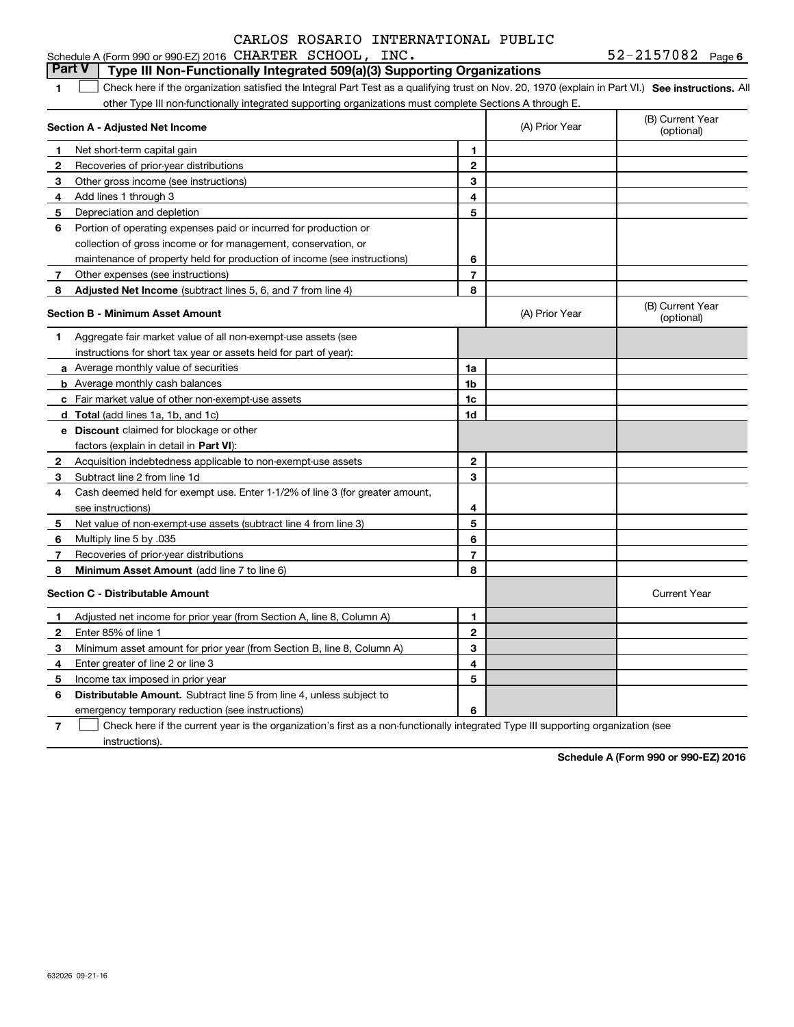CARLOS ROSARIO INTERNATIONAL PUBLIC

Schedule A (Form 990 or 990-EZ) 2016 CHARTER SCHOOL, INC. 52-2157082 Page 6

## Part V | Type III Non-Functionally Integrated 509(a)(3) Supporting Organizations

1 ☐ Check here if the organization satisfied the Integral Part Test as a qualifying trust on Nov. 20, 1970 (explain in Part VI.) **See instructions.** All other Type III non-functionally integrated supporting organizations must complete Sections A through E.

| **Section A - Adjusted Net Income** | | | (A) Prior Year | (B) Current Year (optional) |
|---|---|---|---|---|
| 1 | Net short-term capital gain | 1 | | |
| 2 | Recoveries of prior-year distributions | 2 | | |
| 3 | Other gross income (see instructions) | 3 | | |
| 4 | Add lines 1 through 3 | 4 | | |
| 5 | Depreciation and depletion | 5 | | |
| 6 | Portion of operating expenses paid or incurred for production or collection of gross income or for management, conservation, or maintenance of property held for production of income (see instructions) | 6 | | |
| 7 | Other expenses (see instructions) | 7 | | |
| 8 | **Adjusted Net Income** (subtract lines 5, 6, and 7 from line 4) | 8 | | |

| **Section B - Minimum Asset Amount** | | | (A) Prior Year | (B) Current Year (optional) |
|---|---|---|---|---|
| 1 | Aggregate fair market value of all non-exempt-use assets (see instructions for short tax year or assets held for part of year): | | | |
| a | Average monthly value of securities | 1a | | |
| b | Average monthly cash balances | 1b | | |
| c | Fair market value of other non-exempt-use assets | 1c | | |
| d | **Total** (add lines 1a, 1b, and 1c) | 1d | | |
| e | **Discount** claimed for blockage or other factors (explain in detail in **Part VI**): | | | |
| 2 | Acquisition indebtedness applicable to non-exempt-use assets | 2 | | |
| 3 | Subtract line 2 from line 1d | 3 | | |
| 4 | Cash deemed held for exempt use. Enter 1-1/2% of line 3 (for greater amount, see instructions) | 4 | | |
| 5 | Net value of non-exempt-use assets (subtract line 4 from line 3) | 5 | | |
| 6 | Multiply line 5 by .035 | 6 | | |
| 7 | Recoveries of prior-year distributions | 7 | | |
| 8 | **Minimum Asset Amount** (add line 7 to line 6) | 8 | | |

| **Section C - Distributable Amount** | | | | Current Year |
|---|---|---|---|---|
| 1 | Adjusted net income for prior year (from Section A, line 8, Column A) | 1 | | |
| 2 | Enter 85% of line 1 | 2 | | |
| 3 | Minimum asset amount for prior year (from Section B, line 8, Column A) | 3 | | |
| 4 | Enter greater of line 2 or line 3 | 4 | | |
| 5 | Income tax imposed in prior year | 5 | | |
| 6 | **Distributable Amount.** Subtract line 5 from line 4, unless subject to emergency temporary reduction (see instructions) | 6 | | |

7 ☐ Check here if the current year is the organization's first as a non-functionally integrated Type III supporting organization (see instructions).

**Schedule A (Form 990 or 990-EZ) 2016**

632026 09-21-16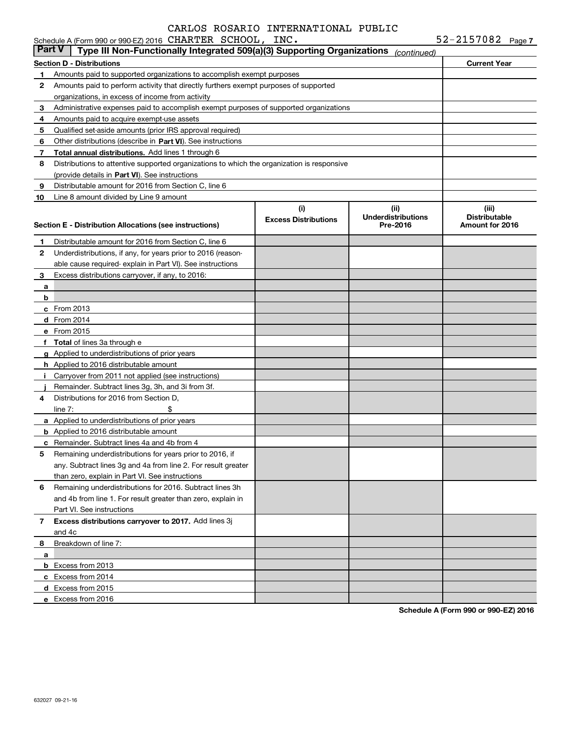CARLOS ROSARIO INTERNATIONAL PUBLIC

Schedule A (Form 990 or 990-EZ) 2016 CHARTER SCHOOL, INC. 52-2157082 Page 7

**Part V** | **Type III Non-Functionally Integrated 509(a)(3) Supporting Organizations** *(continued)*

| **Section D - Distributions** | | **Current Year** |
|---|---|---|
| **1** | Amounts paid to supported organizations to accomplish exempt purposes | |
| **2** | Amounts paid to perform activity that directly furthers exempt purposes of supported organizations, in excess of income from activity | |
| **3** | Administrative expenses paid to accomplish exempt purposes of supported organizations | |
| **4** | Amounts paid to acquire exempt-use assets | |
| **5** | Qualified set-aside amounts (prior IRS approval required) | |
| **6** | Other distributions (describe in **Part VI**). See instructions | |
| **7** | **Total annual distributions.** Add lines 1 through 6 | |
| **8** | Distributions to attentive supported organizations to which the organization is responsive (provide details in **Part VI**). See instructions | |
| **9** | Distributable amount for 2016 from Section C, line 6 | |
| **10** | Line 8 amount divided by Line 9 amount | |

| **Section E - Distribution Allocations (see instructions)** | **(i) Excess Distributions** | **(ii) Underdistributions Pre-2016** | **(iii) Distributable Amount for 2016** |
|---|---|---|---|
| **1** Distributable amount for 2016 from Section C, line 6 | | | |
| **2** Underdistributions, if any, for years prior to 2016 (reasonable cause required- explain in Part VI). See instructions | | | |
| **3** Excess distributions carryover, if any, to 2016: | | | |
| **a** | | | |
| **b** | | | |
| **c** From 2013 | | | |
| **d** From 2014 | | | |
| **e** From 2015 | | | |
| **f Total** of lines 3a through e | | | |
| **g** Applied to underdistributions of prior years | | | |
| **h** Applied to 2016 distributable amount | | | |
| **i** Carryover from 2011 not applied (see instructions) | | | |
| **j** Remainder. Subtract lines 3g, 3h, and 3i from 3f. | | | |
| **4** Distributions for 2016 from Section D, line 7: $ | | | |
| **a** Applied to underdistributions of prior years | | | |
| **b** Applied to 2016 distributable amount | | | |
| **c** Remainder. Subtract lines 4a and 4b from 4 | | | |
| **5** Remaining underdistributions for years prior to 2016, if any. Subtract lines 3g and 4a from line 2. For result greater than zero, explain in Part VI. See instructions | | | |
| **6** Remaining underdistributions for 2016. Subtract lines 3h and 4b from line 1. For result greater than zero, explain in Part VI. See instructions | | | |
| **7 Excess distributions carryover to 2017.** Add lines 3j and 4c | | | |
| **8** Breakdown of line 7: | | | |
| **a** | | | |
| **b** Excess from 2013 | | | |
| **c** Excess from 2014 | | | |
| **d** Excess from 2015 | | | |
| **e** Excess from 2016 | | | |

**Schedule A (Form 990 or 990-EZ) 2016**

632027 09-21-16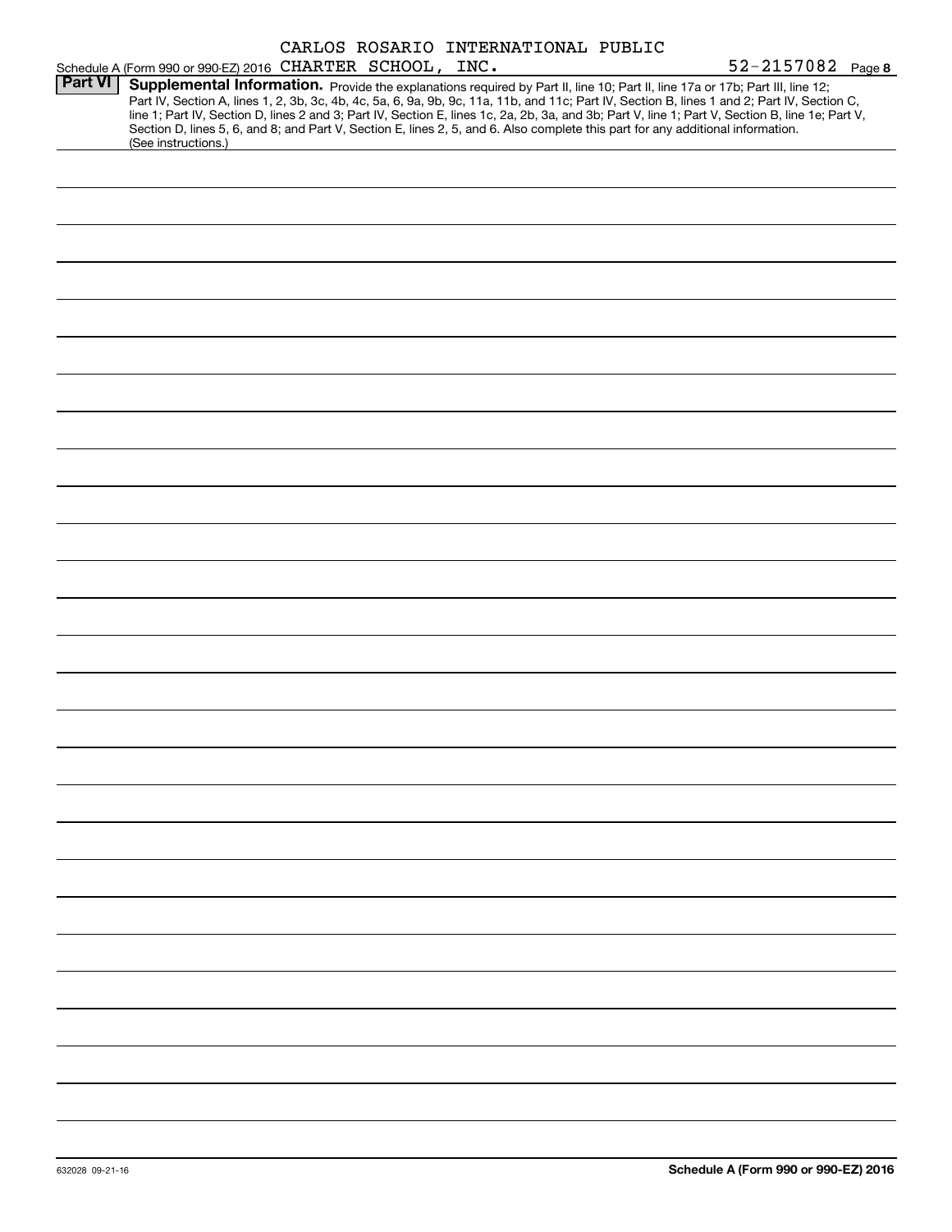Schedule A (Form 990 or 990-EZ) 2016 CARLOS ROSARIO INTERNATIONAL PUBLIC CHARTER SCHOOL, INC. 52-2157082 Page **8**

**Part VI** **Supplemental Information.** Provide the explanations required by Part II, line 10; Part II, line 17a or 17b; Part III, line 12; Part IV, Section A, lines 1, 2, 3b, 3c, 4b, 4c, 5a, 6, 9a, 9b, 9c, 11a, 11b, and 11c; Part IV, Section B, lines 1 and 2; Part IV, Section C, line 1; Part IV, Section D, lines 2 and 3; Part IV, Section E, lines 1c, 2a, 2b, 3a, and 3b; Part V, line 1; Part V, Section B, line 1e; Part V, Section D, lines 5, 6, and 8; and Part V, Section E, lines 2, 5, and 6. Also complete this part for any additional information. (See instructions.)

632028 09-21-16 **Schedule A (Form 990 or 990-EZ) 2016**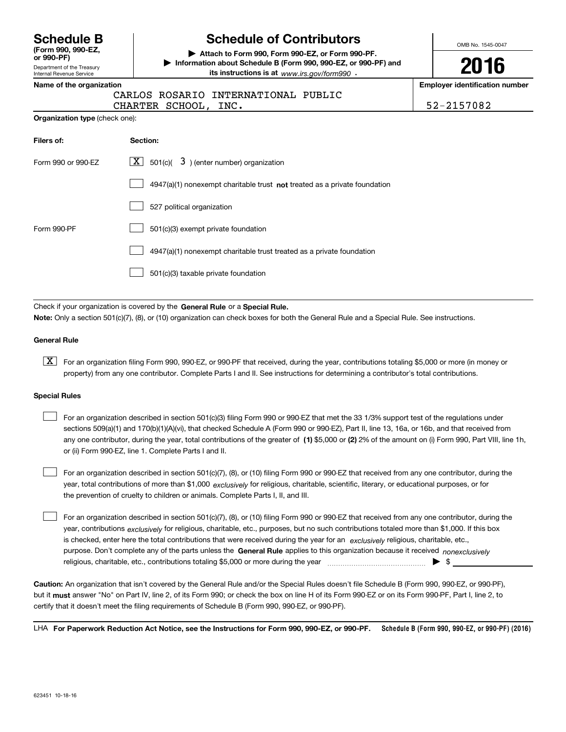# Schedule B

**(Form 990, 990-EZ, or 990-PF)**

Department of the Treasury
Internal Revenue Service

## Schedule of Contributors

▶ **Attach to Form 990, Form 990-EZ, or Form 990-PF.**

▶ **Information about Schedule B (Form 990, 990-EZ, or 990-PF) and its instructions is at** *www.irs.gov/form990* **.**

OMB No. 1545-0047

**2016**

**Name of the organization**

CARLOS ROSARIO INTERNATIONAL PUBLIC CHARTER SCHOOL, INC.

**Employer identification number**

52-2157082

**Organization type** (check one):

| **Filers of:** | **Section:** |
|---|---|
| Form 990 or 990-EZ | [X] 501(c)( 3 ) (enter number) organization |
| | [ ] 4947(a)(1) nonexempt charitable trust **not** treated as a private foundation |
| | [ ] 527 political organization |
| Form 990-PF | [ ] 501(c)(3) exempt private foundation |
| | [ ] 4947(a)(1) nonexempt charitable trust treated as a private foundation |
| | [ ] 501(c)(3) taxable private foundation |

Check if your organization is covered by the **General Rule** or a **Special Rule.**

**Note:** Only a section 501(c)(7), (8), or (10) organization can check boxes for both the General Rule and a Special Rule. See instructions.

### General Rule

[X] For an organization filing Form 990, 990-EZ, or 990-PF that received, during the year, contributions totaling $5,000 or more (in money or property) from any one contributor. Complete Parts I and II. See instructions for determining a contributor's total contributions.

### Special Rules

[ ] For an organization described in section 501(c)(3) filing Form 990 or 990-EZ that met the 33 1/3% support test of the regulations under sections 509(a)(1) and 170(b)(1)(A)(vi), that checked Schedule A (Form 990 or 990-EZ), Part II, line 13, 16a, or 16b, and that received from any one contributor, during the year, total contributions of the greater of **(1)** $5,000 or **(2)** 2% of the amount on (i) Form 990, Part VIII, line 1h, or (ii) Form 990-EZ, line 1. Complete Parts I and II.

[ ] For an organization described in section 501(c)(7), (8), or (10) filing Form 990 or 990-EZ that received from any one contributor, during the year, total contributions of more than $1,000 *exclusively* for religious, charitable, scientific, literary, or educational purposes, or for the prevention of cruelty to children or animals. Complete Parts I, II, and III.

[ ] For an organization described in section 501(c)(7), (8), or (10) filing Form 990 or 990-EZ that received from any one contributor, during the year, contributions *exclusively* for religious, charitable, etc., purposes, but no such contributions totaled more than $1,000. If this box is checked, enter here the total contributions that were received during the year for an *exclusively* religious, charitable, etc., purpose. Don't complete any of the parts unless the **General Rule** applies to this organization because it received *nonexclusively* religious, charitable, etc., contributions totaling $5,000 or more during the year ▶ $ ____________

**Caution:** An organization that isn't covered by the General Rule and/or the Special Rules doesn't file Schedule B (Form 990, 990-EZ, or 990-PF), but it **must** answer "No" on Part IV, line 2, of its Form 990; or check the box on line H of its Form 990-EZ or on its Form 990-PF, Part I, line 2, to certify that it doesn't meet the filing requirements of Schedule B (Form 990, 990-EZ, or 990-PF).

LHA **For Paperwork Reduction Act Notice, see the Instructions for Form 990, 990-EZ, or 990-PF.** **Schedule B (Form 990, 990-EZ, or 990-PF) (2016)**

623451 10-18-16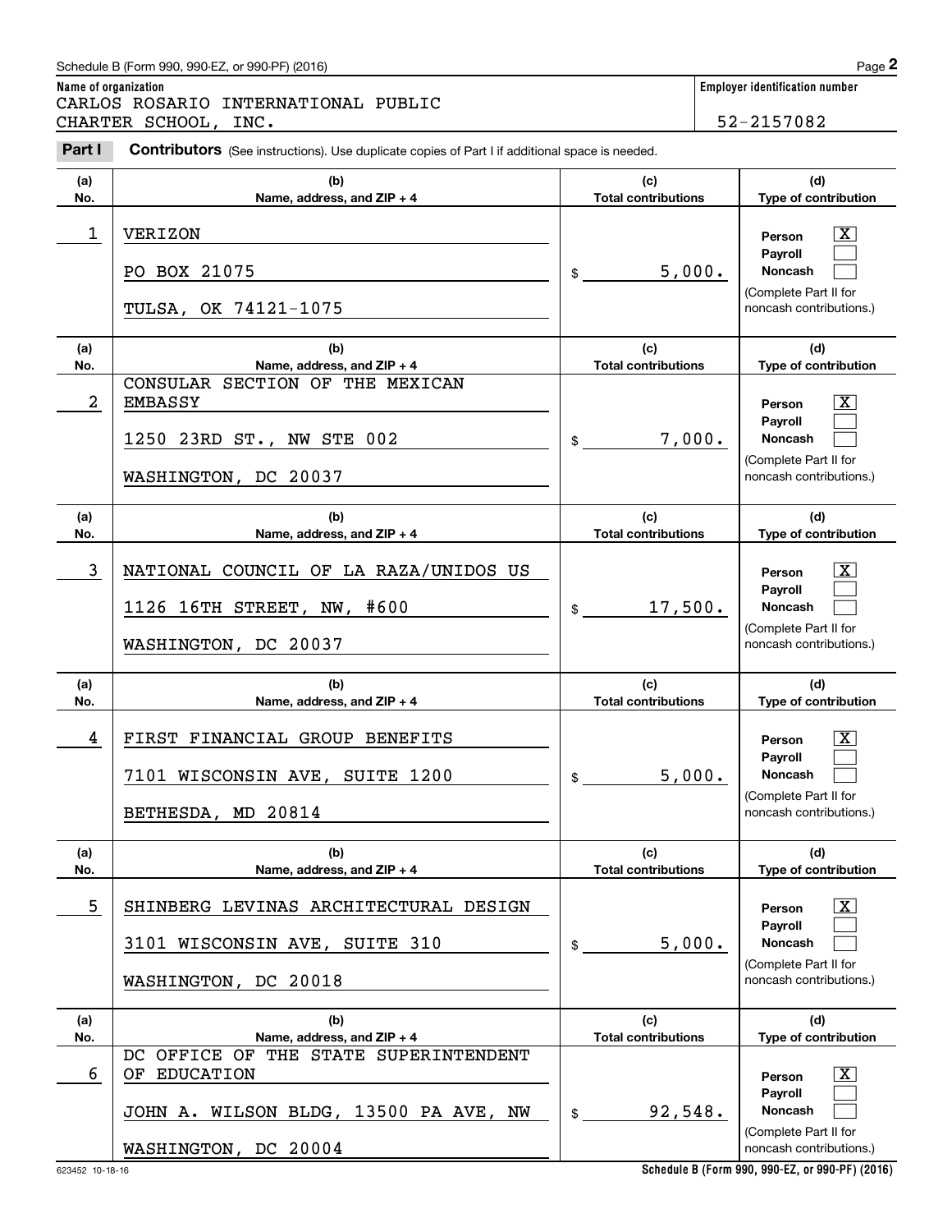Schedule B (Form 990, 990-EZ, or 990-PF) (2016)

**Name of organization**
CARLOS ROSARIO INTERNATIONAL PUBLIC CHARTER SCHOOL, INC.

**Employer identification number**
52-2157082

**Part I** **Contributors** (See instructions). Use duplicate copies of Part I if additional space is needed.

| (a) No. | (b) Name, address, and ZIP + 4 | (c) Total contributions | (d) Type of contribution |
|---|---|---|---|
| 1 | VERIZON<br>PO BOX 21075<br>TULSA, OK 74121-1075 | $ 5,000. | Person [X]<br>Payroll [ ]<br>Noncash [ ]<br>(Complete Part II for noncash contributions.) |
| 2 | CONSULAR SECTION OF THE MEXICAN EMBASSY<br>1250 23RD ST., NW STE 002<br>WASHINGTON, DC 20037 | $ 7,000. | Person [X]<br>Payroll [ ]<br>Noncash [ ]<br>(Complete Part II for noncash contributions.) |
| 3 | NATIONAL COUNCIL OF LA RAZA/UNIDOS US<br>1126 16TH STREET, NW, #600<br>WASHINGTON, DC 20037 | $ 17,500. | Person [X]<br>Payroll [ ]<br>Noncash [ ]<br>(Complete Part II for noncash contributions.) |
| 4 | FIRST FINANCIAL GROUP BENEFITS<br>7101 WISCONSIN AVE, SUITE 1200<br>BETHESDA, MD 20814 | $ 5,000. | Person [X]<br>Payroll [ ]<br>Noncash [ ]<br>(Complete Part II for noncash contributions.) |
| 5 | SHINBERG LEVINAS ARCHITECTURAL DESIGN<br>3101 WISCONSIN AVE, SUITE 310<br>WASHINGTON, DC 20018 | $ 5,000. | Person [X]<br>Payroll [ ]<br>Noncash [ ]<br>(Complete Part II for noncash contributions.) |
| 6 | DC OFFICE OF THE STATE SUPERINTENDENT OF EDUCATION<br>JOHN A. WILSON BLDG, 13500 PA AVE, NW<br>WASHINGTON, DC 20004 | $ 92,548. | Person [X]<br>Payroll [ ]<br>Noncash [ ]<br>(Complete Part II for noncash contributions.) |

623452 10-18-16

Schedule B (Form 990, 990-EZ, or 990-PF) (2016)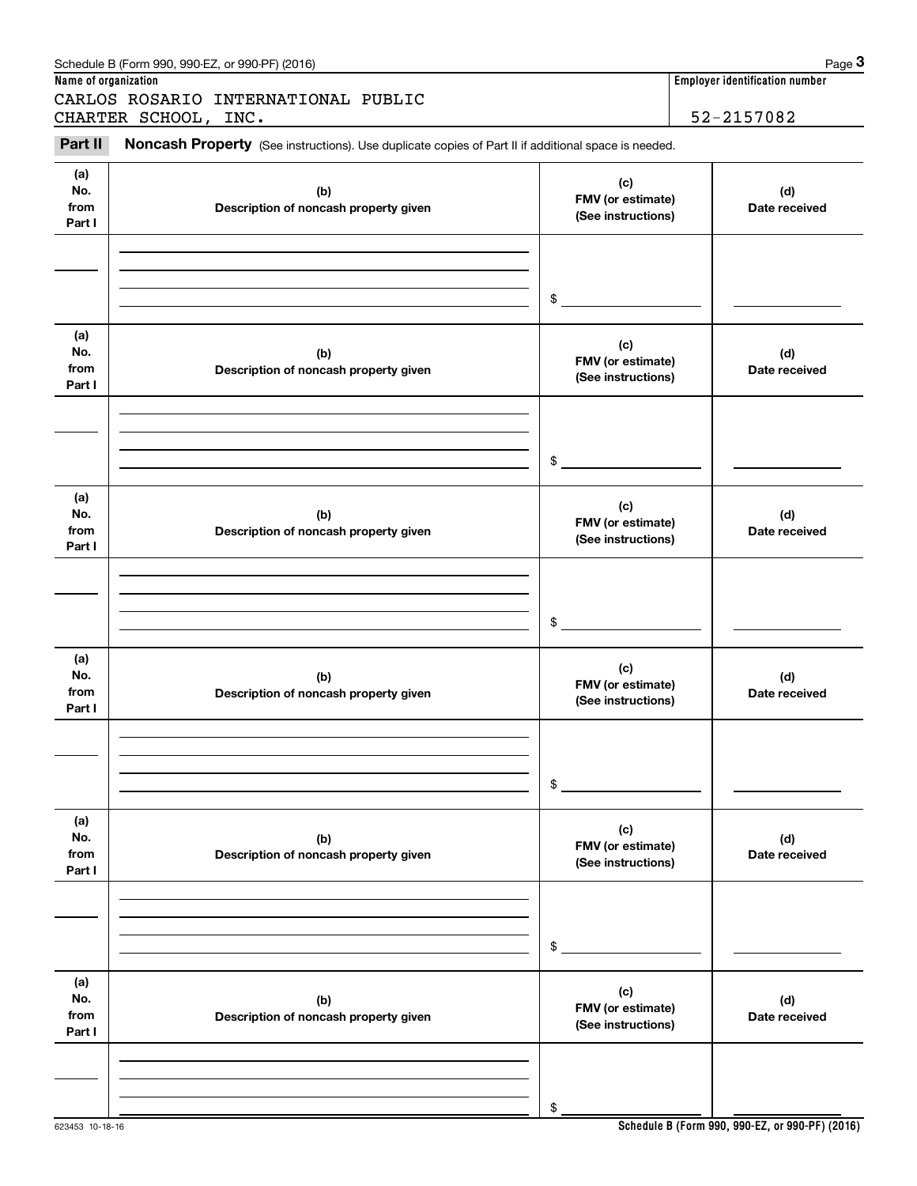Schedule B (Form 990, 990-EZ, or 990-PF) (2016)

**Name of organization**

CARLOS ROSARIO INTERNATIONAL PUBLIC CHARTER SCHOOL, INC.

**Employer identification number**

52-2157082

## Part II Noncash Property

(See instructions). Use duplicate copies of Part II if additional space is needed.

| (a) No. from Part I | (b) Description of noncash property given | (c) FMV (or estimate) (See instructions) | (d) Date received |
|---|---|---|---|
| | | $ | |

| (a) No. from Part I | (b) Description of noncash property given | (c) FMV (or estimate) (See instructions) | (d) Date received |
|---|---|---|---|
| | | $ | |

| (a) No. from Part I | (b) Description of noncash property given | (c) FMV (or estimate) (See instructions) | (d) Date received |
|---|---|---|---|
| | | $ | |

| (a) No. from Part I | (b) Description of noncash property given | (c) FMV (or estimate) (See instructions) | (d) Date received |
|---|---|---|---|
| | | $ | |

| (a) No. from Part I | (b) Description of noncash property given | (c) FMV (or estimate) (See instructions) | (d) Date received |
|---|---|---|---|
| | | $ | |

| (a) No. from Part I | (b) Description of noncash property given | (c) FMV (or estimate) (See instructions) | (d) Date received |
|---|---|---|---|
| | | $ | |

623453 10-18-16

**Schedule B (Form 990, 990-EZ, or 990-PF) (2016)**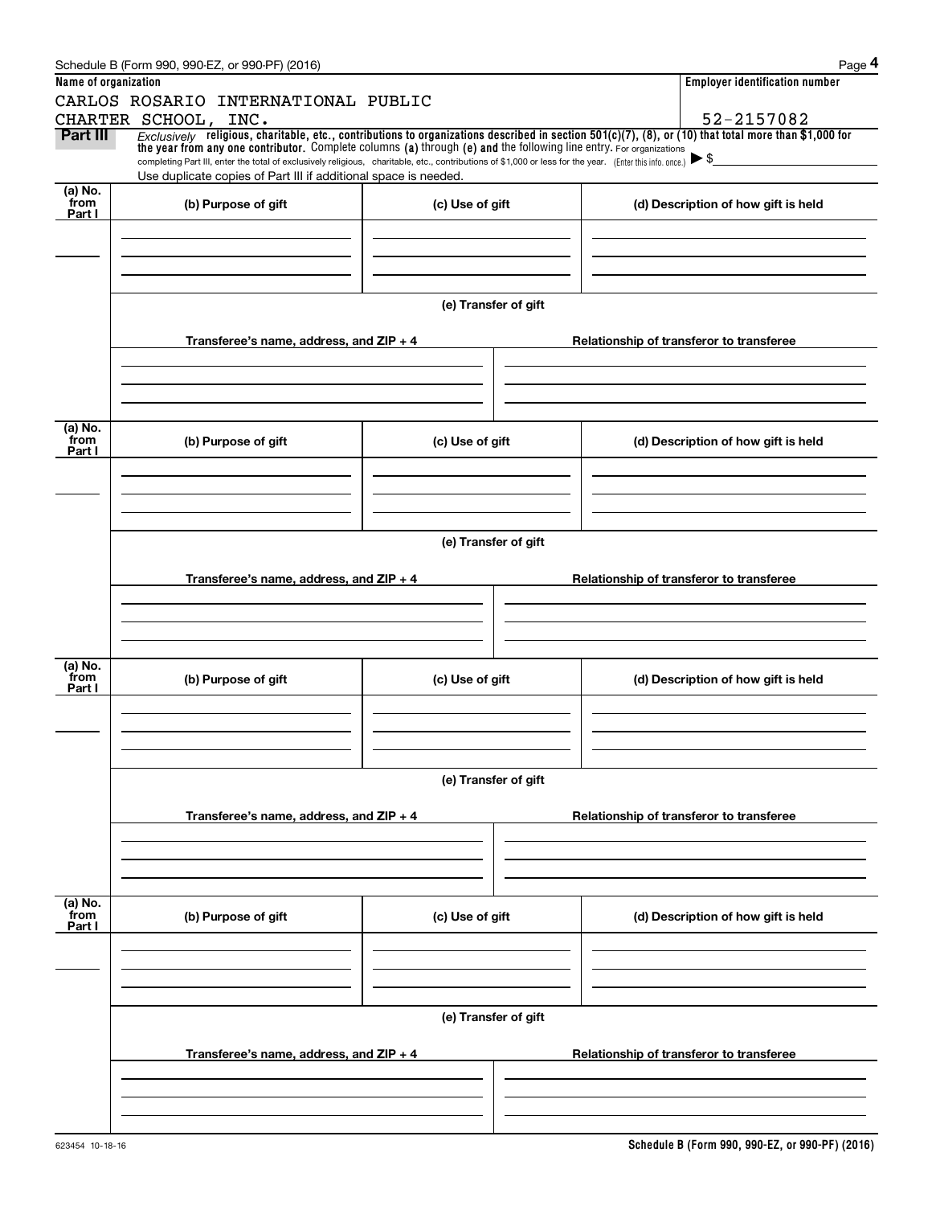Schedule B (Form 990, 990-EZ, or 990-PF) (2016)

**Name of organization**

CARLOS ROSARIO INTERNATIONAL PUBLIC CHARTER SCHOOL, INC.

**Employer identification number**

52-2157082

**Part III** *Exclusively* **religious, charitable, etc., contributions to organizations described in section 501(c)(7), (8), or (10) that total more than $1,000 for the year from any one contributor.** Complete columns **(a)** through **(e) and** the following line entry. For organizations completing Part III, enter the total of exclusively religious, charitable, etc., contributions of $1,000 or less for the year. (Enter this info. once.) ▶ $

Use duplicate copies of Part III if additional space is needed.

| (a) No. from Part I | (b) Purpose of gift | (c) Use of gift | (d) Description of how gift is held |
|---|---|---|---|
| | | | |

**(e) Transfer of gift**

| Transferee's name, address, and ZIP + 4 | Relationship of transferor to transferee |
|---|---|
| | |

| (a) No. from Part I | (b) Purpose of gift | (c) Use of gift | (d) Description of how gift is held |
|---|---|---|---|
| | | | |

**(e) Transfer of gift**

| Transferee's name, address, and ZIP + 4 | Relationship of transferor to transferee |
|---|---|
| | |

| (a) No. from Part I | (b) Purpose of gift | (c) Use of gift | (d) Description of how gift is held |
|---|---|---|---|
| | | | |

**(e) Transfer of gift**

| Transferee's name, address, and ZIP + 4 | Relationship of transferor to transferee |
|---|---|
| | |

| (a) No. from Part I | (b) Purpose of gift | (c) Use of gift | (d) Description of how gift is held |
|---|---|---|---|
| | | | |

**(e) Transfer of gift**

| Transferee's name, address, and ZIP + 4 | Relationship of transferor to transferee |
|---|---|
| | |

623454 10-18-16

**Schedule B (Form 990, 990-EZ, or 990-PF) (2016)**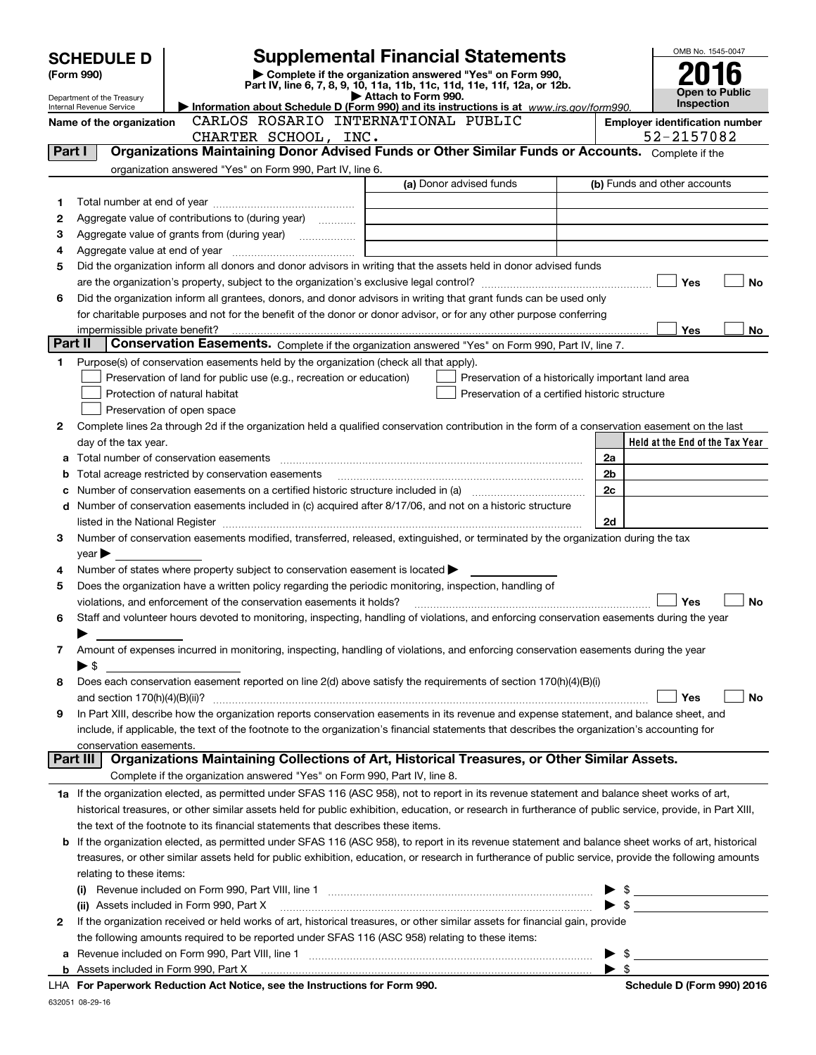# SCHEDULE D (Form 990)

Department of the Treasury
Internal Revenue Service

## Supplemental Financial Statements

▶ Complete if the organization answered "Yes" on Form 990, Part IV, line 6, 7, 8, 9, 10, 11a, 11b, 11c, 11d, 11e, 11f, 12a, or 12b.
▶ Attach to Form 990.
▶ Information about Schedule D (Form 990) and its instructions is at www.irs.gov/form990.

OMB No. 1545-0047

**2016**

**Open to Public Inspection**

**Name of the organization:** CARLOS ROSARIO INTERNATIONAL PUBLIC CHARTER SCHOOL, INC.

**Employer identification number:** 52-2157082

## Part I — Organizations Maintaining Donor Advised Funds or Other Similar Funds or Accounts.

Complete if the organization answered "Yes" on Form 990, Part IV, line 6.

| | | (a) Donor advised funds | (b) Funds and other accounts |
|---|---|---|---|
| 1 | Total number at end of year | | |
| 2 | Aggregate value of contributions to (during year) | | |
| 3 | Aggregate value of grants from (during year) | | |
| 4 | Aggregate value at end of year | | |

5 Did the organization inform all donors and donor advisors in writing that the assets held in donor advised funds are the organization's property, subject to the organization's exclusive legal control? ☐ Yes ☐ No

6 Did the organization inform all grantees, donors, and donor advisors in writing that grant funds can be used only for charitable purposes and not for the benefit of the donor or donor advisor, or for any other purpose conferring impermissible private benefit? ☐ Yes ☐ No

## Part II — Conservation Easements.

Complete if the organization answered "Yes" on Form 990, Part IV, line 7.

1 Purpose(s) of conservation easements held by the organization (check all that apply).

- ☐ Preservation of land for public use (e.g., recreation or education)
- ☐ Protection of natural habitat
- ☐ Preservation of open space
- ☐ Preservation of a historically important land area
- ☐ Preservation of a certified historic structure

2 Complete lines 2a through 2d if the organization held a qualified conservation contribution in the form of a conservation easement on the last day of the tax year.

| | | | Held at the End of the Tax Year |
|---|---|---|---|
| a | Total number of conservation easements | 2a | |
| b | Total acreage restricted by conservation easements | 2b | |
| c | Number of conservation easements on a certified historic structure included in (a) | 2c | |
| d | Number of conservation easements included in (c) acquired after 8/17/06, and not on a historic structure listed in the National Register | 2d | |

3 Number of conservation easements modified, transferred, released, extinguished, or terminated by the organization during the tax year ▶

4 Number of states where property subject to conservation easement is located ▶

5 Does the organization have a written policy regarding the periodic monitoring, inspection, handling of violations, and enforcement of the conservation easements it holds? ☐ Yes ☐ No

6 Staff and volunteer hours devoted to monitoring, inspecting, handling of violations, and enforcing conservation easements during the year ▶

7 Amount of expenses incurred in monitoring, inspecting, handling of violations, and enforcing conservation easements during the year ▶ $

8 Does each conservation easement reported on line 2(d) above satisfy the requirements of section 170(h)(4)(B)(i) and section 170(h)(4)(B)(ii)? ☐ Yes ☐ No

9 In Part XIII, describe how the organization reports conservation easements in its revenue and expense statement, and balance sheet, and include, if applicable, the text of the footnote to the organization's financial statements that describes the organization's accounting for conservation easements.

## Part III — Organizations Maintaining Collections of Art, Historical Treasures, or Other Similar Assets.

Complete if the organization answered "Yes" on Form 990, Part IV, line 8.

1a If the organization elected, as permitted under SFAS 116 (ASC 958), not to report in its revenue statement and balance sheet works of art, historical treasures, or other similar assets held for public exhibition, education, or research in furtherance of public service, provide, in Part XIII, the text of the footnote to its financial statements that describes these items.

b If the organization elected, as permitted under SFAS 116 (ASC 958), to report in its revenue statement and balance sheet works of art, historical treasures, or other similar assets held for public exhibition, education, or research in furtherance of public service, provide the following amounts relating to these items:

(i) Revenue included on Form 990, Part VIII, line 1 ▶ $

(ii) Assets included in Form 990, Part X ▶ $

2 If the organization received or held works of art, historical treasures, or other similar assets for financial gain, provide the following amounts required to be reported under SFAS 116 (ASC 958) relating to these items:

a Revenue included on Form 990, Part VIII, line 1 ▶ $

b Assets included in Form 990, Part X ▶ $

LHA **For Paperwork Reduction Act Notice, see the Instructions for Form 990.** **Schedule D (Form 990) 2016**

632051 08-29-16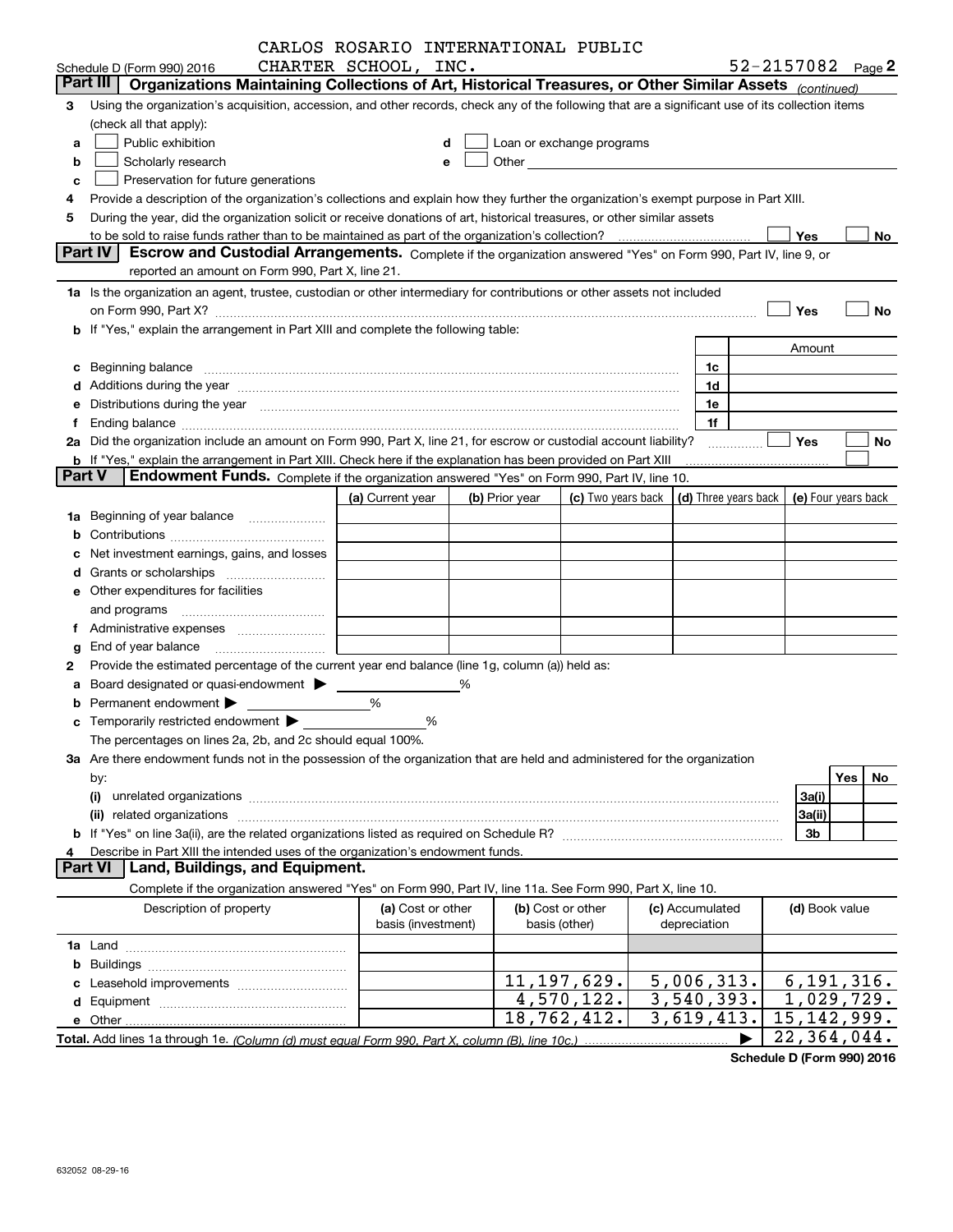CARLOS ROSARIO INTERNATIONAL PUBLIC CHARTER SCHOOL, INC.

Schedule D (Form 990) 2016 — 52-2157082 Page 2

## Part III Organizations Maintaining Collections of Art, Historical Treasures, or Other Similar Assets *(continued)*

3 Using the organization's acquisition, accession, and other records, check any of the following that are a significant use of its collection items (check all that apply):

- a ☐ Public exhibition
- b ☐ Scholarly research
- c ☐ Preservation for future generations
- d ☐ Loan or exchange programs
- e ☐ Other

4 Provide a description of the organization's collections and explain how they further the organization's exempt purpose in Part XIII.

5 During the year, did the organization solicit or receive donations of art, historical treasures, or other similar assets to be sold to raise funds rather than to be maintained as part of the organization's collection? ☐ Yes ☐ No

## Part IV Escrow and Custodial Arrangements.

Complete if the organization answered "Yes" on Form 990, Part IV, line 9, or reported an amount on Form 990, Part X, line 21.

1a Is the organization an agent, trustee, custodian or other intermediary for contributions or other assets not included on Form 990, Part X? ☐ Yes ☐ No

b If "Yes," explain the arrangement in Part XIII and complete the following table:

| | | Amount |
|---|---|---|
| c Beginning balance | 1c | |
| d Additions during the year | 1d | |
| e Distributions during the year | 1e | |
| f Ending balance | 1f | |

2a Did the organization include an amount on Form 990, Part X, line 21, for escrow or custodial account liability? ☐ Yes ☐ No

b If "Yes," explain the arrangement in Part XIII. Check here if the explanation has been provided on Part XIII ☐

## Part V Endowment Funds.

Complete if the organization answered "Yes" on Form 990, Part IV, line 10.

| | (a) Current year | (b) Prior year | (c) Two years back | (d) Three years back | (e) Four years back |
|---|---|---|---|---|---|
| 1a Beginning of year balance | | | | | |
| b Contributions | | | | | |
| c Net investment earnings, gains, and losses | | | | | |
| d Grants or scholarships | | | | | |
| e Other expenditures for facilities and programs | | | | | |
| f Administrative expenses | | | | | |
| g End of year balance | | | | | |

2 Provide the estimated percentage of the current year end balance (line 1g, column (a)) held as:

- a Board designated or quasi-endowment ▶ ______ %
- b Permanent endowment ▶ ______ %
- c Temporarily restricted endowment ▶ ______ %

The percentages on lines 2a, 2b, and 2c should equal 100%.

3a Are there endowment funds not in the possession of the organization that are held and administered for the organization by:

| | | Yes | No |
|---|---|---|---|
| (i) unrelated organizations | 3a(i) | | |
| (ii) related organizations | 3a(ii) | | |
| b If "Yes" on line 3a(ii), are the related organizations listed as required on Schedule R? | 3b | | |

4 Describe in Part XIII the intended uses of the organization's endowment funds.

## Part VI Land, Buildings, and Equipment.

Complete if the organization answered "Yes" on Form 990, Part IV, line 11a. See Form 990, Part X, line 10.

| Description of property | (a) Cost or other basis (investment) | (b) Cost or other basis (other) | (c) Accumulated depreciation | (d) Book value |
|---|---|---|---|---|
| 1a Land | | | | |
| b Buildings | | | | |
| c Leasehold improvements | | 11,197,629. | 5,006,313. | 6,191,316. |
| d Equipment | | 4,570,122. | 3,540,393. | 1,029,729. |
| e Other | | 18,762,412. | 3,619,413. | 15,142,999. |
| **Total.** Add lines 1a through 1e. *(Column (d) must equal Form 990, Part X, column (B), line 10c.)* | | | ▶ | 22,364,044. |

**Schedule D (Form 990) 2016**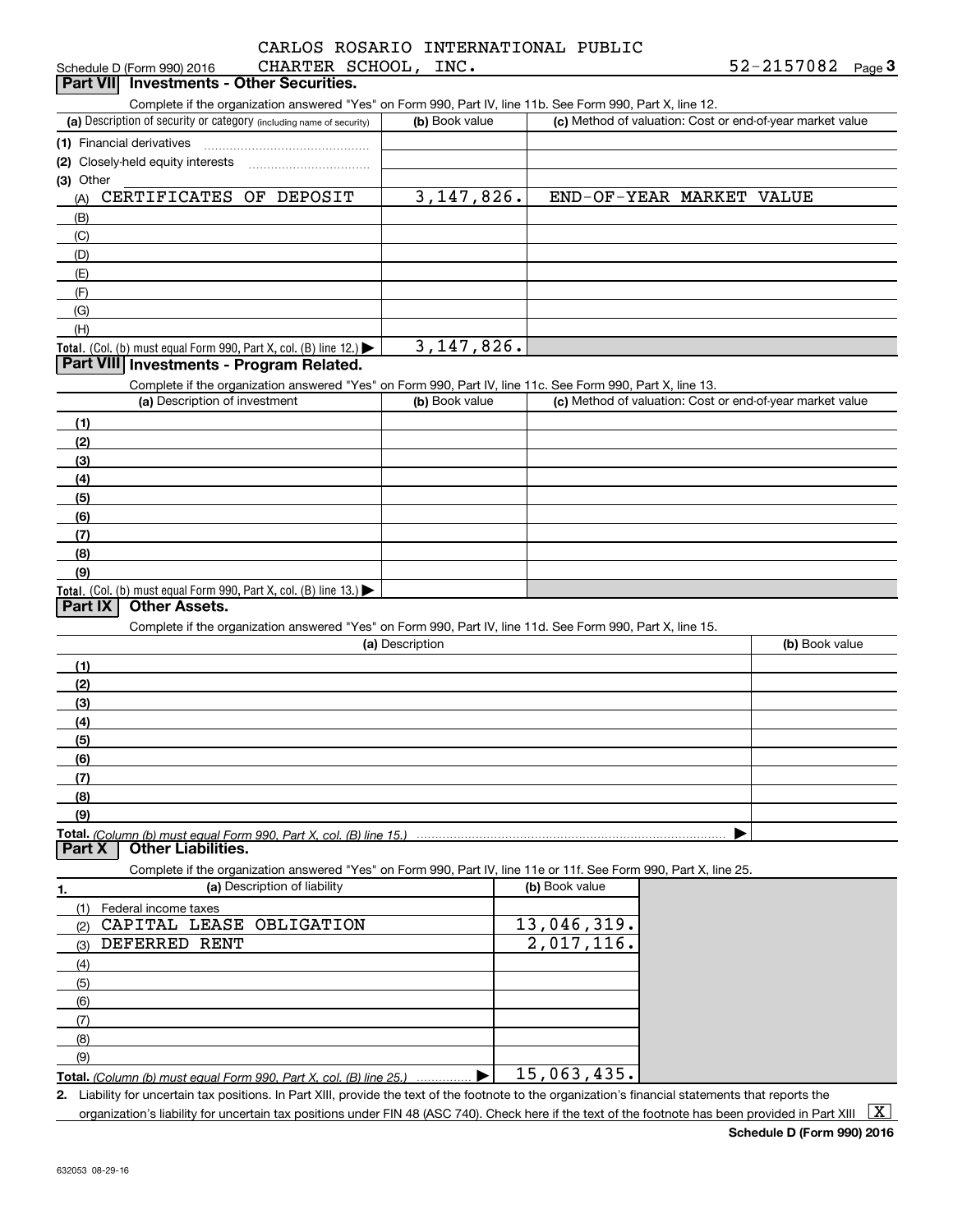Schedule D (Form 990) 2016 CARLOS ROSARIO INTERNATIONAL PUBLIC CHARTER SCHOOL, INC. 52-2157082 Page 3

## Part VII Investments - Other Securities.

Complete if the organization answered "Yes" on Form 990, Part IV, line 11b. See Form 990, Part X, line 12.

| (a) Description of security or category (including name of security) | (b) Book value | (c) Method of valuation: Cost or end-of-year market value |
|---|---|---|
| (1) Financial derivatives | | |
| (2) Closely-held equity interests | | |
| (3) Other | | |
| (A) CERTIFICATES OF DEPOSIT | 3,147,826. | END-OF-YEAR MARKET VALUE |
| (B) | | |
| (C) | | |
| (D) | | |
| (E) | | |
| (F) | | |
| (G) | | |
| (H) | | |
| **Total.** (Col. (b) must equal Form 990, Part X, col. (B) line 12.) ▶ | 3,147,826. | |

## Part VIII Investments - Program Related.

Complete if the organization answered "Yes" on Form 990, Part IV, line 11c. See Form 990, Part X, line 13.

| (a) Description of investment | (b) Book value | (c) Method of valuation: Cost or end-of-year market value |
|---|---|---|
| (1) | | |
| (2) | | |
| (3) | | |
| (4) | | |
| (5) | | |
| (6) | | |
| (7) | | |
| (8) | | |
| (9) | | |
| **Total.** (Col. (b) must equal Form 990, Part X, col. (B) line 13.) ▶ | | |

## Part IX Other Assets.

Complete if the organization answered "Yes" on Form 990, Part IV, line 11d. See Form 990, Part X, line 15.

| (a) Description | (b) Book value |
|---|---|
| (1) | |
| (2) | |
| (3) | |
| (4) | |
| (5) | |
| (6) | |
| (7) | |
| (8) | |
| (9) | |
| **Total.** *(Column (b) must equal Form 990, Part X, col. (B) line 15.)* ▶ | |

## Part X Other Liabilities.

Complete if the organization answered "Yes" on Form 990, Part IV, line 11e or 11f. See Form 990, Part X, line 25.

| 1. (a) Description of liability | (b) Book value |
|---|---|
| (1) Federal income taxes | |
| (2) CAPITAL LEASE OBLIGATION | 13,046,319. |
| (3) DEFERRED RENT | 2,017,116. |
| (4) | |
| (5) | |
| (6) | |
| (7) | |
| (8) | |
| (9) | |
| **Total.** *(Column (b) must equal Form 990, Part X, col. (B) line 25.)* ▶ | 15,063,435. |

**2.** Liability for uncertain tax positions. In Part XIII, provide the text of the footnote to the organization's financial statements that reports the organization's liability for uncertain tax positions under FIN 48 (ASC 740). Check here if the text of the footnote has been provided in Part XIII [X]

**Schedule D (Form 990) 2016**

632053 08-29-16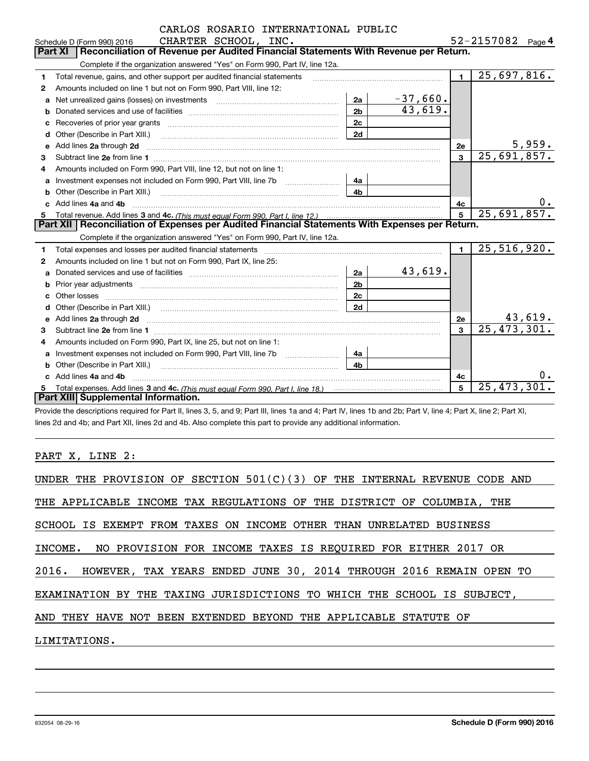Schedule D (Form 990) 2016 CARLOS ROSARIO INTERNATIONAL PUBLIC CHARTER SCHOOL, INC. 52-2157082 Page **4**

## Part XI Reconciliation of Revenue per Audited Financial Statements With Revenue per Return.

Complete if the organization answered "Yes" on Form 990, Part IV, line 12a.

| | | | | | |
|---|---|---|---|---|---|
| **1** | Total revenue, gains, and other support per audited financial statements | | | **1** | 25,697,816. |
| **2** | Amounts included on line 1 but not on Form 990, Part VIII, line 12: | | | | |
| **a** | Net unrealized gains (losses) on investments | **2a** | -37,660. | | |
| **b** | Donated services and use of facilities | **2b** | 43,619. | | |
| **c** | Recoveries of prior year grants | **2c** | | | |
| **d** | Other (Describe in Part XIII.) | **2d** | | | |
| **e** | Add lines **2a** through **2d** | | | **2e** | 5,959. |
| **3** | Subtract line **2e** from line **1** | | | **3** | 25,691,857. |
| **4** | Amounts included on Form 990, Part VIII, line 12, but not on line 1: | | | | |
| **a** | Investment expenses not included on Form 990, Part VIII, line 7b | **4a** | | | |
| **b** | Other (Describe in Part XIII.) | **4b** | | | |
| **c** | Add lines **4a** and **4b** | | | **4c** | 0. |
| **5** | Total revenue. Add lines **3** and **4c.** *(This must equal Form 990, Part I, line 12.)* | | | **5** | 25,691,857. |

## Part XII Reconciliation of Expenses per Audited Financial Statements With Expenses per Return.

Complete if the organization answered "Yes" on Form 990, Part IV, line 12a.

| | | | | | |
|---|---|---|---|---|---|
| **1** | Total expenses and losses per audited financial statements | | | **1** | 25,516,920. |
| **2** | Amounts included on line 1 but not on Form 990, Part IX, line 25: | | | | |
| **a** | Donated services and use of facilities | **2a** | 43,619. | | |
| **b** | Prior year adjustments | **2b** | | | |
| **c** | Other losses | **2c** | | | |
| **d** | Other (Describe in Part XIII.) | **2d** | | | |
| **e** | Add lines **2a** through **2d** | | | **2e** | 43,619. |
| **3** | Subtract line **2e** from line **1** | | | **3** | 25,473,301. |
| **4** | Amounts included on Form 990, Part IX, line 25, but not on line 1: | | | | |
| **a** | Investment expenses not included on Form 990, Part VIII, line 7b | **4a** | | | |
| **b** | Other (Describe in Part XIII.) | **4b** | | | |
| **c** | Add lines **4a** and **4b** | | | **4c** | 0. |
| **5** | Total expenses. Add lines **3** and **4c.** *(This must equal Form 990, Part I, line 18.)* | | | **5** | 25,473,301. |

## Part XIII Supplemental Information.

Provide the descriptions required for Part II, lines 3, 5, and 9; Part III, lines 1a and 4; Part IV, lines 1b and 2b; Part V, line 4; Part X, line 2; Part XI, lines 2d and 4b; and Part XII, lines 2d and 4b. Also complete this part to provide any additional information.

PART X, LINE 2:

UNDER THE PROVISION OF SECTION 501(C)(3) OF THE INTERNAL REVENUE CODE AND THE APPLICABLE INCOME TAX REGULATIONS OF THE DISTRICT OF COLUMBIA, THE SCHOOL IS EXEMPT FROM TAXES ON INCOME OTHER THAN UNRELATED BUSINESS INCOME. NO PROVISION FOR INCOME TAXES IS REQUIRED FOR EITHER 2017 OR 2016. HOWEVER, TAX YEARS ENDED JUNE 30, 2014 THROUGH 2016 REMAIN OPEN TO EXAMINATION BY THE TAXING JURISDICTIONS TO WHICH THE SCHOOL IS SUBJECT, AND THEY HAVE NOT BEEN EXTENDED BEYOND THE APPLICABLE STATUTE OF LIMITATIONS.

632054 08-29-16 **Schedule D (Form 990) 2016**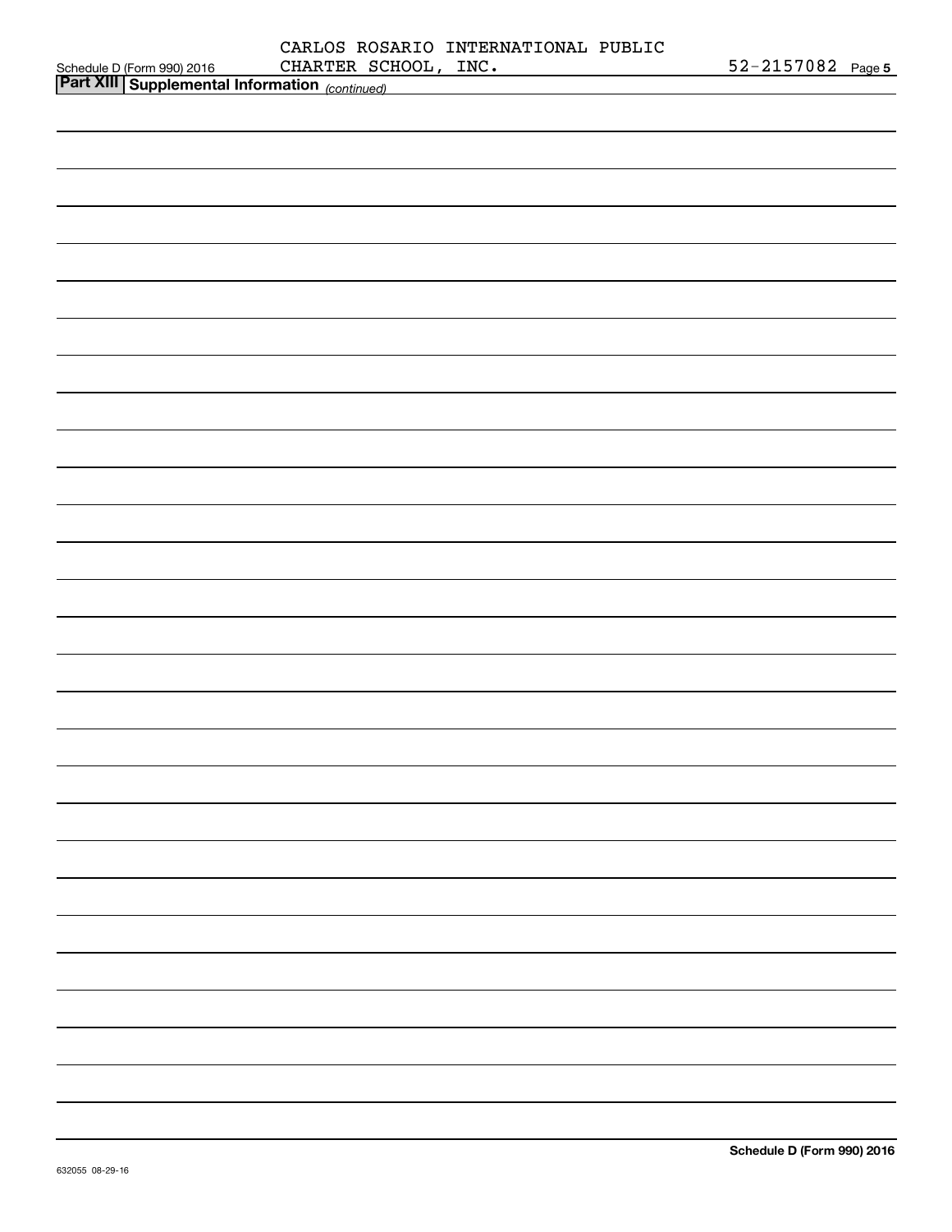Schedule D (Form 990) 2016 CARLOS ROSARIO INTERNATIONAL PUBLIC CHARTER SCHOOL, INC. 52-2157082 Page **5**

**Part XIII | Supplemental Information** *(continued)*

**Schedule D (Form 990) 2016**

632055 08-29-16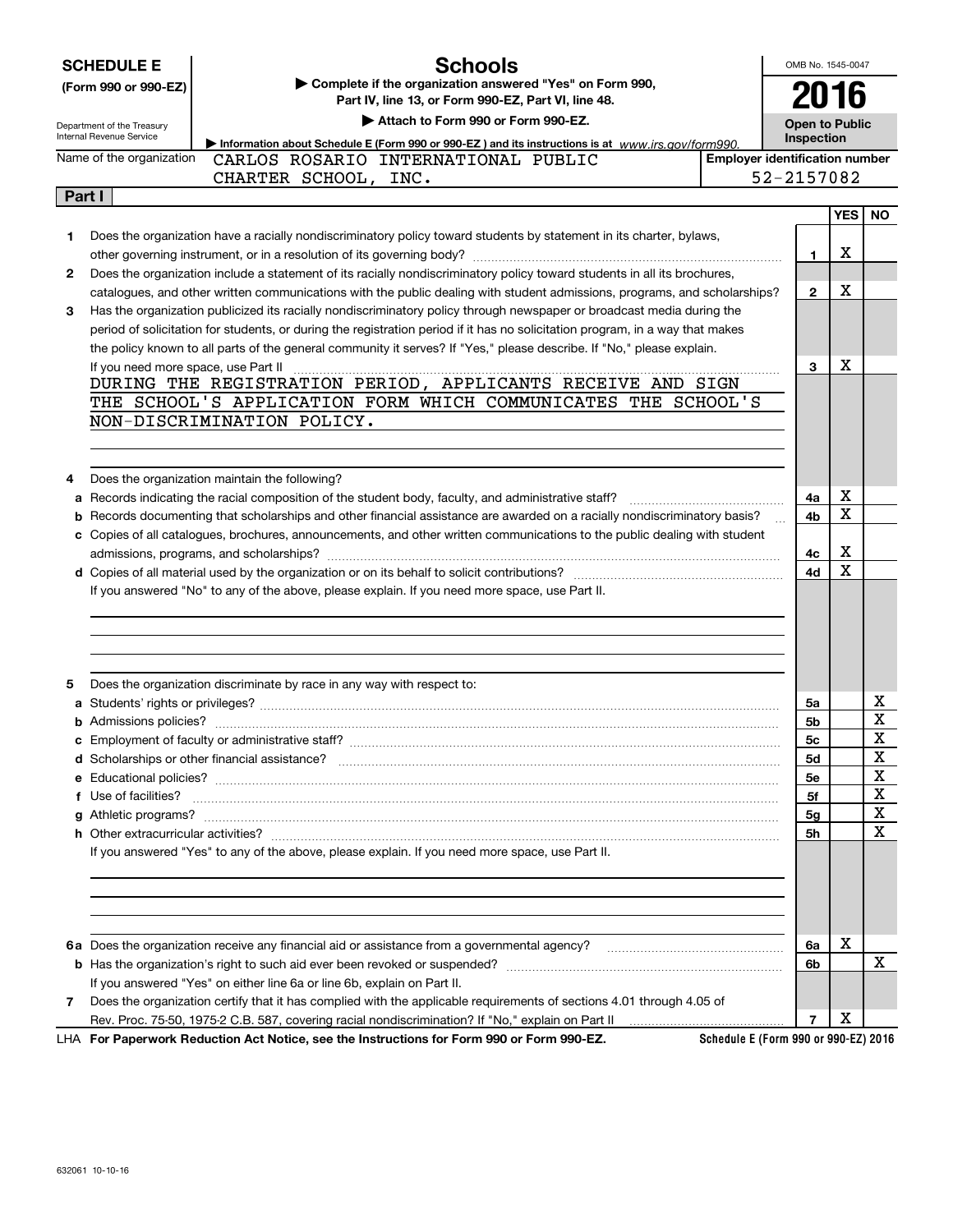**SCHEDULE E**
**(Form 990 or 990-EZ)**

Department of the Treasury
Internal Revenue Service

# Schools

▶ Complete if the organization answered "Yes" on Form 990, Part IV, line 13, or Form 990-EZ, Part VI, line 48.
▶ Attach to Form 990 or Form 990-EZ.
▶ Information about Schedule E (Form 990 or 990-EZ) and its instructions is at www.irs.gov/form990.

OMB No. 1545-0047
**2016**
**Open to Public Inspection**

Name of the organization: CARLOS ROSARIO INTERNATIONAL PUBLIC CHARTER SCHOOL, INC.

Employer identification number: 52-2157082

**Part I**

| | | | YES | NO |
|---|---|---|---|---|
| **1** | Does the organization have a racially nondiscriminatory policy toward students by statement in its charter, bylaws, other governing instrument, or in a resolution of its governing body? | 1 | X | |
| **2** | Does the organization include a statement of its racially nondiscriminatory policy toward students in all its brochures, catalogues, and other written communications with the public dealing with student admissions, programs, and scholarships? | 2 | X | |
| **3** | Has the organization publicized its racially nondiscriminatory policy through newspaper or broadcast media during the period of solicitation for students, or during the registration period if it has no solicitation program, in a way that makes the policy known to all parts of the general community it serves? If "Yes," please describe. If "No," please explain. If you need more space, use Part II | 3 | X | |

DURING THE REGISTRATION PERIOD, APPLICANTS RECEIVE AND SIGN THE SCHOOL'S APPLICATION FORM WHICH COMMUNICATES THE SCHOOL'S NON-DISCRIMINATION POLICY.

| | | | YES | NO |
|---|---|---|---|---|
| **4** | Does the organization maintain the following? | | | |
| **a** | Records indicating the racial composition of the student body, faculty, and administrative staff? | 4a | X | |
| **b** | Records documenting that scholarships and other financial assistance are awarded on a racially nondiscriminatory basis? | 4b | X | |
| **c** | Copies of all catalogues, brochures, announcements, and other written communications to the public dealing with student admissions, programs, and scholarships? | 4c | X | |
| **d** | Copies of all material used by the organization or on its behalf to solicit contributions? | 4d | X | |

If you answered "No" to any of the above, please explain. If you need more space, use Part II.

| | | | YES | NO |
|---|---|---|---|---|
| **5** | Does the organization discriminate by race in any way with respect to: | | | |
| **a** | Students' rights or privileges? | 5a | | X |
| **b** | Admissions policies? | 5b | | X |
| **c** | Employment of faculty or administrative staff? | 5c | | X |
| **d** | Scholarships or other financial assistance? | 5d | | X |
| **e** | Educational policies? | 5e | | X |
| **f** | Use of facilities? | 5f | | X |
| **g** | Athletic programs? | 5g | | X |
| **h** | Other extracurricular activities? | 5h | | X |

If you answered "Yes" to any of the above, please explain. If you need more space, use Part II.

| | | | YES | NO |
|---|---|---|---|---|
| **6a** | Does the organization receive any financial aid or assistance from a governmental agency? | 6a | X | |
| **b** | Has the organization's right to such aid ever been revoked or suspended? | 6b | | X |
| | If you answered "Yes" on either line 6a or line 6b, explain on Part II. | | | |
| **7** | Does the organization certify that it has complied with the applicable requirements of sections 4.01 through 4.05 of Rev. Proc. 75-50, 1975-2 C.B. 587, covering racial nondiscrimination? If "No," explain on Part II | 7 | X | |

LHA **For Paperwork Reduction Act Notice, see the Instructions for Form 990 or Form 990-EZ.** **Schedule E (Form 990 or 990-EZ) 2016**

632061 10-10-16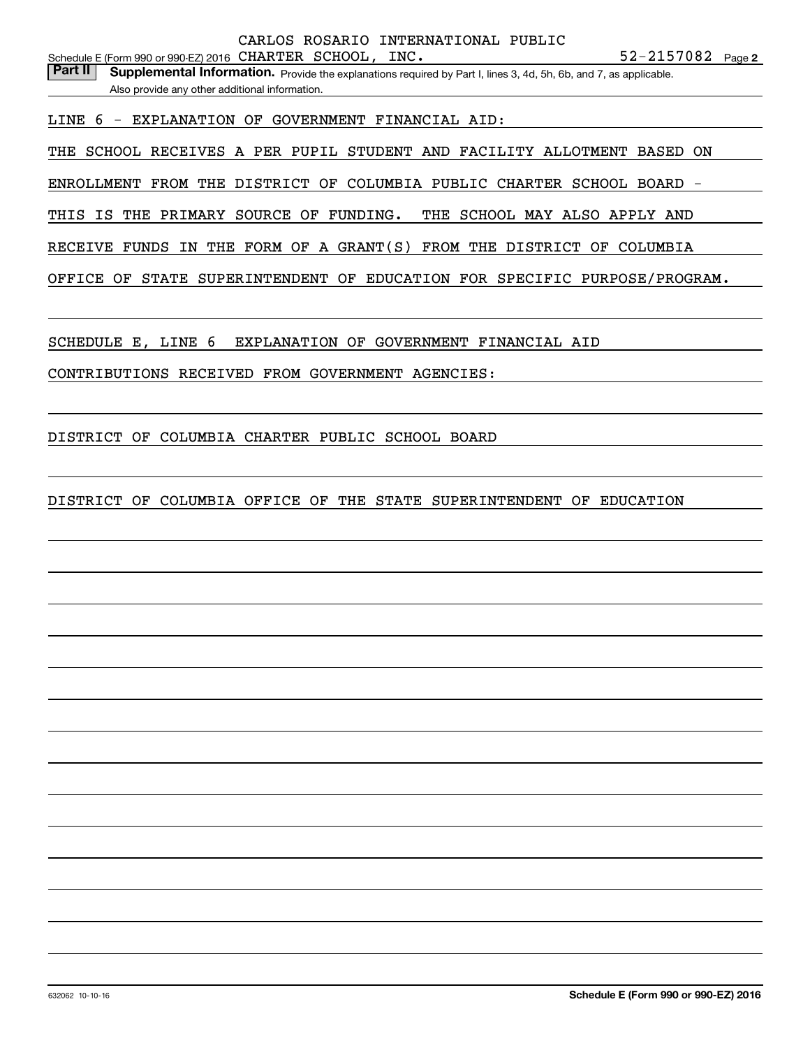Schedule E (Form 990 or 990-EZ) 2016 CARLOS ROSARIO INTERNATIONAL PUBLIC CHARTER SCHOOL, INC. 52-2157082 Page 2

**Part II** **Supplemental Information.** Provide the explanations required by Part I, lines 3, 4d, 5h, 6b, and 7, as applicable. Also provide any other additional information.

LINE 6 - EXPLANATION OF GOVERNMENT FINANCIAL AID:

THE SCHOOL RECEIVES A PER PUPIL STUDENT AND FACILITY ALLOTMENT BASED ON ENROLLMENT FROM THE DISTRICT OF COLUMBIA PUBLIC CHARTER SCHOOL BOARD - THIS IS THE PRIMARY SOURCE OF FUNDING. THE SCHOOL MAY ALSO APPLY AND RECEIVE FUNDS IN THE FORM OF A GRANT(S) FROM THE DISTRICT OF COLUMBIA OFFICE OF STATE SUPERINTENDENT OF EDUCATION FOR SPECIFIC PURPOSE/PROGRAM.

SCHEDULE E, LINE 6 EXPLANATION OF GOVERNMENT FINANCIAL AID

CONTRIBUTIONS RECEIVED FROM GOVERNMENT AGENCIES:

DISTRICT OF COLUMBIA CHARTER PUBLIC SCHOOL BOARD

DISTRICT OF COLUMBIA OFFICE OF THE STATE SUPERINTENDENT OF EDUCATION

632062 10-10-16

**Schedule E (Form 990 or 990-EZ) 2016**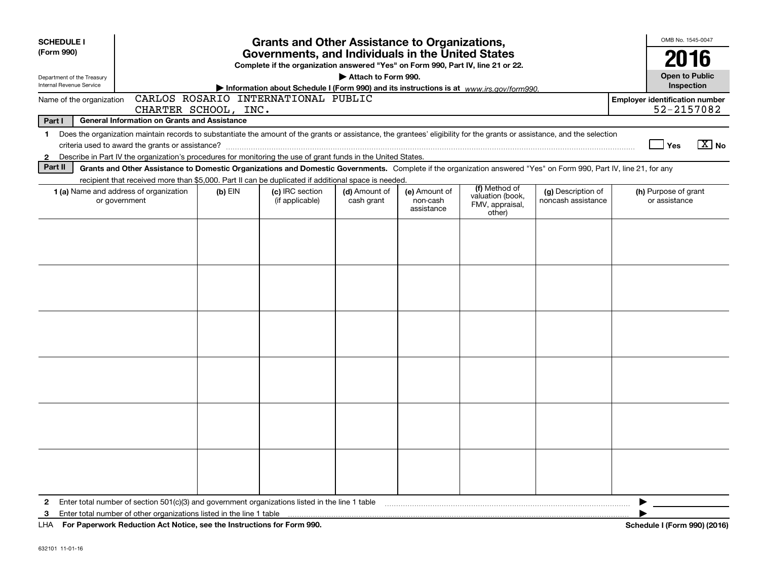**SCHEDULE I (Form 990)**

Department of the Treasury
Internal Revenue Service

# Grants and Other Assistance to Organizations, Governments, and Individuals in the United States

**Complete if the organization answered "Yes" on Form 990, Part IV, line 21 or 22.**

**▶ Attach to Form 990.**

**▶ Information about Schedule I (Form 990) and its instructions is at** *www.irs.gov/form990.*

OMB No. 1545-0047

**2016**

**Open to Public Inspection**

Name of the organization: CARLOS ROSARIO INTERNATIONAL PUBLIC CHARTER SCHOOL, INC.

**Employer identification number** 52-2157082

**Part I — General Information on Grants and Assistance**

1 Does the organization maintain records to substantiate the amount of the grants or assistance, the grantees' eligibility for the grants or assistance, and the selection criteria used to award the grants or assistance? ☐ Yes ☒ No

2 Describe in Part IV the organization's procedures for monitoring the use of grant funds in the United States.

**Part II — Grants and Other Assistance to Domestic Organizations and Domestic Governments.** Complete if the organization answered "Yes" on Form 990, Part IV, line 21, for any recipient that received more than $5,000. Part II can be duplicated if additional space is needed.

| 1 (a) Name and address of organization or government | (b) EIN | (c) IRC section (if applicable) | (d) Amount of cash grant | (e) Amount of non-cash assistance | (f) Method of valuation (book, FMV, appraisal, other) | (g) Description of noncash assistance | (h) Purpose of grant or assistance |
|---|---|---|---|---|---|---|---|
| | | | | | | | |
| | | | | | | | |
| | | | | | | | |
| | | | | | | | |
| | | | | | | | |
| | | | | | | | |

2 Enter total number of section 501(c)(3) and government organizations listed in the line 1 table ▶

3 Enter total number of other organizations listed in the line 1 table ▶

LHA **For Paperwork Reduction Act Notice, see the Instructions for Form 990.** **Schedule I (Form 990) (2016)**

632101 11-01-16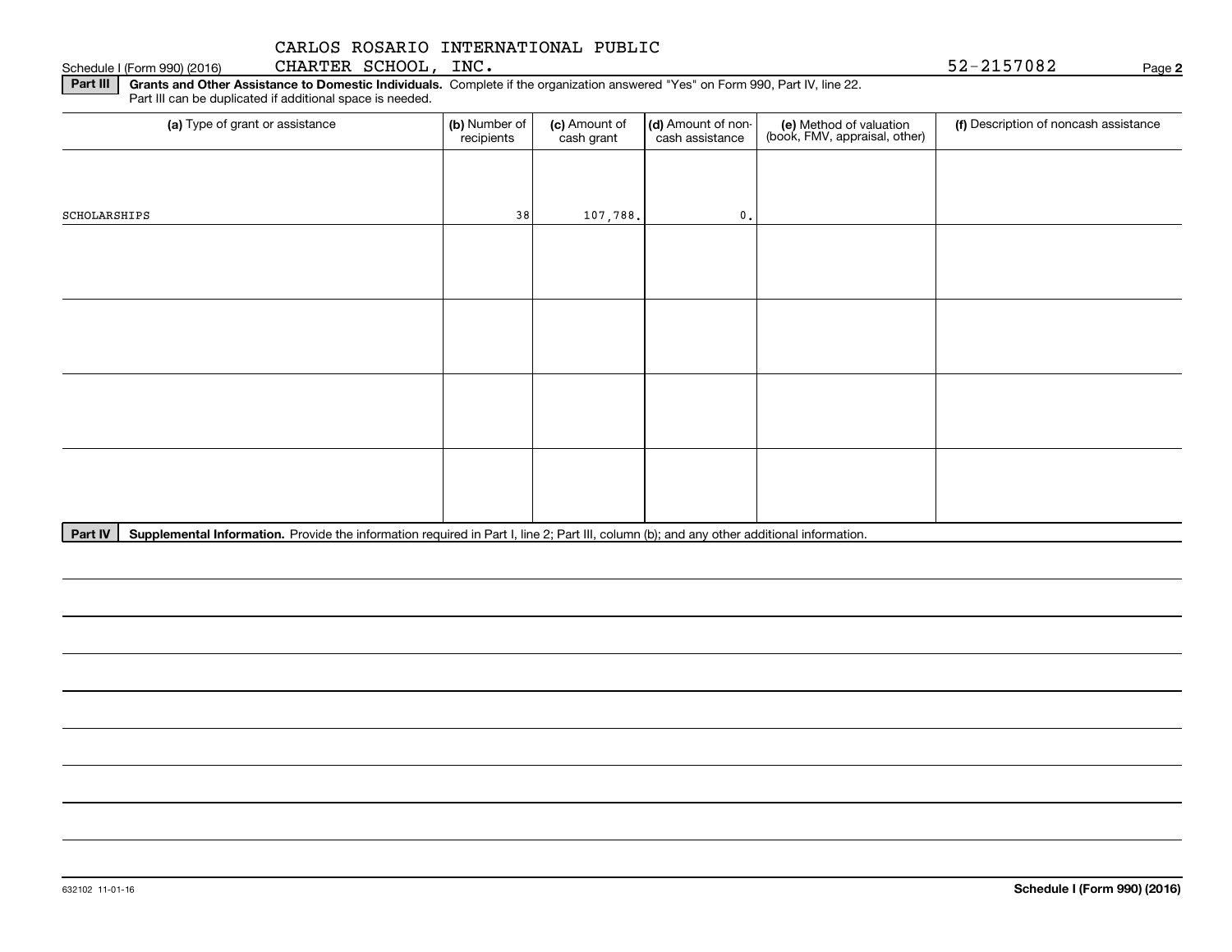CARLOS ROSARIO INTERNATIONAL PUBLIC CHARTER SCHOOL, INC.

Schedule I (Form 990) (2016) 52-2157082

**Part III** **Grants and Other Assistance to Domestic Individuals.** Complete if the organization answered "Yes" on Form 990, Part IV, line 22. Part III can be duplicated if additional space is needed.

| (a) Type of grant or assistance | (b) Number of recipients | (c) Amount of cash grant | (d) Amount of non-cash assistance | (e) Method of valuation (book, FMV, appraisal, other) | (f) Description of noncash assistance |
|---|---|---|---|---|---|
| SCHOLARSHIPS | 38 | 107,788. | 0. | | |
| | | | | | |
| | | | | | |
| | | | | | |
| | | | | | |

**Part IV** **Supplemental Information.** Provide the information required in Part I, line 2; Part III, column (b); and any other additional information.

632102 11-01-16

**Schedule I (Form 990) (2016)**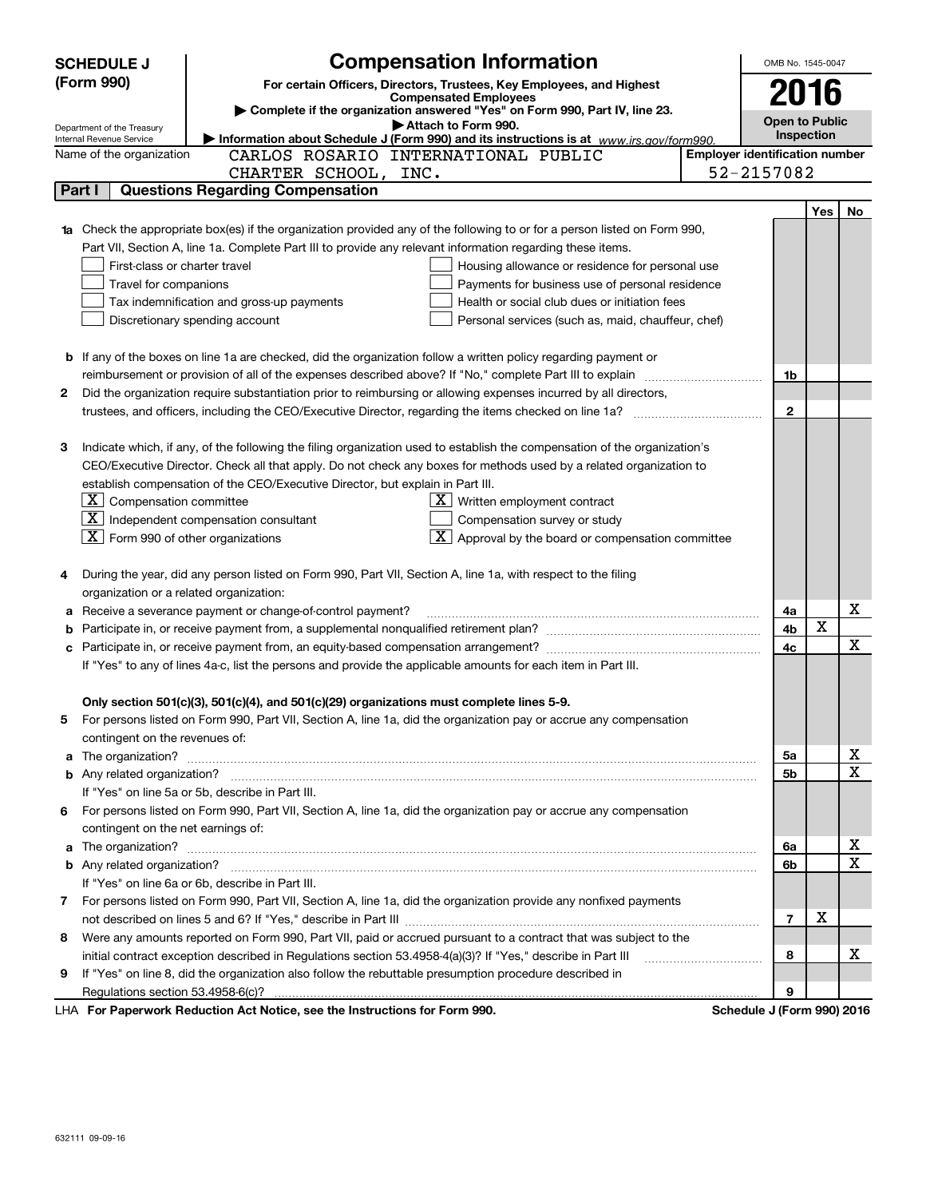**SCHEDULE J (Form 990)**

Department of the Treasury
Internal Revenue Service

# Compensation Information

**For certain Officers, Directors, Trustees, Key Employees, and Highest Compensated Employees**

▶ **Complete if the organization answered "Yes" on Form 990, Part IV, line 23.**

▶ **Attach to Form 990.**

▶ **Information about Schedule J (Form 990) and its instructions is at** *www.irs.gov/form990.*

OMB No. 1545-0047

**2016**

**Open to Public Inspection**

Name of the organization: CARLOS ROSARIO INTERNATIONAL PUBLIC CHARTER SCHOOL, INC.

**Employer identification number:** 52-2157082

## Part I | Questions Regarding Compensation

| | | | Yes | No |
|---|---|---|---|---|
| **1a** | Check the appropriate box(es) if the organization provided any of the following to or for a person listed on Form 990, Part VII, Section A, line 1a. Complete Part III to provide any relevant information regarding these items.<br>☐ First-class or charter travel ☐ Housing allowance or residence for personal use<br>☐ Travel for companions ☐ Payments for business use of personal residence<br>☐ Tax indemnification and gross-up payments ☐ Health or social club dues or initiation fees<br>☐ Discretionary spending account ☐ Personal services (such as, maid, chauffeur, chef) | | | |
| **b** | If any of the boxes on line 1a are checked, did the organization follow a written policy regarding payment or reimbursement or provision of all of the expenses described above? If "No," complete Part III to explain | 1b | | |
| **2** | Did the organization require substantiation prior to reimbursing or allowing expenses incurred by all directors, trustees, and officers, including the CEO/Executive Director, regarding the items checked on line 1a? | 2 | | |
| **3** | Indicate which, if any, of the following the filing organization used to establish the compensation of the organization's CEO/Executive Director. Check all that apply. Do not check any boxes for methods used by a related organization to establish compensation of the CEO/Executive Director, but explain in Part III.<br>☒ Compensation committee ☒ Written employment contract<br>☒ Independent compensation consultant ☐ Compensation survey or study<br>☒ Form 990 of other organizations ☒ Approval by the board or compensation committee | | | |
| **4** | During the year, did any person listed on Form 990, Part VII, Section A, line 1a, with respect to the filing organization or a related organization: | | | |
| **a** | Receive a severance payment or change-of-control payment? | 4a | | X |
| **b** | Participate in, or receive payment from, a supplemental nonqualified retirement plan? | 4b | X | |
| **c** | Participate in, or receive payment from, an equity-based compensation arrangement?<br>If "Yes" to any of lines 4a-c, list the persons and provide the applicable amounts for each item in Part III. | 4c | | X |
| | **Only section 501(c)(3), 501(c)(4), and 501(c)(29) organizations must complete lines 5-9.** | | | |
| **5** | For persons listed on Form 990, Part VII, Section A, line 1a, did the organization pay or accrue any compensation contingent on the revenues of: | | | |
| **a** | The organization? | 5a | | X |
| **b** | Any related organization?<br>If "Yes" on line 5a or 5b, describe in Part III. | 5b | | X |
| **6** | For persons listed on Form 990, Part VII, Section A, line 1a, did the organization pay or accrue any compensation contingent on the net earnings of: | | | |
| **a** | The organization? | 6a | | X |
| **b** | Any related organization?<br>If "Yes" on line 6a or 6b, describe in Part III. | 6b | | X |
| **7** | For persons listed on Form 990, Part VII, Section A, line 1a, did the organization provide any nonfixed payments not described on lines 5 and 6? If "Yes," describe in Part III | 7 | X | |
| **8** | Were any amounts reported on Form 990, Part VII, paid or accrued pursuant to a contract that was subject to the initial contract exception described in Regulations section 53.4958-4(a)(3)? If "Yes," describe in Part III | 8 | | X |
| **9** | If "Yes" on line 8, did the organization also follow the rebuttable presumption procedure described in Regulations section 53.4958-6(c)? | 9 | | |

LHA **For Paperwork Reduction Act Notice, see the Instructions for Form 990.** **Schedule J (Form 990) 2016**

632111 09-09-16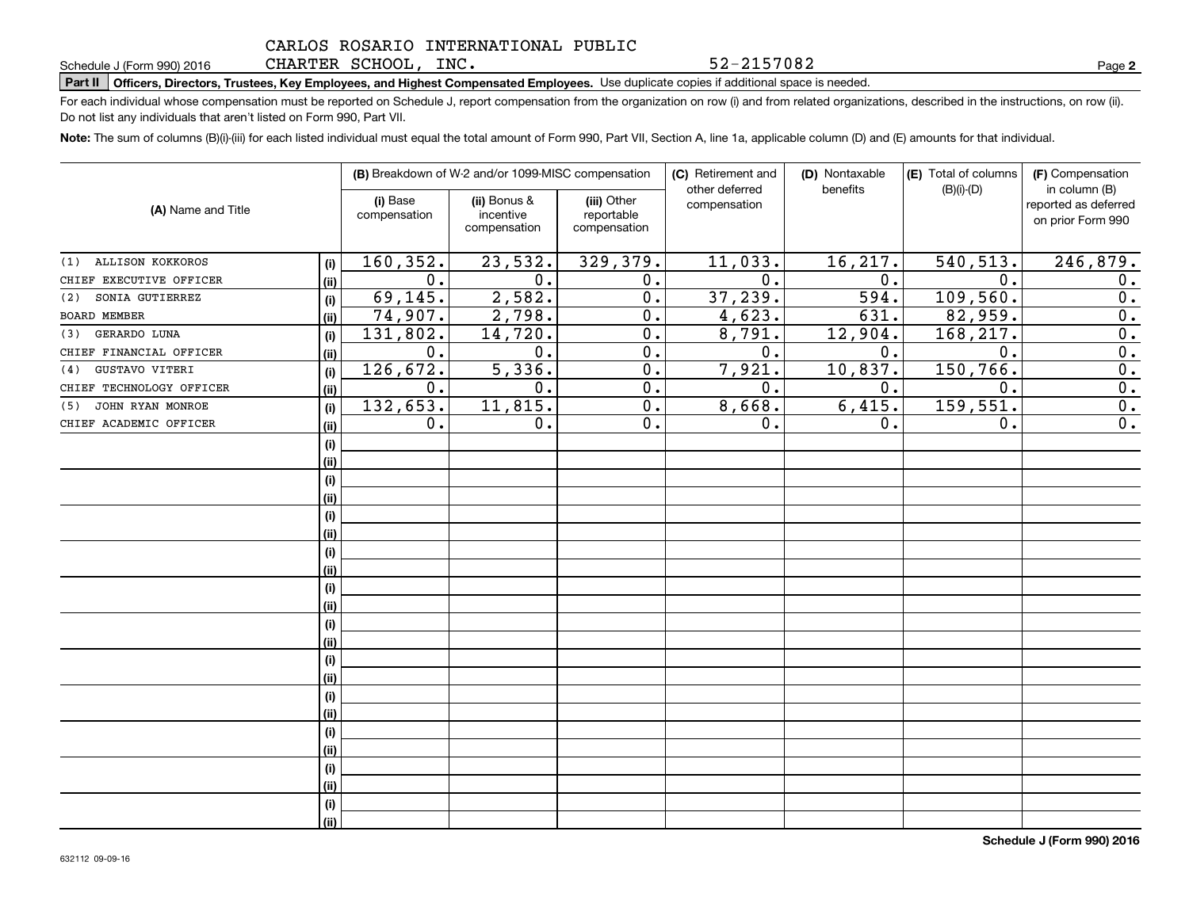CARLOS ROSARIO INTERNATIONAL PUBLIC CHARTER SCHOOL, INC. 52-2157082

Schedule J (Form 990) 2016

**Part II Officers, Directors, Trustees, Key Employees, and Highest Compensated Employees.** Use duplicate copies if additional space is needed.

For each individual whose compensation must be reported on Schedule J, report compensation from the organization on row (i) and from related organizations, described in the instructions, on row (ii). Do not list any individuals that aren't listed on Form 990, Part VII.

**Note:** The sum of columns (B)(i)-(iii) for each listed individual must equal the total amount of Form 990, Part VII, Section A, line 1a, applicable column (D) and (E) amounts for that individual.

| (A) Name and Title | | (B) Breakdown of W-2 and/or 1099-MISC compensation | | | (C) Retirement and other deferred compensation | (D) Nontaxable benefits | (E) Total of columns (B)(i)-(D) | (F) Compensation in column (B) reported as deferred on prior Form 990 |
|---|---|---|---|---|---|---|---|---|
| | | (i) Base compensation | (ii) Bonus & incentive compensation | (iii) Other reportable compensation | | | | |
| (1) ALLISON KOKKOROS | (i) | 160,352. | 23,532. | 329,379. | 11,033. | 16,217. | 540,513. | 246,879. |
| CHIEF EXECUTIVE OFFICER | (ii) | 0. | 0. | 0. | 0. | 0. | 0. | 0. |
| (2) SONIA GUTIERREZ | (i) | 69,145. | 2,582. | 0. | 37,239. | 594. | 109,560. | 0. |
| BOARD MEMBER | (ii) | 74,907. | 2,798. | 0. | 4,623. | 631. | 82,959. | 0. |
| (3) GERARDO LUNA | (i) | 131,802. | 14,720. | 0. | 8,791. | 12,904. | 168,217. | 0. |
| CHIEF FINANCIAL OFFICER | (ii) | 0. | 0. | 0. | 0. | 0. | 0. | 0. |
| (4) GUSTAVO VITERI | (i) | 126,672. | 5,336. | 0. | 7,921. | 10,837. | 150,766. | 0. |
| CHIEF TECHNOLOGY OFFICER | (ii) | 0. | 0. | 0. | 0. | 0. | 0. | 0. |
| (5) JOHN RYAN MONROE | (i) | 132,653. | 11,815. | 0. | 8,668. | 6,415. | 159,551. | 0. |
| CHIEF ACADEMIC OFFICER | (ii) | 0. | 0. | 0. | 0. | 0. | 0. | 0. |

Schedule J (Form 990) 2016

632112 09-09-16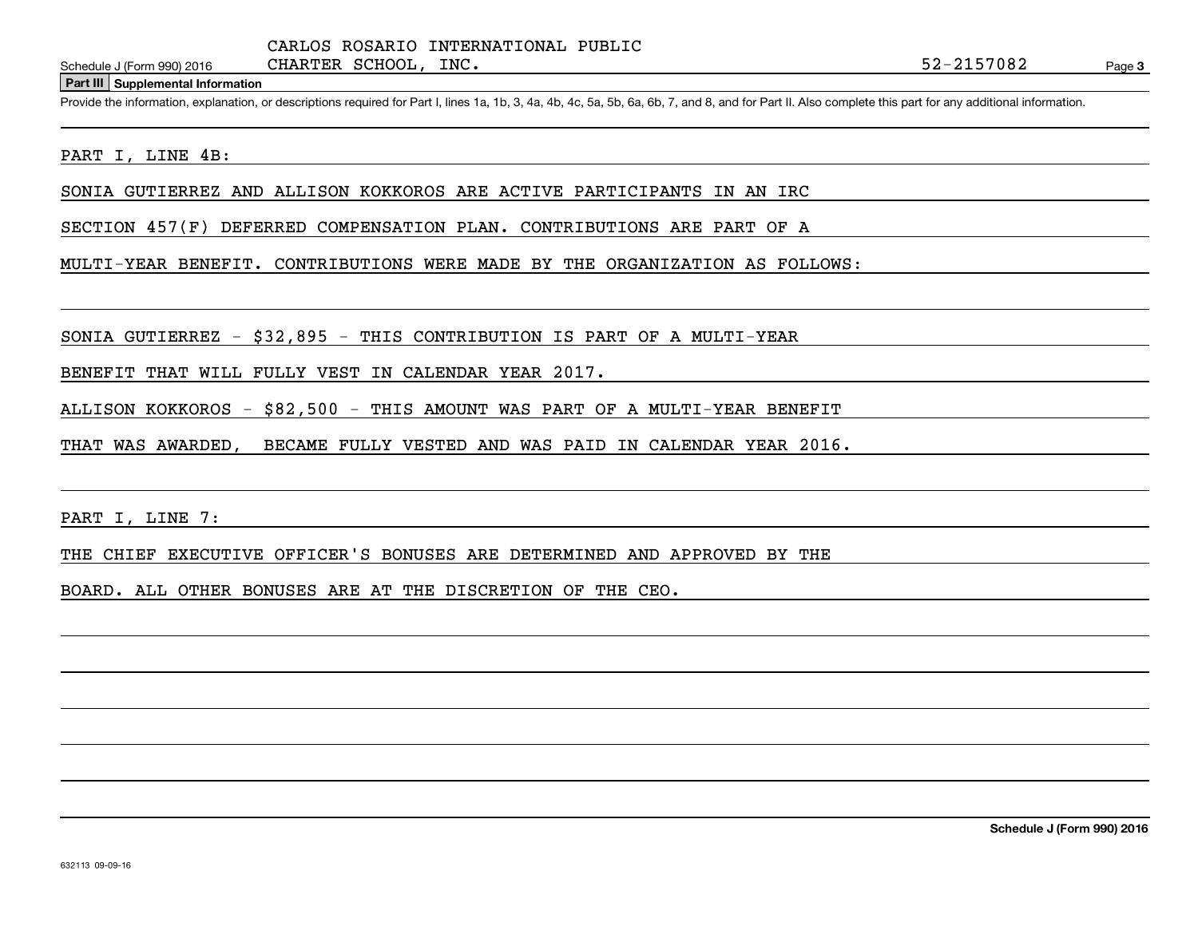CARLOS ROSARIO INTERNATIONAL PUBLIC CHARTER SCHOOL, INC. 52-2157082

Schedule J (Form 990) 2016

**Part III Supplemental Information**

Provide the information, explanation, or descriptions required for Part I, lines 1a, 1b, 3, 4a, 4b, 4c, 5a, 5b, 6a, 6b, 7, and 8, and for Part II. Also complete this part for any additional information.

PART I, LINE 4B:

SONIA GUTIERREZ AND ALLISON KOKKOROS ARE ACTIVE PARTICIPANTS IN AN IRC SECTION 457(F) DEFERRED COMPENSATION PLAN. CONTRIBUTIONS ARE PART OF A MULTI-YEAR BENEFIT. CONTRIBUTIONS WERE MADE BY THE ORGANIZATION AS FOLLOWS:

SONIA GUTIERREZ - $32,895 - THIS CONTRIBUTION IS PART OF A MULTI-YEAR BENEFIT THAT WILL FULLY VEST IN CALENDAR YEAR 2017.

ALLISON KOKKOROS - $82,500 - THIS AMOUNT WAS PART OF A MULTI-YEAR BENEFIT THAT WAS AWARDED, BECAME FULLY VESTED AND WAS PAID IN CALENDAR YEAR 2016.

PART I, LINE 7:

THE CHIEF EXECUTIVE OFFICER'S BONUSES ARE DETERMINED AND APPROVED BY THE BOARD. ALL OTHER BONUSES ARE AT THE DISCRETION OF THE CEO.

632113 09-09-16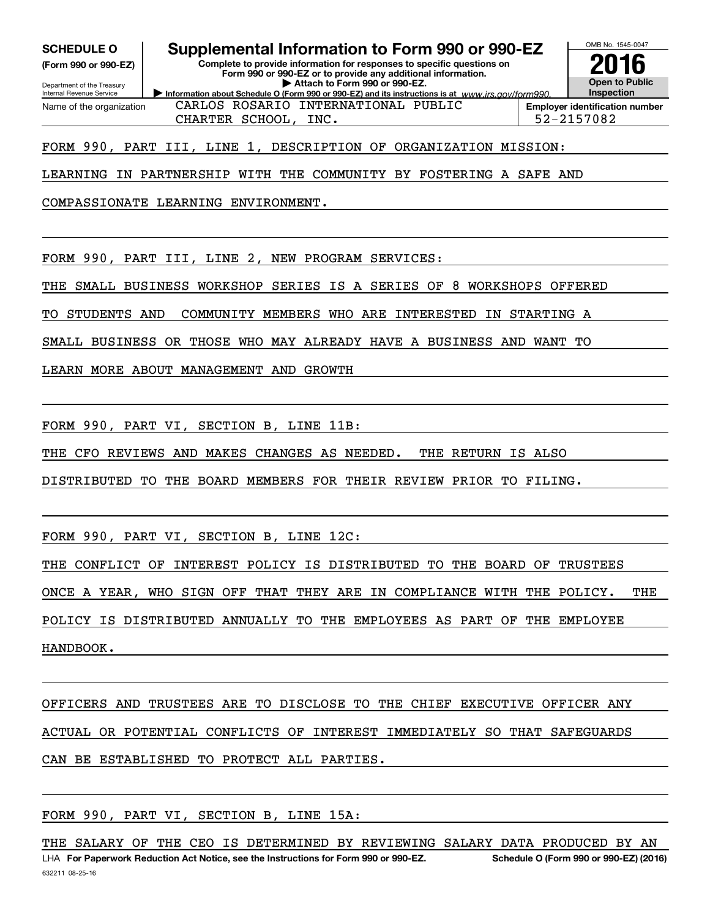**SCHEDULE O**
**(Form 990 or 990-EZ)**

Department of the Treasury
Internal Revenue Service

# Supplemental Information to Form 990 or 990-EZ

**Complete to provide information for responses to specific questions on Form 990 or 990-EZ or to provide any additional information.**
**▶ Attach to Form 990 or 990-EZ.**
**▶ Information about Schedule O (Form 990 or 990-EZ) and its instructions is at** *www.irs.gov/form990.*

OMB No. 1545-0047
**2016**
**Open to Public Inspection**

| Name of the organization | Employer identification number |
|---|---|
| CARLOS ROSARIO INTERNATIONAL PUBLIC CHARTER SCHOOL, INC. | 52-2157082 |

FORM 990, PART III, LINE 1, DESCRIPTION OF ORGANIZATION MISSION:

LEARNING IN PARTNERSHIP WITH THE COMMUNITY BY FOSTERING A SAFE AND COMPASSIONATE LEARNING ENVIRONMENT.

FORM 990, PART III, LINE 2, NEW PROGRAM SERVICES:

THE SMALL BUSINESS WORKSHOP SERIES IS A SERIES OF 8 WORKSHOPS OFFERED TO STUDENTS AND COMMUNITY MEMBERS WHO ARE INTERESTED IN STARTING A SMALL BUSINESS OR THOSE WHO MAY ALREADY HAVE A BUSINESS AND WANT TO LEARN MORE ABOUT MANAGEMENT AND GROWTH

FORM 990, PART VI, SECTION B, LINE 11B:

THE CFO REVIEWS AND MAKES CHANGES AS NEEDED. THE RETURN IS ALSO DISTRIBUTED TO THE BOARD MEMBERS FOR THEIR REVIEW PRIOR TO FILING.

FORM 990, PART VI, SECTION B, LINE 12C:

THE CONFLICT OF INTEREST POLICY IS DISTRIBUTED TO THE BOARD OF TRUSTEES ONCE A YEAR, WHO SIGN OFF THAT THEY ARE IN COMPLIANCE WITH THE POLICY. THE POLICY IS DISTRIBUTED ANNUALLY TO THE EMPLOYEES AS PART OF THE EMPLOYEE HANDBOOK.

OFFICERS AND TRUSTEES ARE TO DISCLOSE TO THE CHIEF EXECUTIVE OFFICER ANY ACTUAL OR POTENTIAL CONFLICTS OF INTEREST IMMEDIATELY SO THAT SAFEGUARDS CAN BE ESTABLISHED TO PROTECT ALL PARTIES.

FORM 990, PART VI, SECTION B, LINE 15A:

THE SALARY OF THE CEO IS DETERMINED BY REVIEWING SALARY DATA PRODUCED BY AN

LHA **For Paperwork Reduction Act Notice, see the Instructions for Form 990 or 990-EZ.** **Schedule O (Form 990 or 990-EZ) (2016)**
632211 08-25-16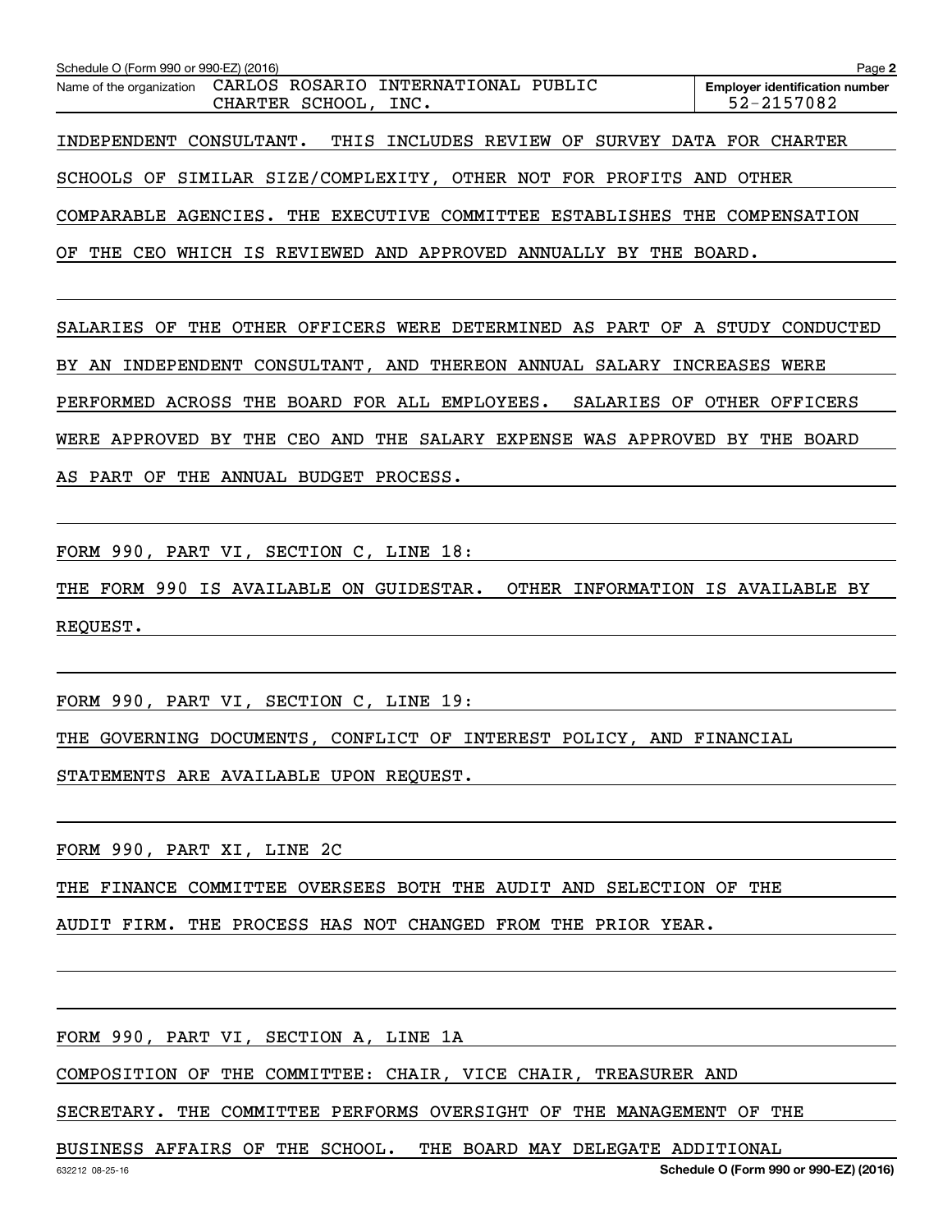Schedule O (Form 990 or 990-EZ) (2016) Page **2**

| Name of the organization | Employer identification number |
|---|---|
| CARLOS ROSARIO INTERNATIONAL PUBLIC CHARTER SCHOOL, INC. | 52-2157082 |

INDEPENDENT CONSULTANT. THIS INCLUDES REVIEW OF SURVEY DATA FOR CHARTER SCHOOLS OF SIMILAR SIZE/COMPLEXITY, OTHER NOT FOR PROFITS AND OTHER COMPARABLE AGENCIES. THE EXECUTIVE COMMITTEE ESTABLISHES THE COMPENSATION OF THE CEO WHICH IS REVIEWED AND APPROVED ANNUALLY BY THE BOARD.

SALARIES OF THE OTHER OFFICERS WERE DETERMINED AS PART OF A STUDY CONDUCTED BY AN INDEPENDENT CONSULTANT, AND THEREON ANNUAL SALARY INCREASES WERE PERFORMED ACROSS THE BOARD FOR ALL EMPLOYEES. SALARIES OF OTHER OFFICERS WERE APPROVED BY THE CEO AND THE SALARY EXPENSE WAS APPROVED BY THE BOARD AS PART OF THE ANNUAL BUDGET PROCESS.

FORM 990, PART VI, SECTION C, LINE 18:

THE FORM 990 IS AVAILABLE ON GUIDESTAR. OTHER INFORMATION IS AVAILABLE BY REQUEST.

FORM 990, PART VI, SECTION C, LINE 19:

THE GOVERNING DOCUMENTS, CONFLICT OF INTEREST POLICY, AND FINANCIAL STATEMENTS ARE AVAILABLE UPON REQUEST.

FORM 990, PART XI, LINE 2C

THE FINANCE COMMITTEE OVERSEES BOTH THE AUDIT AND SELECTION OF THE AUDIT FIRM. THE PROCESS HAS NOT CHANGED FROM THE PRIOR YEAR.

FORM 990, PART VI, SECTION A, LINE 1A

COMPOSITION OF THE COMMITTEE: CHAIR, VICE CHAIR, TREASURER AND SECRETARY. THE COMMITTEE PERFORMS OVERSIGHT OF THE MANAGEMENT OF THE BUSINESS AFFAIRS OF THE SCHOOL. THE BOARD MAY DELEGATE ADDITIONAL

632212 08-25-16 **Schedule O (Form 990 or 990-EZ) (2016)**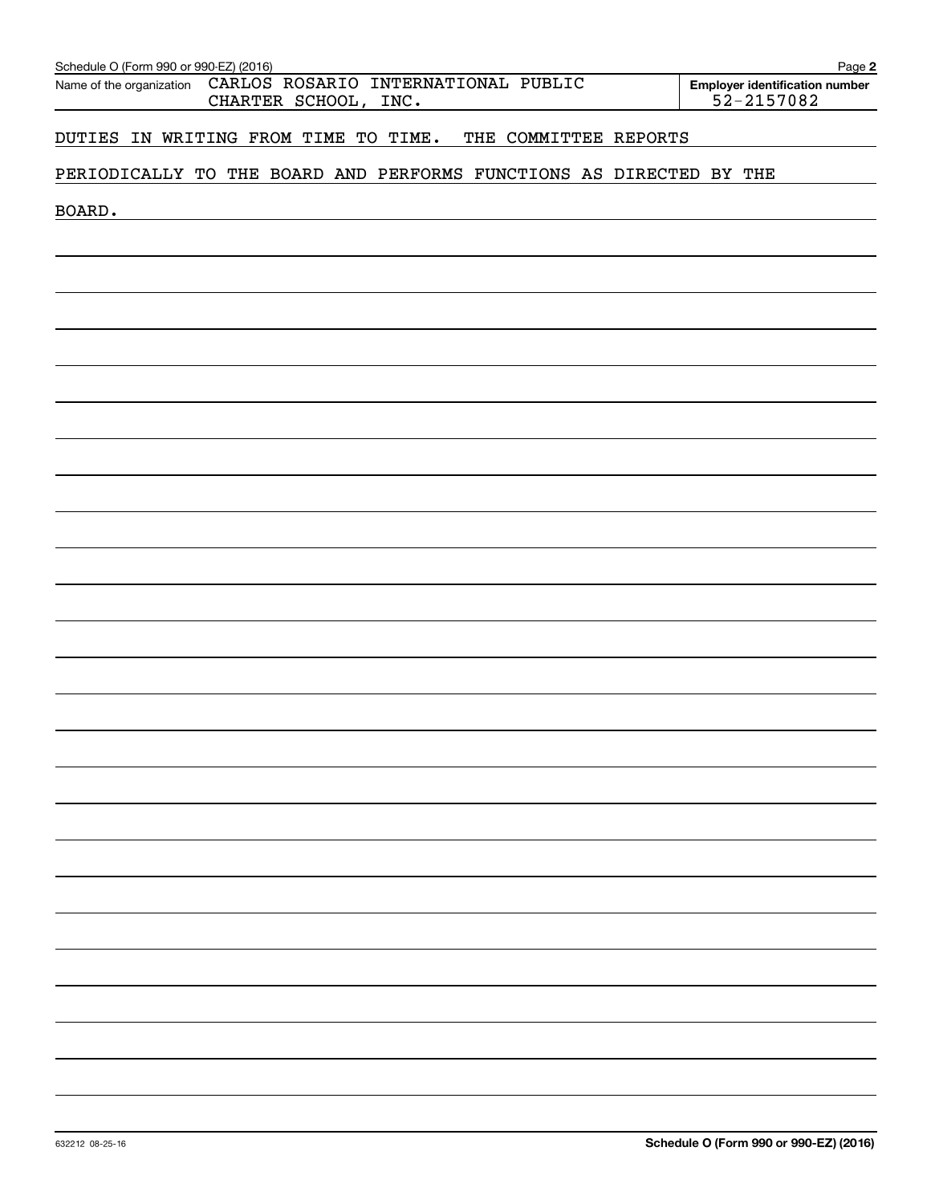Name of the organization CARLOS ROSARIO INTERNATIONAL PUBLIC CHARTER SCHOOL, INC.

Employer identification number 52-2157082

DUTIES IN WRITING FROM TIME TO TIME. THE COMMITTEE REPORTS PERIODICALLY TO THE BOARD AND PERFORMS FUNCTIONS AS DIRECTED BY THE BOARD.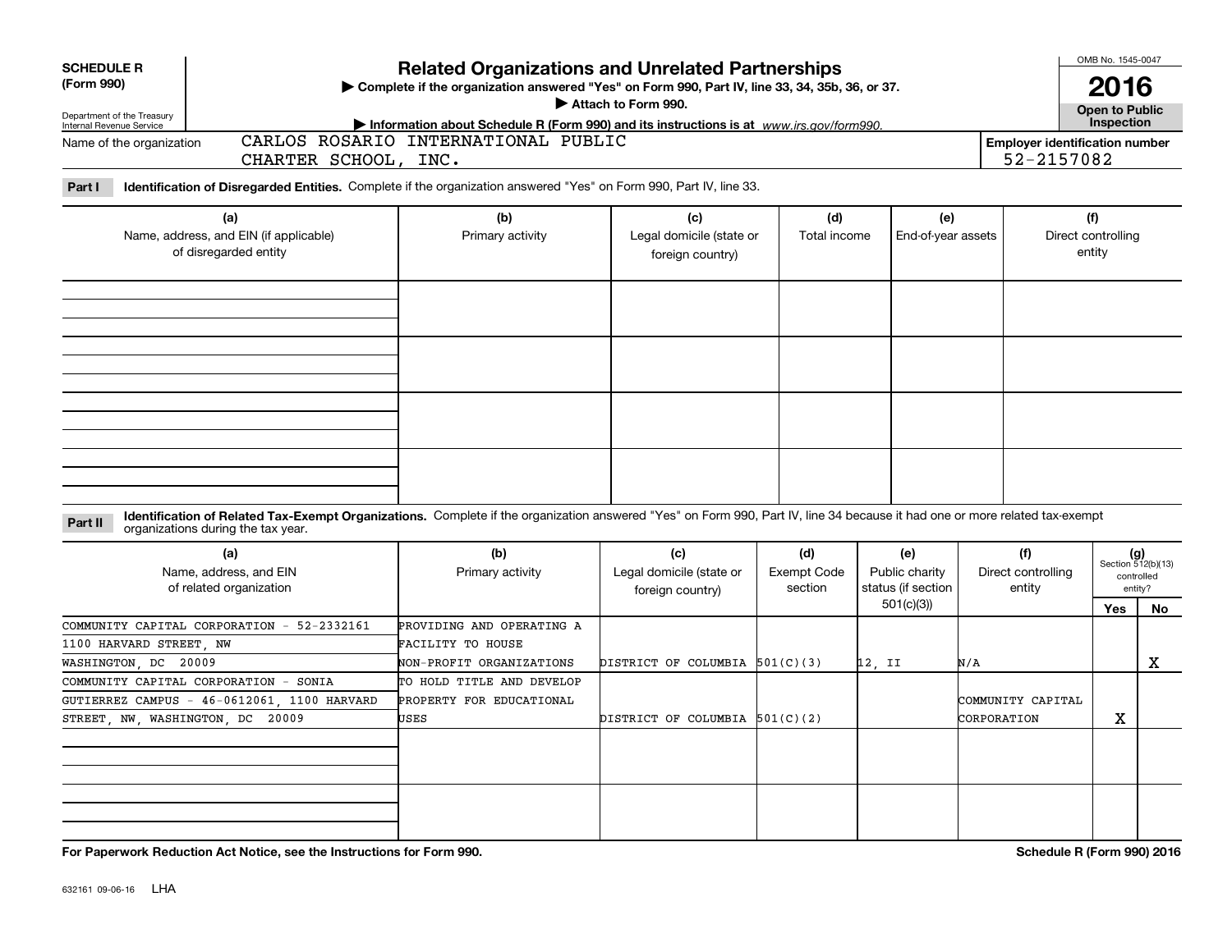**SCHEDULE R**
**(Form 990)**

Department of the Treasury
Internal Revenue Service

# Related Organizations and Unrelated Partnerships

▶ Complete if the organization answered "Yes" on Form 990, Part IV, line 33, 34, 35b, 36, or 37.
▶ Attach to Form 990.
▶ Information about Schedule R (Form 990) and its instructions is at *www.irs.gov/form990.*

OMB No. 1545-0047

**2016**

**Open to Public Inspection**

Name of the organization: CARLOS ROSARIO INTERNATIONAL PUBLIC CHARTER SCHOOL, INC.

Employer identification number: 52-2157082

**Part I** **Identification of Disregarded Entities.** Complete if the organization answered "Yes" on Form 990, Part IV, line 33.

| (a) Name, address, and EIN (if applicable) of disregarded entity | (b) Primary activity | (c) Legal domicile (state or foreign country) | (d) Total income | (e) End-of-year assets | (f) Direct controlling entity |
|---|---|---|---|---|---|
| | | | | | |
| | | | | | |
| | | | | | |
| | | | | | |

**Part II** **Identification of Related Tax-Exempt Organizations.** Complete if the organization answered "Yes" on Form 990, Part IV, line 34 because it had one or more related tax-exempt organizations during the tax year.

| (a) Name, address, and EIN of related organization | (b) Primary activity | (c) Legal domicile (state or foreign country) | (d) Exempt Code section | (e) Public charity status (if section 501(c)(3)) | (f) Direct controlling entity | (g) Section 512(b)(13) controlled entity? Yes | No |
|---|---|---|---|---|---|---|---|
| COMMUNITY CAPITAL CORPORATION - 52-2332161 1100 HARVARD STREET, NW WASHINGTON, DC 20009 | PROVIDING AND OPERATING A FACILITY TO HOUSE NON-PROFIT ORGANIZATIONS | DISTRICT OF COLUMBIA | 501(C)(3) | 12, II | N/A | | X |
| COMMUNITY CAPITAL CORPORATION - SONIA GUTIERREZ CAMPUS - 46-0612061, 1100 HARVARD STREET, NW, WASHINGTON, DC 20009 | TO HOLD TITLE AND DEVELOP PROPERTY FOR EDUCATIONAL USES | DISTRICT OF COLUMBIA | 501(C)(2) | | COMMUNITY CAPITAL CORPORATION | X | |
| | | | | | | | |
| | | | | | | | |

**For Paperwork Reduction Act Notice, see the Instructions for Form 990.** **Schedule R (Form 990) 2016**

632161 09-06-16 LHA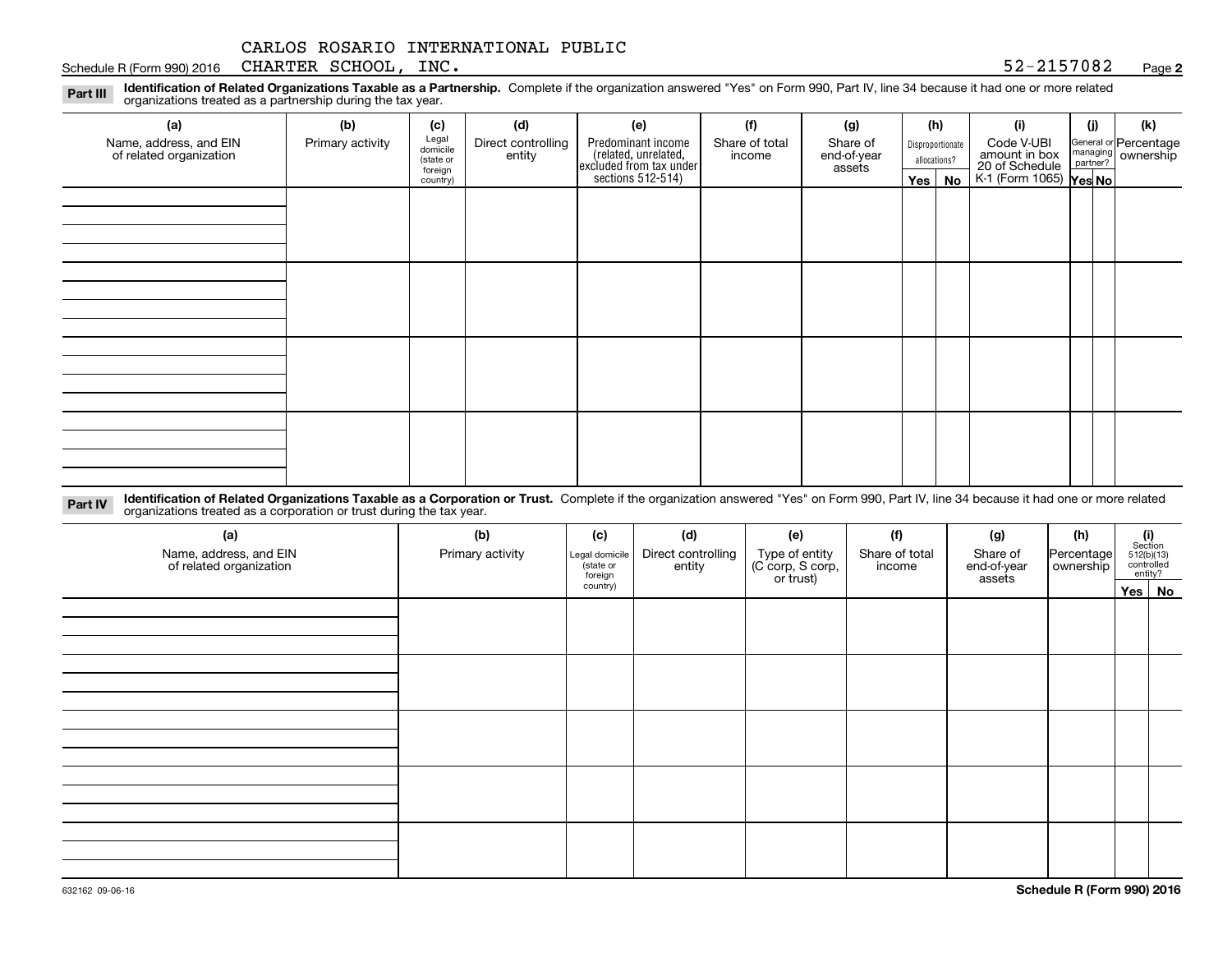CARLOS ROSARIO INTERNATIONAL PUBLIC CHARTER SCHOOL, INC. 52-2157082

Schedule R (Form 990) 2016

**Part III** **Identification of Related Organizations Taxable as a Partnership.** Complete if the organization answered "Yes" on Form 990, Part IV, line 34 because it had one or more related organizations treated as a partnership during the tax year.

| (a) Name, address, and EIN of related organization | (b) Primary activity | (c) Legal domicile (state or foreign country) | (d) Direct controlling entity | (e) Predominant income (related, unrelated, excluded from tax under sections 512-514) | (f) Share of total income | (g) Share of end-of-year assets | (h) Disproportionate allocations? | | (i) Code V-UBI amount in box 20 of Schedule K-1 (Form 1065) | (j) General or managing partner? | | (k) Percentage ownership |
|---|---|---|---|---|---|---|---|---|---|---|---|---|
| | | | | | | | Yes | No | | Yes | No | |
| | | | | | | | | | | | | |
| | | | | | | | | | | | | |
| | | | | | | | | | | | | |
| | | | | | | | | | | | | |

**Part IV** **Identification of Related Organizations Taxable as a Corporation or Trust.** Complete if the organization answered "Yes" on Form 990, Part IV, line 34 because it had one or more related organizations treated as a corporation or trust during the tax year.

| (a) Name, address, and EIN of related organization | (b) Primary activity | (c) Legal domicile (state or foreign country) | (d) Direct controlling entity | (e) Type of entity (C corp, S corp, or trust) | (f) Share of total income | (g) Share of end-of-year assets | (h) Percentage ownership | (i) Section 512(b)(13) controlled entity? | |
|---|---|---|---|---|---|---|---|---|---|
| | | | | | | | | Yes | No |
| | | | | | | | | | |
| | | | | | | | | | |
| | | | | | | | | | |
| | | | | | | | | | |
| | | | | | | | | | |

632162 09-06-16

**Schedule R (Form 990) 2016**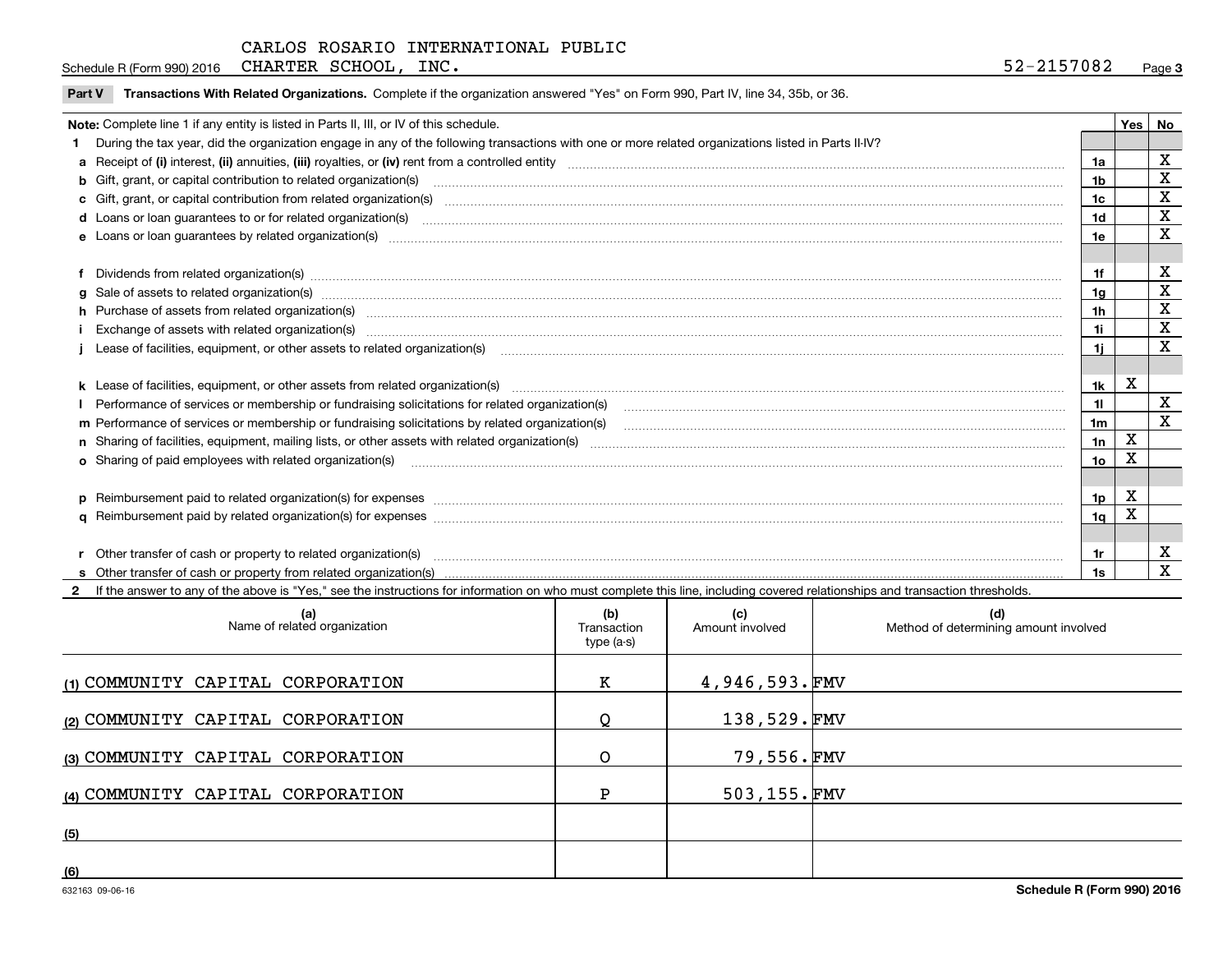CARLOS ROSARIO INTERNATIONAL PUBLIC CHARTER SCHOOL, INC. 52-2157082

Schedule R (Form 990) 2016

## Part V Transactions With Related Organizations.

Complete if the organization answered "Yes" on Form 990, Part IV, line 34, 35b, or 36.

**Note:** Complete line 1 if any entity is listed in Parts II, III, or IV of this schedule.

| | | Line | Yes | No |
|---|---|---|---|---|
| **1** | During the tax year, did the organization engage in any of the following transactions with one or more related organizations listed in Parts II-IV? | | | |
| **a** | Receipt of **(i)** interest, **(ii)** annuities, **(iii)** royalties, or **(iv)** rent from a controlled entity | 1a | | X |
| **b** | Gift, grant, or capital contribution to related organization(s) | 1b | | X |
| **c** | Gift, grant, or capital contribution from related organization(s) | 1c | | X |
| **d** | Loans or loan guarantees to or for related organization(s) | 1d | | X |
| **e** | Loans or loan guarantees by related organization(s) | 1e | | X |
| **f** | Dividends from related organization(s) | 1f | | X |
| **g** | Sale of assets to related organization(s) | 1g | | X |
| **h** | Purchase of assets from related organization(s) | 1h | | X |
| **i** | Exchange of assets with related organization(s) | 1i | | X |
| **j** | Lease of facilities, equipment, or other assets to related organization(s) | 1j | | X |
| **k** | Lease of facilities, equipment, or other assets from related organization(s) | 1k | X | |
| **l** | Performance of services or membership or fundraising solicitations for related organization(s) | 1l | | X |
| **m** | Performance of services or membership or fundraising solicitations by related organization(s) | 1m | | X |
| **n** | Sharing of facilities, equipment, mailing lists, or other assets with related organization(s) | 1n | X | |
| **o** | Sharing of paid employees with related organization(s) | 1o | X | |
| **p** | Reimbursement paid to related organization(s) for expenses | 1p | X | |
| **q** | Reimbursement paid by related organization(s) for expenses | 1q | X | |
| **r** | Other transfer of cash or property to related organization(s) | 1r | | X |
| **s** | Other transfer of cash or property from related organization(s) | 1s | | X |

**2** If the answer to any of the above is "Yes," see the instructions for information on who must complete this line, including covered relationships and transaction thresholds.

| | (a) Name of related organization | (b) Transaction type (a-s) | (c) Amount involved | (d) Method of determining amount involved |
|---|---|---|---|---|
| (1) | COMMUNITY CAPITAL CORPORATION | K | 4,946,593. | FMV |
| (2) | COMMUNITY CAPITAL CORPORATION | Q | 138,529. | FMV |
| (3) | COMMUNITY CAPITAL CORPORATION | O | 79,556. | FMV |
| (4) | COMMUNITY CAPITAL CORPORATION | P | 503,155. | FMV |
| (5) | | | | |
| (6) | | | | |

632163 09-06-16

**Schedule R (Form 990) 2016**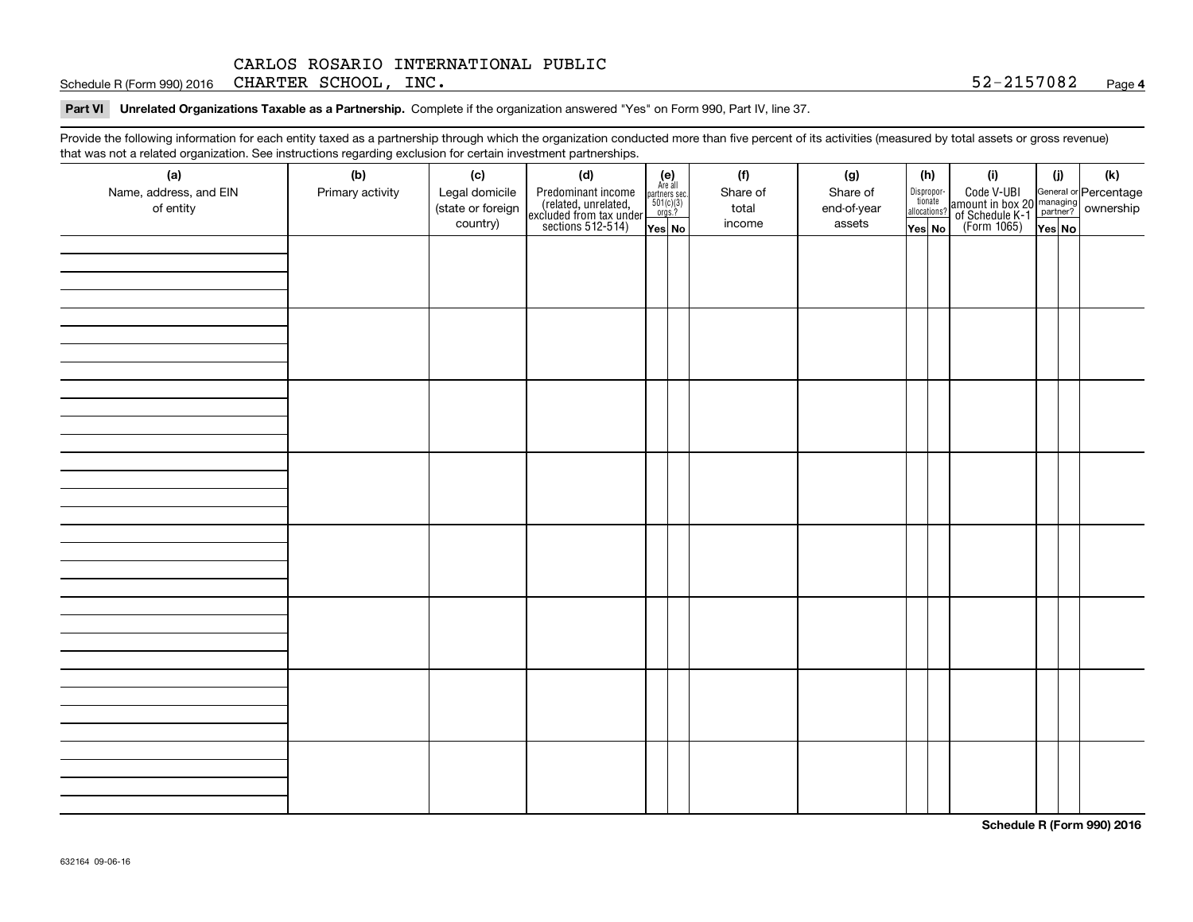CARLOS ROSARIO INTERNATIONAL PUBLIC CHARTER SCHOOL, INC. 52-2157082

Schedule R (Form 990) 2016

**Part VI Unrelated Organizations Taxable as a Partnership.** Complete if the organization answered "Yes" on Form 990, Part IV, line 37.

Provide the following information for each entity taxed as a partnership through which the organization conducted more than five percent of its activities (measured by total assets or gross revenue) that was not a related organization. See instructions regarding exclusion for certain investment partnerships.

| (a) Name, address, and EIN of entity | (b) Primary activity | (c) Legal domicile (state or foreign country) | (d) Predominant income (related, unrelated, excluded from tax under sections 512-514) | (e) Are all partners sec. 501(c)(3) orgs.? | | (f) Share of total income | (g) Share of end-of-year assets | (h) Disproportionate allocations? | | (i) Code V-UBI amount in box 20 of Schedule K-1 (Form 1065) | (j) General or managing partner? | | (k) Percentage ownership |
|---|---|---|---|---|---|---|---|---|---|---|---|---|---|
| | | | | Yes | No | | | Yes | No | | Yes | No | |
| | | | | | | | | | | | | | |
| | | | | | | | | | | | | | |
| | | | | | | | | | | | | | |
| | | | | | | | | | | | | | |
| | | | | | | | | | | | | | |
| | | | | | | | | | | | | | |
| | | | | | | | | | | | | | |
| | | | | | | | | | | | | | |

Schedule R (Form 990) 2016

632164 09-06-16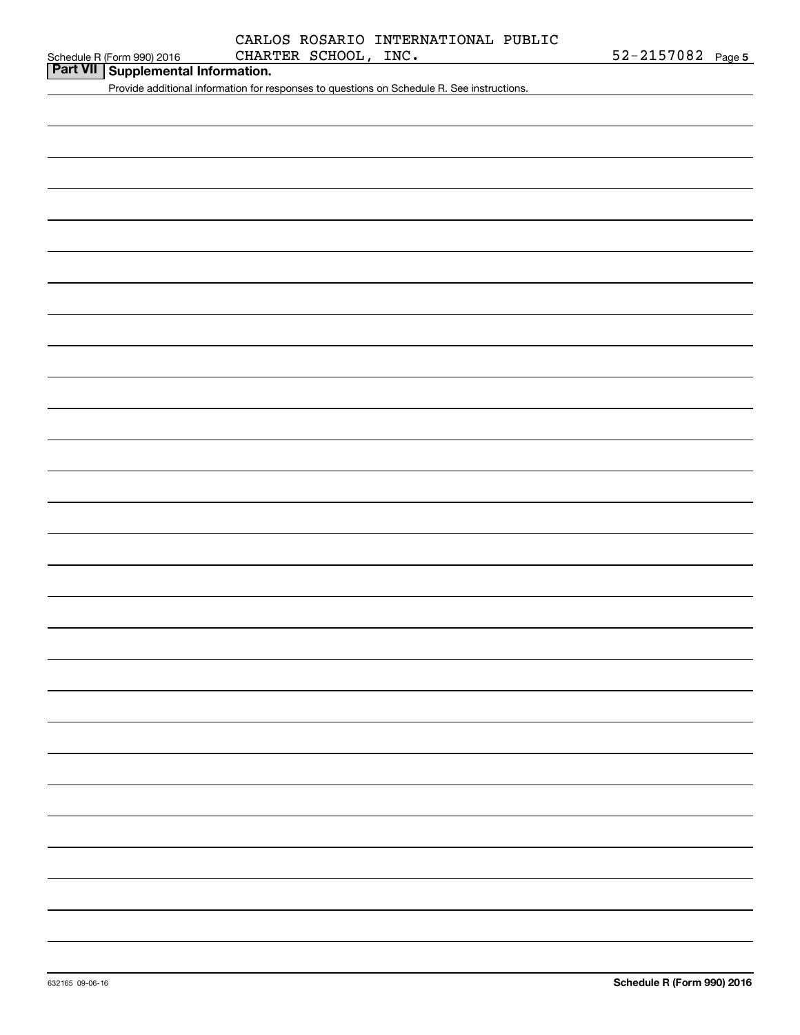CARLOS ROSARIO INTERNATIONAL PUBLIC CHARTER SCHOOL, INC. 52-2157082

## Part VII Supplemental Information.

Provide additional information for responses to questions on Schedule R. See instructions.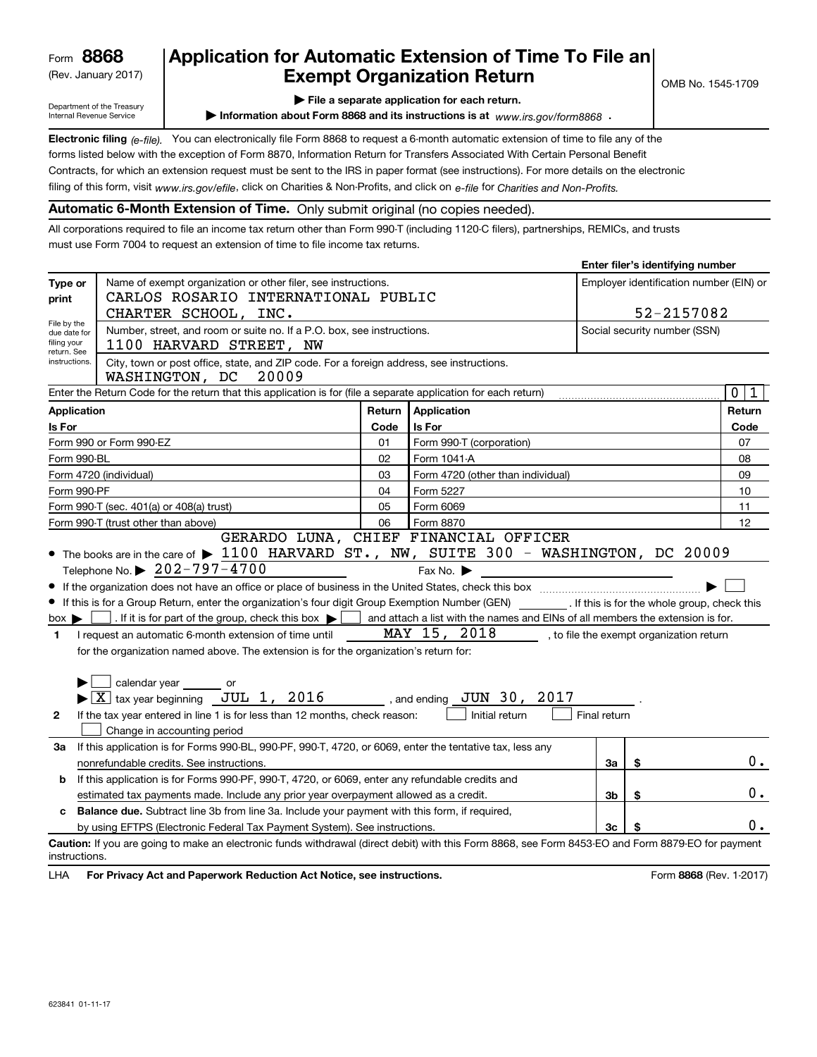Form **8868**
(Rev. January 2017)
Department of the Treasury
Internal Revenue Service

# Application for Automatic Extension of Time To File an Exempt Organization Return

OMB No. 1545-1709

▶ **File a separate application for each return.**
▶ **Information about Form 8868 and its instructions is at** *www.irs.gov/form8868* .

**Electronic filing** *(e-file).* You can electronically file Form 8868 to request a 6-month automatic extension of time to file any of the forms listed below with the exception of Form 8870, Information Return for Transfers Associated With Certain Personal Benefit Contracts, for which an extension request must be sent to the IRS in paper format (see instructions). For more details on the electronic filing of this form, visit *www.irs.gov/efile*, click on Charities & Non-Profits, and click on *e-file* for *Charities and Non-Profits.*

**Automatic 6-Month Extension of Time.** Only submit original (no copies needed).

All corporations required to file an income tax return other than Form 990-T (including 1120-C filers), partnerships, REMICs, and trusts must use Form 7004 to request an extension of time to file income tax returns.

**Enter filer's identifying number**

**Type or print**

File by the due date for filing your return. See instructions.

Name of exempt organization or other filer, see instructions.
CARLOS ROSARIO INTERNATIONAL PUBLIC CHARTER SCHOOL, INC.

Employer identification number (EIN) or
52-2157082

Number, street, and room or suite no. If a P.O. box, see instructions.
1100 HARVARD STREET, NW

Social security number (SSN)

City, town or post office, state, and ZIP code. For a foreign address, see instructions.
WASHINGTON, DC 20009

Enter the Return Code for the return that this application is for (file a separate application for each return) 0 1

| Application Is For | Return Code | Application Is For | Return Code |
|---|---|---|---|
| Form 990 or Form 990-EZ | 01 | Form 990-T (corporation) | 07 |
| Form 990-BL | 02 | Form 1041-A | 08 |
| Form 4720 (individual) | 03 | Form 4720 (other than individual) | 09 |
| Form 990-PF | 04 | Form 5227 | 10 |
| Form 990-T (sec. 401(a) or 408(a) trust) | 05 | Form 6069 | 11 |
| Form 990-T (trust other than above) | 06 | Form 8870 | 12 |

- The books are in the care of ▶ GERARDO LUNA, CHIEF FINANCIAL OFFICER
  1100 HARVARD ST., NW, SUITE 300 - WASHINGTON, DC 20009
  Telephone No. ▶ 202-797-4700 Fax No. ▶
- If the organization does not have an office or place of business in the United States, check this box ▶ ☐
- If this is for a Group Return, enter the organization's four digit Group Exemption Number (GEN) ______ . If this is for the whole group, check this box ▶ ☐ . If it is for part of the group, check this box ▶ ☐ and attach a list with the names and EINs of all members the extension is for.

**1** I request an automatic 6-month extension of time until MAY 15, 2018 , to file the exempt organization return for the organization named above. The extension is for the organization's return for:

▶ ☐ calendar year ______ or
▶ ☒ tax year beginning JUL 1, 2016 , and ending JUN 30, 2017 .

**2** If the tax year entered in line 1 is for less than 12 months, check reason: ☐ Initial return ☐ Final return
☐ Change in accounting period

| | | | | |
|---|---|---|---|---|
| **3a** | If this application is for Forms 990-BL, 990-PF, 990-T, 4720, or 6069, enter the tentative tax, less any nonrefundable credits. See instructions. | **3a** | $ | 0. |
| **b** | If this application is for Forms 990-PF, 990-T, 4720, or 6069, enter any refundable credits and estimated tax payments made. Include any prior year overpayment allowed as a credit. | **3b** | $ | 0. |
| **c** | **Balance due.** Subtract line 3b from line 3a. Include your payment with this form, if required, by using EFTPS (Electronic Federal Tax Payment System). See instructions. | **3c** | $ | 0. |

**Caution:** If you are going to make an electronic funds withdrawal (direct debit) with this Form 8868, see Form 8453-EO and Form 8879-EO for payment instructions.

LHA **For Privacy Act and Paperwork Reduction Act Notice, see instructions.** Form **8868** (Rev. 1-2017)

623841 01-11-17